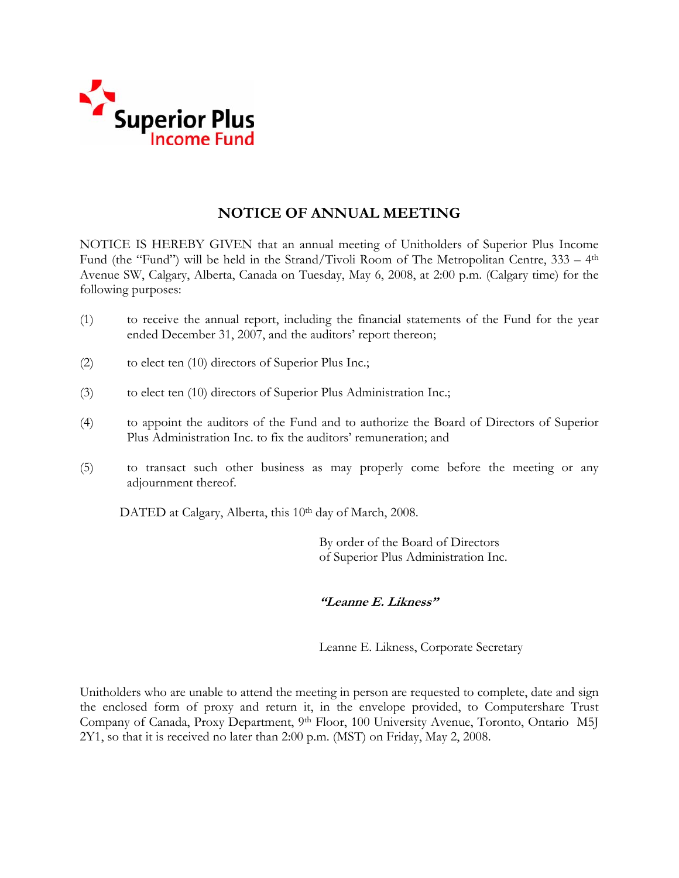Superior Plus
Income Fund

# NOTICE OF ANNUAL MEETING

NOTICE IS HEREBY GIVEN that an annual meeting of Unitholders of Superior Plus Income Fund (the "Fund") will be held in the Strand/Tivoli Room of The Metropolitan Centre, 333 – 4th Avenue SW, Calgary, Alberta, Canada on Tuesday, May 6, 2008, at 2:00 p.m. (Calgary time) for the following purposes:

(1) to receive the annual report, including the financial statements of the Fund for the year ended December 31, 2007, and the auditors' report thereon;

(2) to elect ten (10) directors of Superior Plus Inc.;

(3) to elect ten (10) directors of Superior Plus Administration Inc.;

(4) to appoint the auditors of the Fund and to authorize the Board of Directors of Superior Plus Administration Inc. to fix the auditors' remuneration; and

(5) to transact such other business as may properly come before the meeting or any adjournment thereof.

DATED at Calgary, Alberta, this 10th day of March, 2008.

By order of the Board of Directors
of Superior Plus Administration Inc.

***"Leanne E. Likness"***

Leanne E. Likness, Corporate Secretary

Unitholders who are unable to attend the meeting in person are requested to complete, date and sign the enclosed form of proxy and return it, in the envelope provided, to Computershare Trust Company of Canada, Proxy Department, 9th Floor, 100 University Avenue, Toronto, Ontario M5J 2Y1, so that it is received no later than 2:00 p.m. (MST) on Friday, May 2, 2008.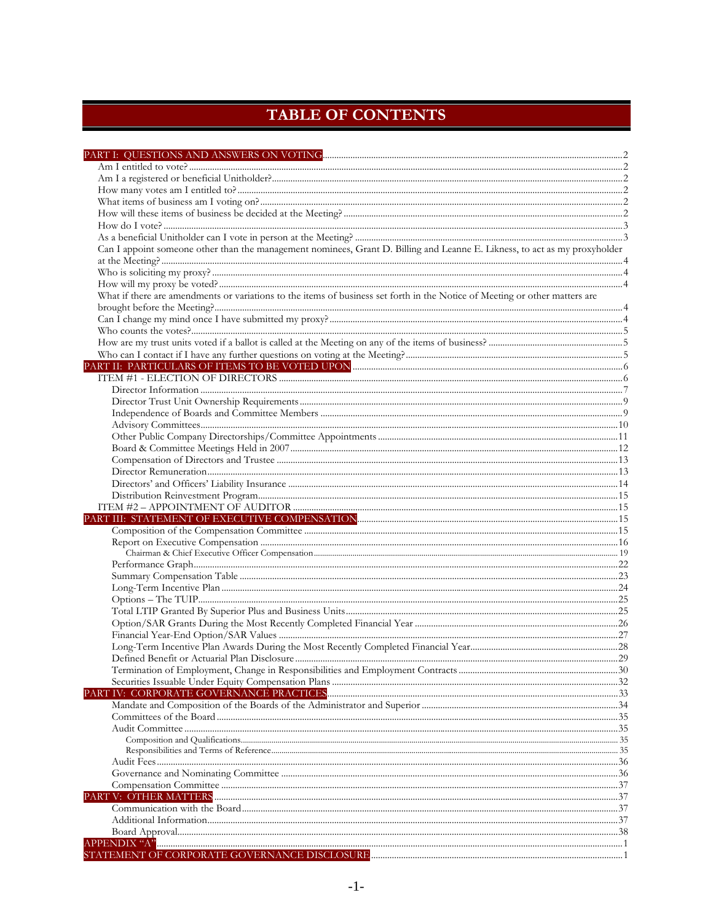# TABLE OF CONTENTS

| | |
|---|---|
| **PART I: QUESTIONS AND ANSWERS ON VOTING** | 2 |
| Am I entitled to vote? | 2 |
| Am I a registered or beneficial Unitholder? | 2 |
| How many votes am I entitled to? | 2 |
| What items of business am I voting on? | 2 |
| How will these items of business be decided at the Meeting? | 2 |
| How do I vote? | 3 |
| As a beneficial Unitholder can I vote in person at the Meeting? | 3 |
| Can I appoint someone other than the management nominees, Grant D. Billing and Leanne E. Likness, to act as my proxyholder at the Meeting? | 4 |
| Who is soliciting my proxy? | 4 |
| How will my proxy be voted? | 4 |
| What if there are amendments or variations to the items of business set forth in the Notice of Meeting or other matters are brought before the Meeting? | 4 |
| Can I change my mind once I have submitted my proxy? | 4 |
| Who counts the votes? | 5 |
| How are my trust units voted if a ballot is called at the Meeting on any of the items of business? | 5 |
| Who can I contact if I have any further questions on voting at the Meeting? | 5 |
| **PART II: PARTICULARS OF ITEMS TO BE VOTED UPON** | 6 |
| ITEM #1 - ELECTION OF DIRECTORS | 6 |
| Director Information | 7 |
| Director Trust Unit Ownership Requirements | 9 |
| Independence of Boards and Committee Members | 9 |
| Advisory Committees | 10 |
| Other Public Company Directorships/Committee Appointments | 11 |
| Board & Committee Meetings Held in 2007 | 12 |
| Compensation of Directors and Trustee | 13 |
| Director Remuneration | 13 |
| Directors' and Officers' Liability Insurance | 14 |
| Distribution Reinvestment Program | 15 |
| ITEM #2 – APPOINTMENT OF AUDITOR | 15 |
| **PART III: STATEMENT OF EXECUTIVE COMPENSATION** | 15 |
| Composition of the Compensation Committee | 15 |
| Report on Executive Compensation | 16 |
| Chairman & Chief Executive Officer Compensation | 19 |
| Performance Graph | 22 |
| Summary Compensation Table | 23 |
| Long-Term Incentive Plan | 24 |
| Options – The TUIP | 25 |
| Total LTIP Granted By Superior Plus and Business Units | 25 |
| Option/SAR Grants During the Most Recently Completed Financial Year | 26 |
| Financial Year-End Option/SAR Values | 27 |
| Long-Term Incentive Plan Awards During the Most Recently Completed Financial Year | 28 |
| Defined Benefit or Actuarial Plan Disclosure | 29 |
| Termination of Employment, Change in Responsibilities and Employment Contracts | 30 |
| Securities Issuable Under Equity Compensation Plans | 32 |
| **PART IV: CORPORATE GOVERNANCE PRACTICES** | 33 |
| Mandate and Composition of the Boards of the Administrator and Superior | 34 |
| Committees of the Board | 35 |
| Audit Committee | 35 |
| Composition and Qualifications | 35 |
| Responsibilities and Terms of Reference | 35 |
| Audit Fees | 36 |
| Governance and Nominating Committee | 36 |
| Compensation Committee | 37 |
| **PART V: OTHER MATTERS** | 37 |
| Communication with the Board | 37 |
| Additional Information | 37 |
| Board Approval | 38 |
| **APPENDIX "A"** | 1 |
| **STATEMENT OF CORPORATE GOVERNANCE DISCLOSURE** | 1 |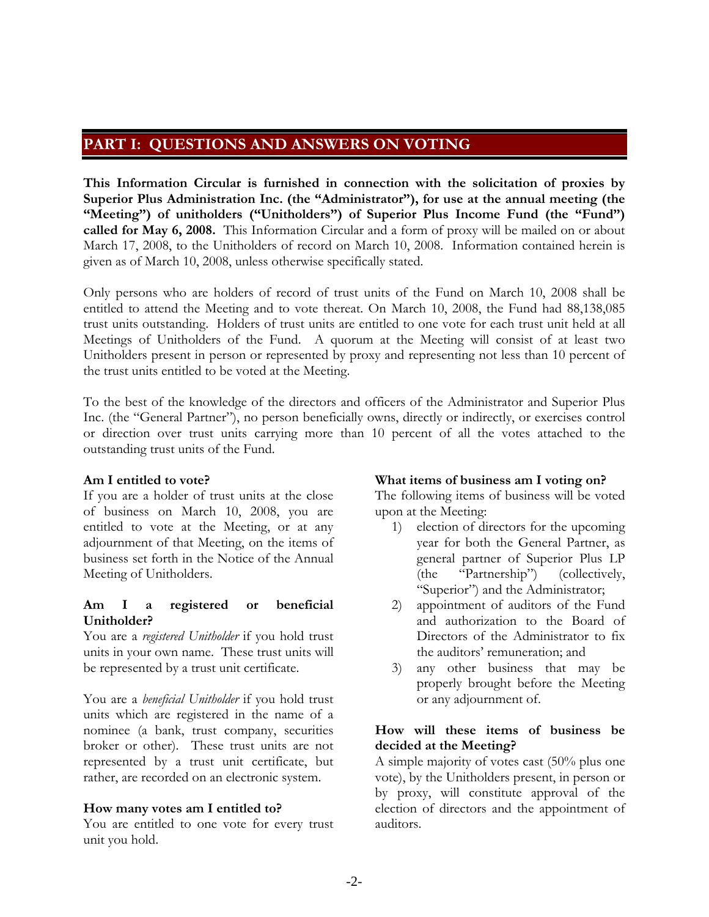## PART I: QUESTIONS AND ANSWERS ON VOTING

**This Information Circular is furnished in connection with the solicitation of proxies by Superior Plus Administration Inc. (the "Administrator"), for use at the annual meeting (the "Meeting") of unitholders ("Unitholders") of Superior Plus Income Fund (the "Fund") called for May 6, 2008.** This Information Circular and a form of proxy will be mailed on or about March 17, 2008, to the Unitholders of record on March 10, 2008. Information contained herein is given as of March 10, 2008, unless otherwise specifically stated.

Only persons who are holders of record of trust units of the Fund on March 10, 2008 shall be entitled to attend the Meeting and to vote thereat. On March 10, 2008, the Fund had 88,138,085 trust units outstanding. Holders of trust units are entitled to one vote for each trust unit held at all Meetings of Unitholders of the Fund. A quorum at the Meeting will consist of at least two Unitholders present in person or represented by proxy and representing not less than 10 percent of the trust units entitled to be voted at the Meeting.

To the best of the knowledge of the directors and officers of the Administrator and Superior Plus Inc. (the "General Partner"), no person beneficially owns, directly or indirectly, or exercises control or direction over trust units carrying more than 10 percent of all the votes attached to the outstanding trust units of the Fund.

**Am I entitled to vote?**
If you are a holder of trust units at the close of business on March 10, 2008, you are entitled to vote at the Meeting, or at any adjournment of that Meeting, on the items of business set forth in the Notice of the Annual Meeting of Unitholders.

**Am I a registered or beneficial Unitholder?**
You are a *registered Unitholder* if you hold trust units in your own name. These trust units will be represented by a trust unit certificate.

You are a *beneficial Unitholder* if you hold trust units which are registered in the name of a nominee (a bank, trust company, securities broker or other). These trust units are not represented by a trust unit certificate, but rather, are recorded on an electronic system.

**How many votes am I entitled to?**
You are entitled to one vote for every trust unit you hold.

**What items of business am I voting on?**
The following items of business will be voted upon at the Meeting:

1) election of directors for the upcoming year for both the General Partner, as general partner of Superior Plus LP (the "Partnership") (collectively, "Superior") and the Administrator;
2) appointment of auditors of the Fund and authorization to the Board of Directors of the Administrator to fix the auditors' remuneration; and
3) any other business that may be properly brought before the Meeting or any adjournment of.

**How will these items of business be decided at the Meeting?**
A simple majority of votes cast (50% plus one vote), by the Unitholders present, in person or by proxy, will constitute approval of the election of directors and the appointment of auditors.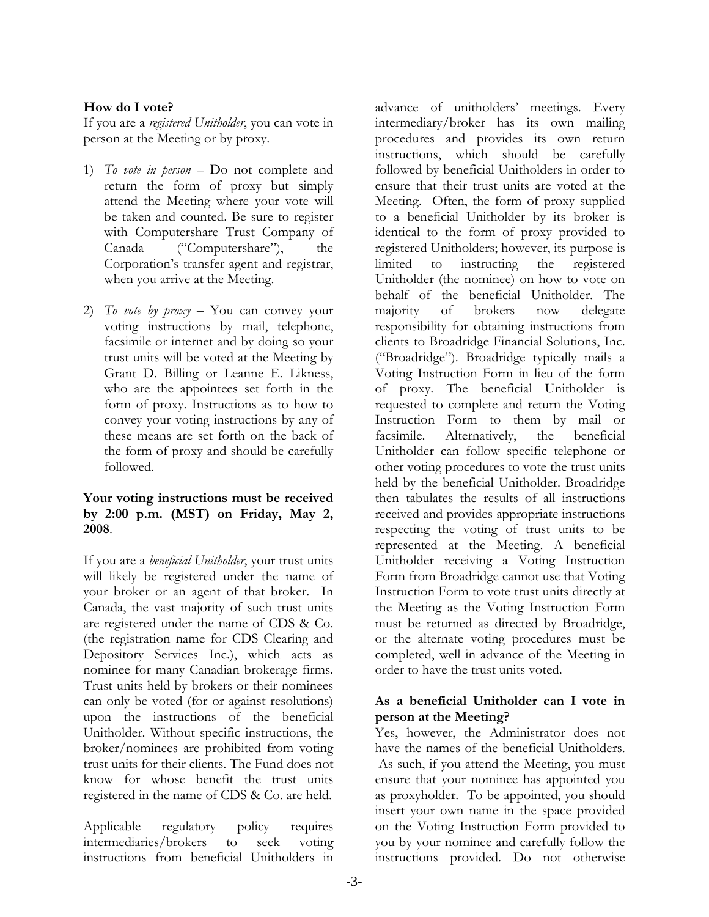**How do I vote?**

If you are a *registered Unitholder*, you can vote in person at the Meeting or by proxy.

1) *To vote in person* – Do not complete and return the form of proxy but simply attend the Meeting where your vote will be taken and counted. Be sure to register with Computershare Trust Company of Canada ("Computershare"), the Corporation's transfer agent and registrar, when you arrive at the Meeting.

2) *To vote by proxy* – You can convey your voting instructions by mail, telephone, facsimile or internet and by doing so your trust units will be voted at the Meeting by Grant D. Billing or Leanne E. Likness, who are the appointees set forth in the form of proxy. Instructions as to how to convey your voting instructions by any of these means are set forth on the back of the form of proxy and should be carefully followed.

**Your voting instructions must be received by 2:00 p.m. (MST) on Friday, May 2, 2008**.

If you are a *beneficial Unitholder*, your trust units will likely be registered under the name of your broker or an agent of that broker. In Canada, the vast majority of such trust units are registered under the name of CDS & Co. (the registration name for CDS Clearing and Depository Services Inc.), which acts as nominee for many Canadian brokerage firms. Trust units held by brokers or their nominees can only be voted (for or against resolutions) upon the instructions of the beneficial Unitholder. Without specific instructions, the broker/nominees are prohibited from voting trust units for their clients. The Fund does not know for whose benefit the trust units registered in the name of CDS & Co. are held.

Applicable regulatory policy requires intermediaries/brokers to seek voting instructions from beneficial Unitholders in advance of unitholders' meetings. Every intermediary/broker has its own mailing procedures and provides its own return instructions, which should be carefully followed by beneficial Unitholders in order to ensure that their trust units are voted at the Meeting. Often, the form of proxy supplied to a beneficial Unitholder by its broker is identical to the form of proxy provided to registered Unitholders; however, its purpose is limited to instructing the registered Unitholder (the nominee) on how to vote on behalf of the beneficial Unitholder. The majority of brokers now delegate responsibility for obtaining instructions from clients to Broadridge Financial Solutions, Inc. ("Broadridge"). Broadridge typically mails a Voting Instruction Form in lieu of the form of proxy. The beneficial Unitholder is requested to complete and return the Voting Instruction Form to them by mail or facsimile. Alternatively, the beneficial Unitholder can follow specific telephone or other voting procedures to vote the trust units held by the beneficial Unitholder. Broadridge then tabulates the results of all instructions received and provides appropriate instructions respecting the voting of trust units to be represented at the Meeting. A beneficial Unitholder receiving a Voting Instruction Form from Broadridge cannot use that Voting Instruction Form to vote trust units directly at the Meeting as the Voting Instruction Form must be returned as directed by Broadridge, or the alternate voting procedures must be completed, well in advance of the Meeting in order to have the trust units voted.

**As a beneficial Unitholder can I vote in person at the Meeting?**

Yes, however, the Administrator does not have the names of the beneficial Unitholders. As such, if you attend the Meeting, you must ensure that your nominee has appointed you as proxyholder. To be appointed, you should insert your own name in the space provided on the Voting Instruction Form provided to you by your nominee and carefully follow the instructions provided. Do not otherwise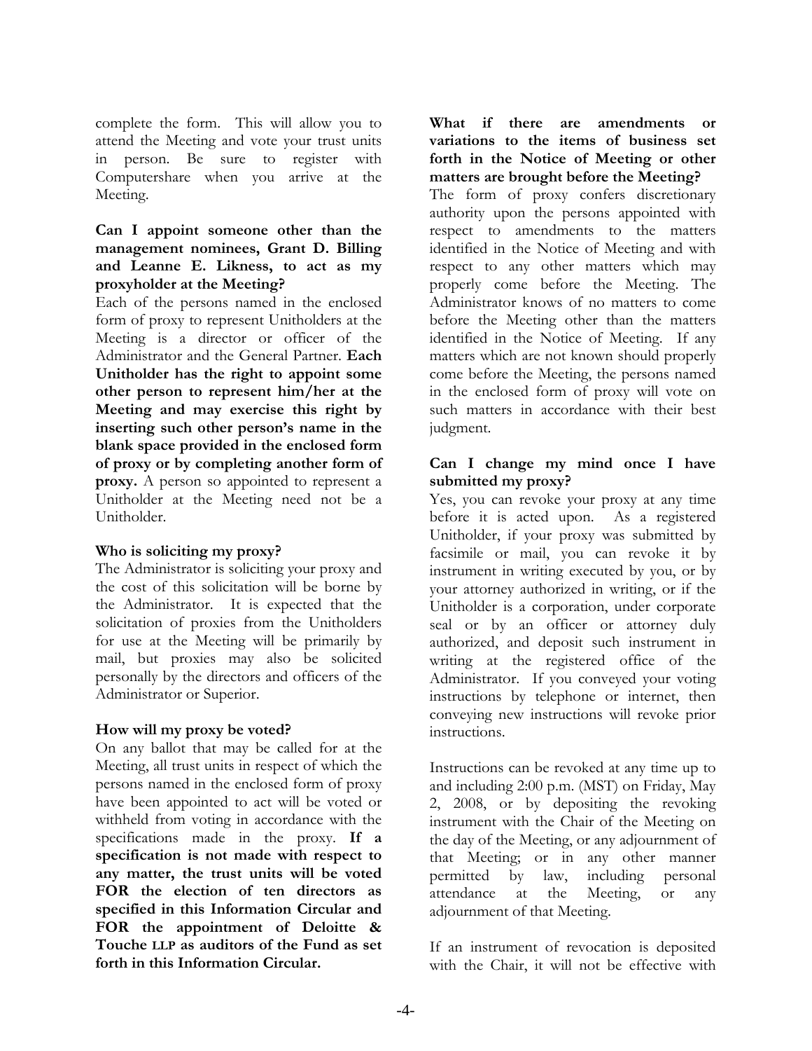complete the form. This will allow you to attend the Meeting and vote your trust units in person. Be sure to register with Computershare when you arrive at the Meeting.

**Can I appoint someone other than the management nominees, Grant D. Billing and Leanne E. Likness, to act as my proxyholder at the Meeting?**

Each of the persons named in the enclosed form of proxy to represent Unitholders at the Meeting is a director or officer of the Administrator and the General Partner. **Each Unitholder has the right to appoint some other person to represent him/her at the Meeting and may exercise this right by inserting such other person's name in the blank space provided in the enclosed form of proxy or by completing another form of proxy.** A person so appointed to represent a Unitholder at the Meeting need not be a Unitholder.

**Who is soliciting my proxy?**

The Administrator is soliciting your proxy and the cost of this solicitation will be borne by the Administrator. It is expected that the solicitation of proxies from the Unitholders for use at the Meeting will be primarily by mail, but proxies may also be solicited personally by the directors and officers of the Administrator or Superior.

**How will my proxy be voted?**

On any ballot that may be called for at the Meeting, all trust units in respect of which the persons named in the enclosed form of proxy have been appointed to act will be voted or withheld from voting in accordance with the specifications made in the proxy. **If a specification is not made with respect to any matter, the trust units will be voted FOR the election of ten directors as specified in this Information Circular and FOR the appointment of Deloitte & Touche LLP as auditors of the Fund as set forth in this Information Circular.**

**What if there are amendments or variations to the items of business set forth in the Notice of Meeting or other matters are brought before the Meeting?**

The form of proxy confers discretionary authority upon the persons appointed with respect to amendments to the matters identified in the Notice of Meeting and with respect to any other matters which may properly come before the Meeting. The Administrator knows of no matters to come before the Meeting other than the matters identified in the Notice of Meeting. If any matters which are not known should properly come before the Meeting, the persons named in the enclosed form of proxy will vote on such matters in accordance with their best judgment.

**Can I change my mind once I have submitted my proxy?**

Yes, you can revoke your proxy at any time before it is acted upon. As a registered Unitholder, if your proxy was submitted by facsimile or mail, you can revoke it by instrument in writing executed by you, or by your attorney authorized in writing, or if the Unitholder is a corporation, under corporate seal or by an officer or attorney duly authorized, and deposit such instrument in writing at the registered office of the Administrator. If you conveyed your voting instructions by telephone or internet, then conveying new instructions will revoke prior instructions.

Instructions can be revoked at any time up to and including 2:00 p.m. (MST) on Friday, May 2, 2008, or by depositing the revoking instrument with the Chair of the Meeting on the day of the Meeting, or any adjournment of that Meeting; or in any other manner permitted by law, including personal attendance at the Meeting, or any adjournment of that Meeting.

If an instrument of revocation is deposited with the Chair, it will not be effective with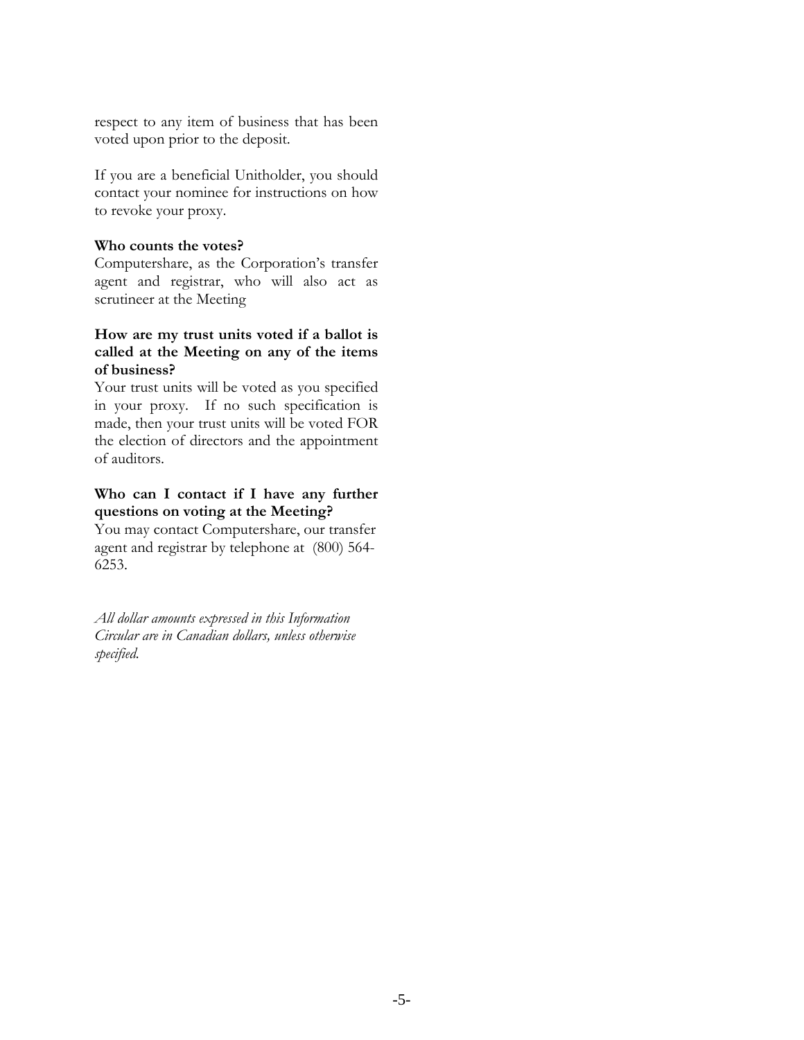respect to any item of business that has been voted upon prior to the deposit.

If you are a beneficial Unitholder, you should contact your nominee for instructions on how to revoke your proxy.

**Who counts the votes?**

Computershare, as the Corporation's transfer agent and registrar, who will also act as scrutineer at the Meeting

**How are my trust units voted if a ballot is called at the Meeting on any of the items of business?**

Your trust units will be voted as you specified in your proxy. If no such specification is made, then your trust units will be voted FOR the election of directors and the appointment of auditors.

**Who can I contact if I have any further questions on voting at the Meeting?**

You may contact Computershare, our transfer agent and registrar by telephone at (800) 564-6253.

*All dollar amounts expressed in this Information Circular are in Canadian dollars, unless otherwise specified.*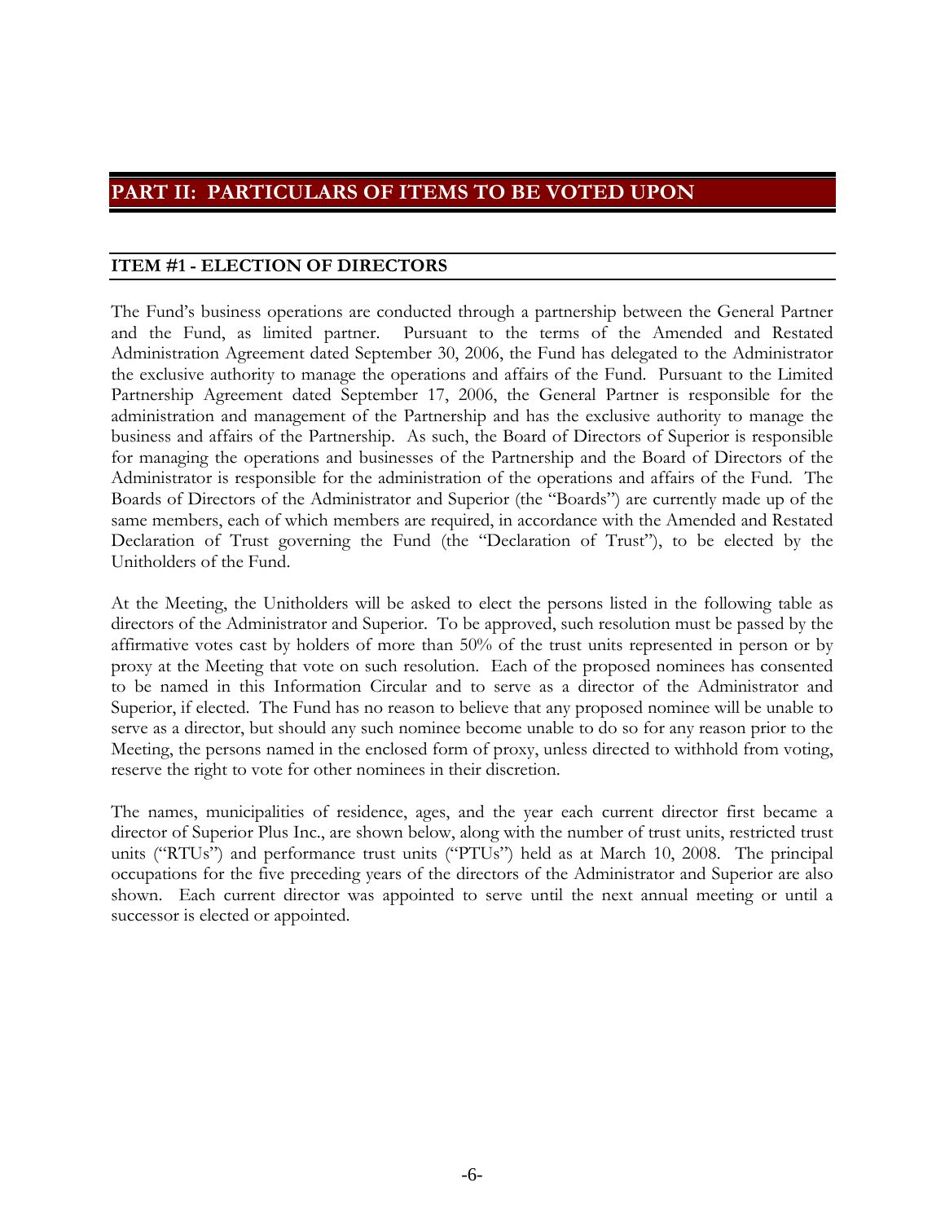# PART II: PARTICULARS OF ITEMS TO BE VOTED UPON

## ITEM #1 - ELECTION OF DIRECTORS

The Fund's business operations are conducted through a partnership between the General Partner and the Fund, as limited partner. Pursuant to the terms of the Amended and Restated Administration Agreement dated September 30, 2006, the Fund has delegated to the Administrator the exclusive authority to manage the operations and affairs of the Fund. Pursuant to the Limited Partnership Agreement dated September 17, 2006, the General Partner is responsible for the administration and management of the Partnership and has the exclusive authority to manage the business and affairs of the Partnership. As such, the Board of Directors of Superior is responsible for managing the operations and businesses of the Partnership and the Board of Directors of the Administrator is responsible for the administration of the operations and affairs of the Fund. The Boards of Directors of the Administrator and Superior (the "Boards") are currently made up of the same members, each of which members are required, in accordance with the Amended and Restated Declaration of Trust governing the Fund (the "Declaration of Trust"), to be elected by the Unitholders of the Fund.

At the Meeting, the Unitholders will be asked to elect the persons listed in the following table as directors of the Administrator and Superior. To be approved, such resolution must be passed by the affirmative votes cast by holders of more than 50% of the trust units represented in person or by proxy at the Meeting that vote on such resolution. Each of the proposed nominees has consented to be named in this Information Circular and to serve as a director of the Administrator and Superior, if elected. The Fund has no reason to believe that any proposed nominee will be unable to serve as a director, but should any such nominee become unable to do so for any reason prior to the Meeting, the persons named in the enclosed form of proxy, unless directed to withhold from voting, reserve the right to vote for other nominees in their discretion.

The names, municipalities of residence, ages, and the year each current director first became a director of Superior Plus Inc., are shown below, along with the number of trust units, restricted trust units ("RTUs") and performance trust units ("PTUs") held as at March 10, 2008. The principal occupations for the five preceding years of the directors of the Administrator and Superior are also shown. Each current director was appointed to serve until the next annual meeting or until a successor is elected or appointed.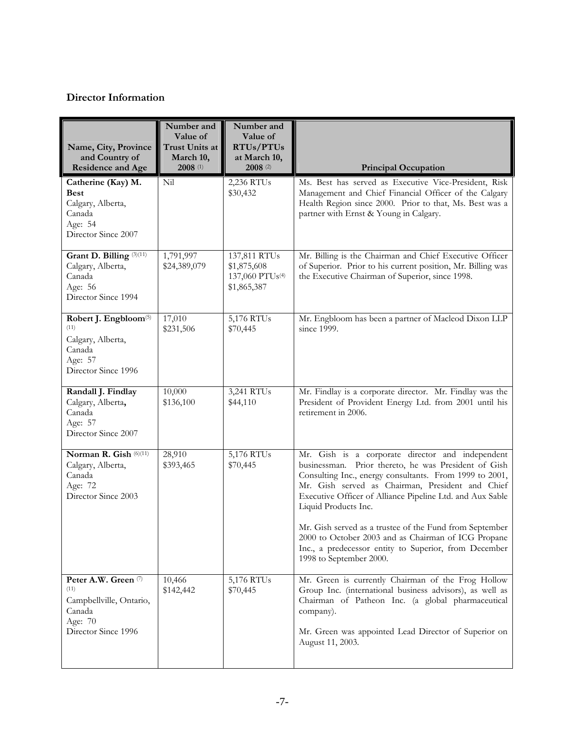## Director Information

| Name, City, Province and Country of Residence and Age | Number and Value of Trust Units at March 10, 2008 [1] | Number and Value of RTUs/PTUs at March 10, 2008 [2] | Principal Occupation |
|---|---|---|---|
| **Catherine (Kay) M. Best**<br>Calgary, Alberta, Canada<br>Age: 54<br>Director Since 2007 | Nil | 2,236 RTUs<br>$30,432 | Ms. Best has served as Executive Vice-President, Risk Management and Chief Financial Officer of the Calgary Health Region since 2000. Prior to that, Ms. Best was a partner with Ernst & Young in Calgary. |
| **Grant D. Billing** [(3)(11)]<br>Calgary, Alberta, Canada<br>Age: 56<br>Director Since 1994 | 1,791,997<br>$24,389,079 | 137,811 RTUs<br>$1,875,608<br>137,060 PTUs[(4)]<br>$1,865,387 | Mr. Billing is the Chairman and Chief Executive Officer of Superior. Prior to his current position, Mr. Billing was the Executive Chairman of Superior, since 1998. |
| **Robert J. Engbloom**[(5)(11)]<br>Calgary, Alberta, Canada<br>Age: 57<br>Director Since 1996 | 17,010<br>$231,506 | 5,176 RTUs<br>$70,445 | Mr. Engbloom has been a partner of Macleod Dixon LLP since 1999. |
| **Randall J. Findlay**<br>Calgary, Alberta, Canada<br>Age: 57<br>Director Since 2007 | 10,000<br>$136,100 | 3,241 RTUs<br>$44,110 | Mr. Findlay is a corporate director. Mr. Findlay was the President of Provident Energy Ltd. from 2001 until his retirement in 2006. |
| **Norman R. Gish** [(6)(11)]<br>Calgary, Alberta, Canada<br>Age: 72<br>Director Since 2003 | 28,910<br>$393,465 | 5,176 RTUs<br>$70,445 | Mr. Gish is a corporate director and independent businessman. Prior thereto, he was President of Gish Consulting Inc., energy consultants. From 1999 to 2001, Mr. Gish served as Chairman, President and Chief Executive Officer of Alliance Pipeline Ltd. and Aux Sable Liquid Products Inc.<br><br>Mr. Gish served as a trustee of the Fund from September 2000 to October 2003 and as Chairman of ICG Propane Inc., a predecessor entity to Superior, from December 1998 to September 2000. |
| **Peter A.W. Green** [(7)(11)]<br>Campbellville, Ontario, Canada<br>Age: 70<br>Director Since 1996 | 10,466<br>$142,442 | 5,176 RTUs<br>$70,445 | Mr. Green is currently Chairman of the Frog Hollow Group Inc. (international business advisors), as well as Chairman of Patheon Inc. (a global pharmaceutical company).<br><br>Mr. Green was appointed Lead Director of Superior on August 11, 2003. |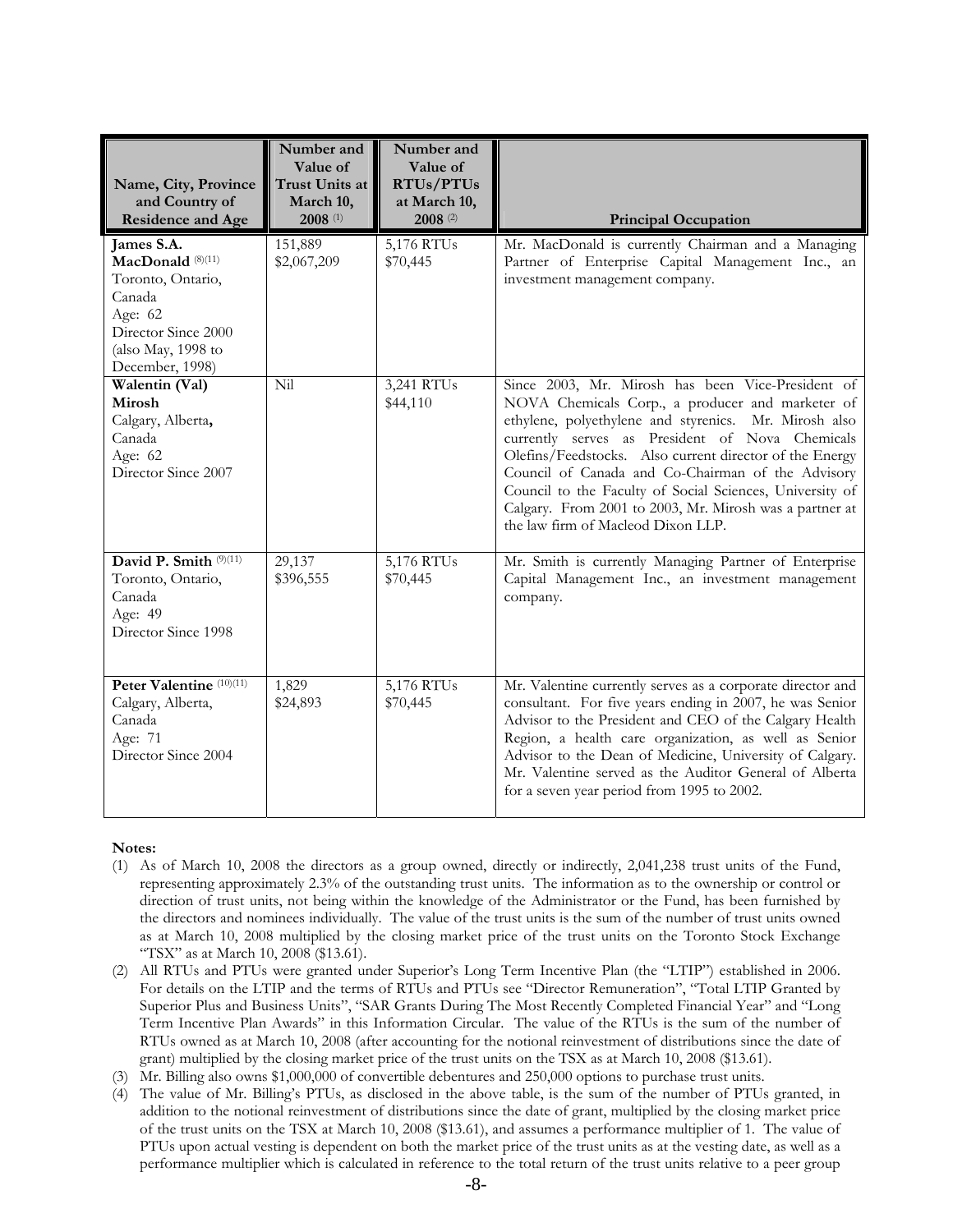| Name, City, Province and Country of Residence and Age | Number and Value of Trust Units at March 10, 2008 [(1)] | Number and Value of RTUs/PTUs at March 10, 2008 [(2)] | Principal Occupation |
|---|---|---|---|
| **James S.A. MacDonald** [(8)(11)] Toronto, Ontario, Canada Age: 62 Director Since 2000 (also May, 1998 to December, 1998) | 151,889 $2,067,209 | 5,176 RTUs $70,445 | Mr. MacDonald is currently Chairman and a Managing Partner of Enterprise Capital Management Inc., an investment management company. |
| **Walentin (Val) Mirosh** Calgary, Alberta, Canada Age: 62 Director Since 2007 | Nil | 3,241 RTUs $44,110 | Since 2003, Mr. Mirosh has been Vice-President of NOVA Chemicals Corp., a producer and marketer of ethylene, polyethylene and styrenics. Mr. Mirosh also currently serves as President of Nova Chemicals Olefins/Feedstocks. Also current director of the Energy Council of Canada and Co-Chairman of the Advisory Council to the Faculty of Social Sciences, University of Calgary. From 2001 to 2003, Mr. Mirosh was a partner at the law firm of Macleod Dixon LLP. |
| **David P. Smith** [(9)(11)] Toronto, Ontario, Canada Age: 49 Director Since 1998 | 29,137 $396,555 | 5,176 RTUs $70,445 | Mr. Smith is currently Managing Partner of Enterprise Capital Management Inc., an investment management company. |
| **Peter Valentine** [(10)(11)] Calgary, Alberta, Canada Age: 71 Director Since 2004 | 1,829 $24,893 | 5,176 RTUs $70,445 | Mr. Valentine currently serves as a corporate director and consultant. For five years ending in 2007, he was Senior Advisor to the President and CEO of the Calgary Health Region, a health care organization, as well as Senior Advisor to the Dean of Medicine, University of Calgary. Mr. Valentine served as the Auditor General of Alberta for a seven year period from 1995 to 2002. |

**Notes:**

(1) As of March 10, 2008 the directors as a group owned, directly or indirectly, 2,041,238 trust units of the Fund, representing approximately 2.3% of the outstanding trust units. The information as to the ownership or control or direction of trust units, not being within the knowledge of the Administrator or the Fund, has been furnished by the directors and nominees individually. The value of the trust units is the sum of the number of trust units owned as at March 10, 2008 multiplied by the closing market price of the trust units on the Toronto Stock Exchange "TSX" as at March 10, 2008 ($13.61).

(2) All RTUs and PTUs were granted under Superior's Long Term Incentive Plan (the "LTIP") established in 2006. For details on the LTIP and the terms of RTUs and PTUs see "Director Remuneration", "Total LTIP Granted by Superior Plus and Business Units", "SAR Grants During The Most Recently Completed Financial Year" and "Long Term Incentive Plan Awards" in this Information Circular. The value of the RTUs is the sum of the number of RTUs owned as at March 10, 2008 (after accounting for the notional reinvestment of distributions since the date of grant) multiplied by the closing market price of the trust units on the TSX as at March 10, 2008 ($13.61).

(3) Mr. Billing also owns $1,000,000 of convertible debentures and 250,000 options to purchase trust units.

(4) The value of Mr. Billing's PTUs, as disclosed in the above table, is the sum of the number of PTUs granted, in addition to the notional reinvestment of distributions since the date of grant, multiplied by the closing market price of the trust units on the TSX at March 10, 2008 ($13.61), and assumes a performance multiplier of 1. The value of PTUs upon actual vesting is dependent on both the market price of the trust units as at the vesting date, as well as a performance multiplier which is calculated in reference to the total return of the trust units relative to a peer group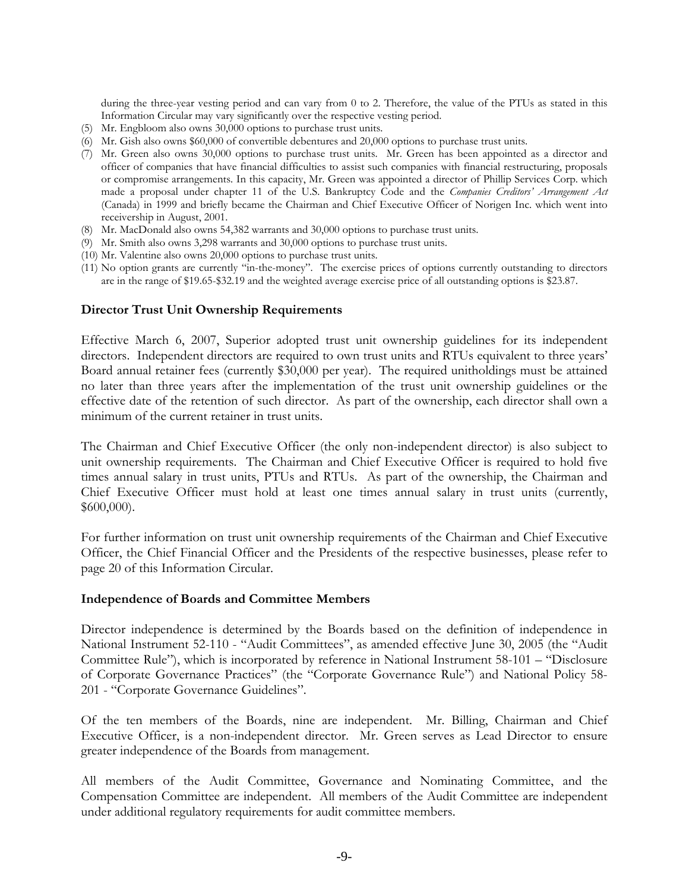during the three-year vesting period and can vary from 0 to 2. Therefore, the value of the PTUs as stated in this Information Circular may vary significantly over the respective vesting period.

(5) Mr. Engbloom also owns 30,000 options to purchase trust units.

(6) Mr. Gish also owns $60,000 of convertible debentures and 20,000 options to purchase trust units.

(7) Mr. Green also owns 30,000 options to purchase trust units. Mr. Green has been appointed as a director and officer of companies that have financial difficulties to assist such companies with financial restructuring, proposals or compromise arrangements. In this capacity, Mr. Green was appointed a director of Phillip Services Corp. which made a proposal under chapter 11 of the U.S. Bankruptcy Code and the *Companies Creditors' Arrangement Act* (Canada) in 1999 and briefly became the Chairman and Chief Executive Officer of Norigen Inc. which went into receivership in August, 2001.

(8) Mr. MacDonald also owns 54,382 warrants and 30,000 options to purchase trust units.

(9) Mr. Smith also owns 3,298 warrants and 30,000 options to purchase trust units.

(10) Mr. Valentine also owns 20,000 options to purchase trust units.

(11) No option grants are currently "in-the-money". The exercise prices of options currently outstanding to directors are in the range of $19.65-$32.19 and the weighted average exercise price of all outstanding options is $23.87.

**Director Trust Unit Ownership Requirements**

Effective March 6, 2007, Superior adopted trust unit ownership guidelines for its independent directors. Independent directors are required to own trust units and RTUs equivalent to three years' Board annual retainer fees (currently $30,000 per year). The required unitholdings must be attained no later than three years after the implementation of the trust unit ownership guidelines or the effective date of the retention of such director. As part of the ownership, each director shall own a minimum of the current retainer in trust units.

The Chairman and Chief Executive Officer (the only non-independent director) is also subject to unit ownership requirements. The Chairman and Chief Executive Officer is required to hold five times annual salary in trust units, PTUs and RTUs. As part of the ownership, the Chairman and Chief Executive Officer must hold at least one times annual salary in trust units (currently, $600,000).

For further information on trust unit ownership requirements of the Chairman and Chief Executive Officer, the Chief Financial Officer and the Presidents of the respective businesses, please refer to page 20 of this Information Circular.

**Independence of Boards and Committee Members**

Director independence is determined by the Boards based on the definition of independence in National Instrument 52-110 - "Audit Committees", as amended effective June 30, 2005 (the "Audit Committee Rule"), which is incorporated by reference in National Instrument 58-101 – "Disclosure of Corporate Governance Practices" (the "Corporate Governance Rule") and National Policy 58-201 - "Corporate Governance Guidelines".

Of the ten members of the Boards, nine are independent. Mr. Billing, Chairman and Chief Executive Officer, is a non-independent director. Mr. Green serves as Lead Director to ensure greater independence of the Boards from management.

All members of the Audit Committee, Governance and Nominating Committee, and the Compensation Committee are independent. All members of the Audit Committee are independent under additional regulatory requirements for audit committee members.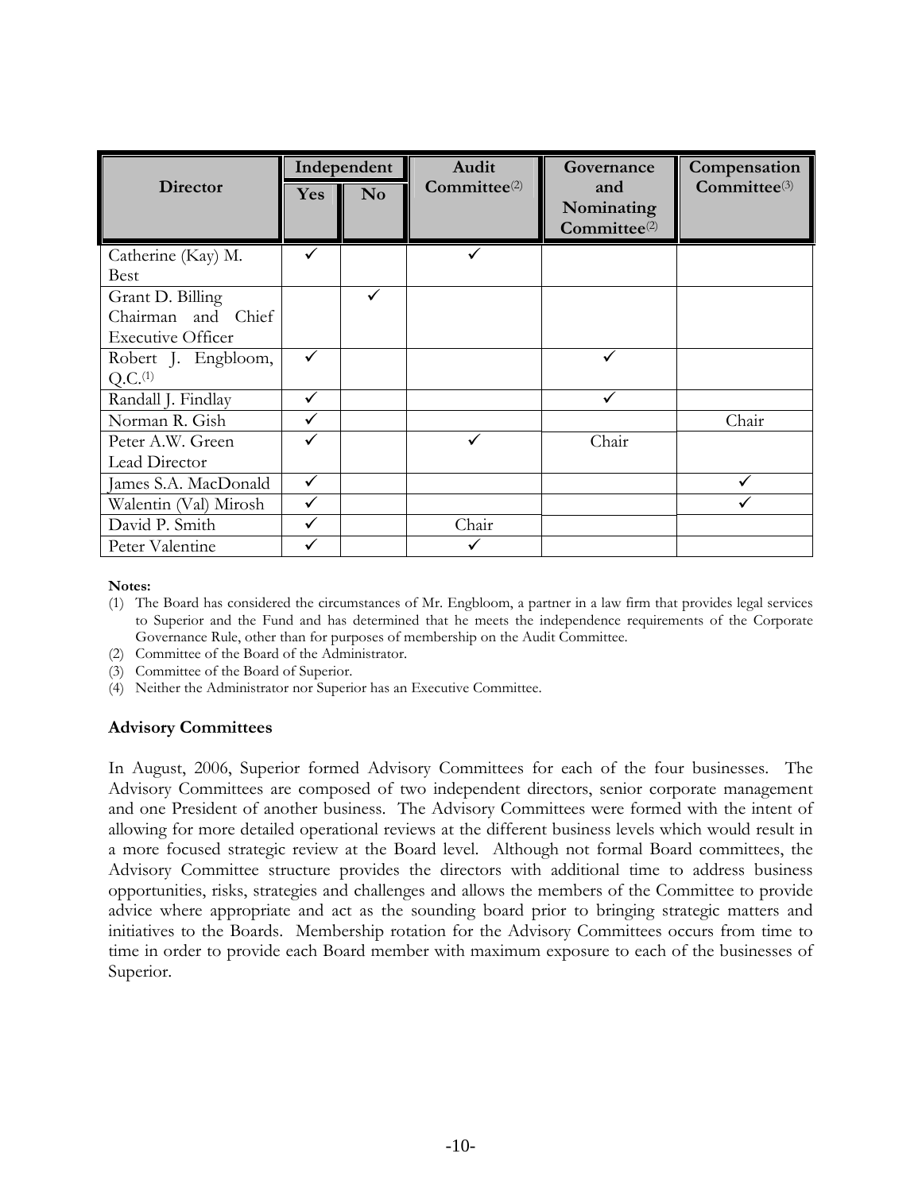| Director | Independent | | Audit Committee[2] | Governance and Nominating Committee[2] | Compensation Committee[3] |
|---|---|---|---|---|---|
| | Yes | No | | | |
| Catherine (Kay) M. Best | ✓ | | ✓ | | |
| Grant D. Billing Chairman and Chief Executive Officer | | ✓ | | | |
| Robert J. Engbloom, Q.C.[1] | ✓ | | | ✓ | |
| Randall J. Findlay | ✓ | | | ✓ | |
| Norman R. Gish | ✓ | | | | Chair |
| Peter A.W. Green Lead Director | ✓ | | ✓ | Chair | |
| James S.A. MacDonald | ✓ | | | | ✓ |
| Walentin (Val) Mirosh | ✓ | | | | ✓ |
| David P. Smith | ✓ | | Chair | | |
| Peter Valentine | ✓ | | ✓ | | |

**Notes:**

(1) The Board has considered the circumstances of Mr. Engbloom, a partner in a law firm that provides legal services to Superior and the Fund and has determined that he meets the independence requirements of the Corporate Governance Rule, other than for purposes of membership on the Audit Committee.

(2) Committee of the Board of the Administrator.

(3) Committee of the Board of Superior.

(4) Neither the Administrator nor Superior has an Executive Committee.

**Advisory Committees**

In August, 2006, Superior formed Advisory Committees for each of the four businesses. The Advisory Committees are composed of two independent directors, senior corporate management and one President of another business. The Advisory Committees were formed with the intent of allowing for more detailed operational reviews at the different business levels which would result in a more focused strategic review at the Board level. Although not formal Board committees, the Advisory Committee structure provides the directors with additional time to address business opportunities, risks, strategies and challenges and allows the members of the Committee to provide advice where appropriate and act as the sounding board prior to bringing strategic matters and initiatives to the Boards. Membership rotation for the Advisory Committees occurs from time to time in order to provide each Board member with maximum exposure to each of the businesses of Superior.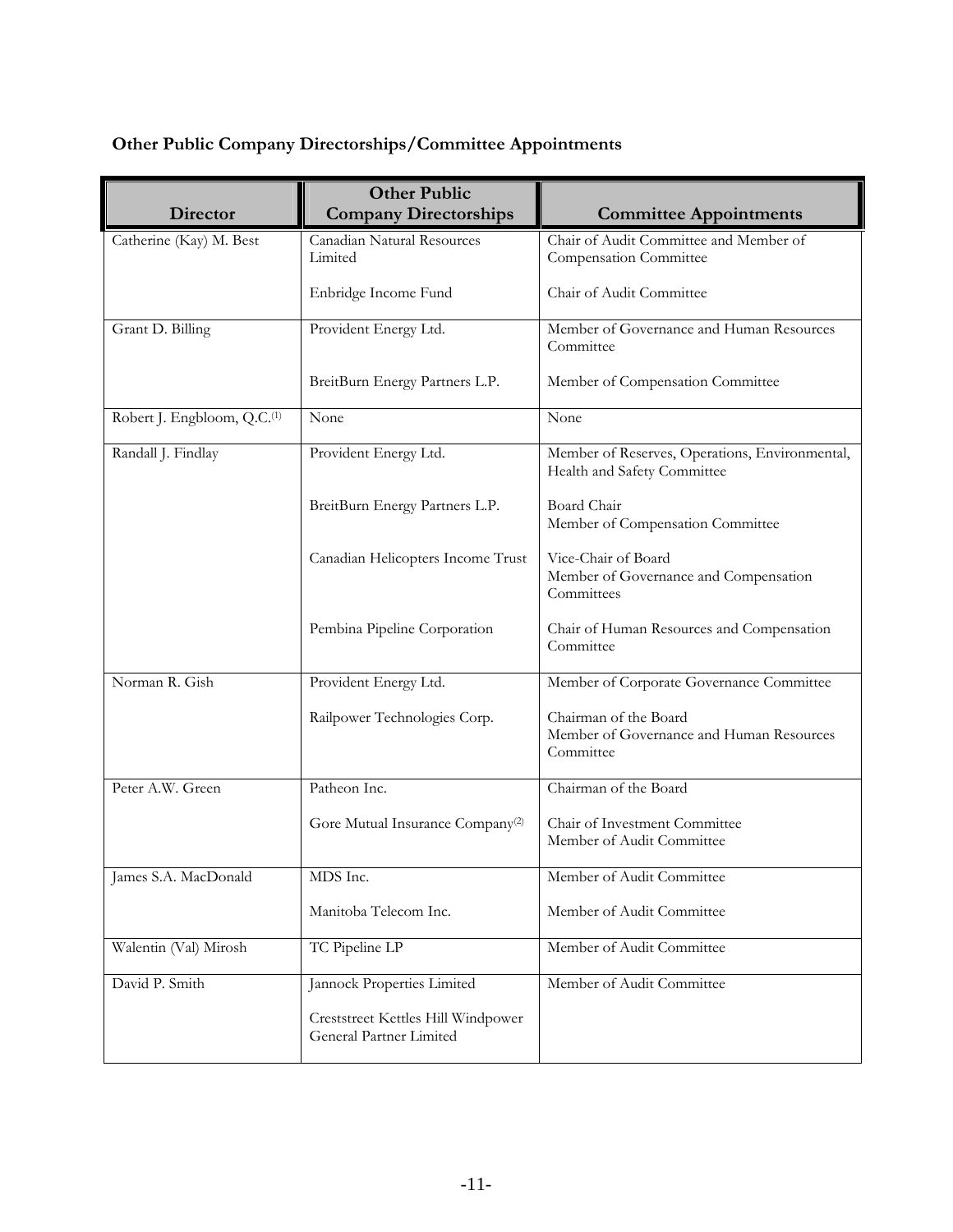## Other Public Company Directorships/Committee Appointments

| Director | Other Public Company Directorships | Committee Appointments |
|---|---|---|
| Catherine (Kay) M. Best | Canadian Natural Resources Limited | Chair of Audit Committee and Member of Compensation Committee |
| | Enbridge Income Fund | Chair of Audit Committee |
| Grant D. Billing | Provident Energy Ltd. | Member of Governance and Human Resources Committee |
| | BreitBurn Energy Partners L.P. | Member of Compensation Committee |
| Robert J. Engbloom, Q.C.[1] | None | None |
| Randall J. Findlay | Provident Energy Ltd. | Member of Reserves, Operations, Environmental, Health and Safety Committee |
| | BreitBurn Energy Partners L.P. | Board Chair<br>Member of Compensation Committee |
| | Canadian Helicopters Income Trust | Vice-Chair of Board<br>Member of Governance and Compensation Committees |
| | Pembina Pipeline Corporation | Chair of Human Resources and Compensation Committee |
| Norman R. Gish | Provident Energy Ltd. | Member of Corporate Governance Committee |
| | Railpower Technologies Corp. | Chairman of the Board<br>Member of Governance and Human Resources Committee |
| Peter A.W. Green | Patheon Inc. | Chairman of the Board |
| | Gore Mutual Insurance Company[2] | Chair of Investment Committee<br>Member of Audit Committee |
| James S.A. MacDonald | MDS Inc. | Member of Audit Committee |
| | Manitoba Telecom Inc. | Member of Audit Committee |
| Walentin (Val) Mirosh | TC Pipeline LP | Member of Audit Committee |
| David P. Smith | Jannock Properties Limited | Member of Audit Committee |
| | Creststreet Kettles Hill Windpower General Partner Limited | |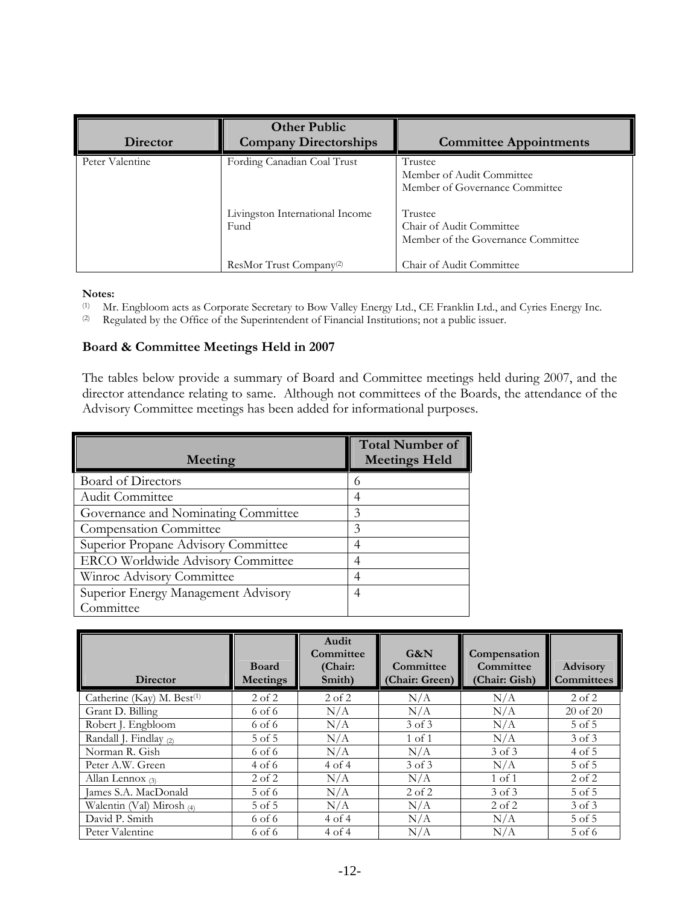| Director | Other Public Company Directorships | Committee Appointments |
| --- | --- | --- |
| Peter Valentine | Fording Canadian Coal Trust | Trustee<br>Member of Audit Committee<br>Member of Governance Committee |
| | Livingston International Income Fund | Trustee<br>Chair of Audit Committee<br>Member of the Governance Committee |
| | ResMor Trust Company[2] | Chair of Audit Committee |

**Notes:**

(1) Mr. Engbloom acts as Corporate Secretary to Bow Valley Energy Ltd., CE Franklin Ltd., and Cyries Energy Inc.
(2) Regulated by the Office of the Superintendent of Financial Institutions; not a public issuer.

### Board & Committee Meetings Held in 2007

The tables below provide a summary of Board and Committee meetings held during 2007, and the director attendance relating to same. Although not committees of the Boards, the attendance of the Advisory Committee meetings has been added for informational purposes.

| Meeting | Total Number of Meetings Held |
| --- | --- |
| Board of Directors | 6 |
| Audit Committee | 4 |
| Governance and Nominating Committee | 3 |
| Compensation Committee | 3 |
| Superior Propane Advisory Committee | 4 |
| ERCO Worldwide Advisory Committee | 4 |
| Winroc Advisory Committee | 4 |
| Superior Energy Management Advisory Committee | 4 |

| Director | Board Meetings | Audit Committee (Chair: Smith) | G&N Committee (Chair: Green) | Compensation Committee (Chair: Gish) | Advisory Committees |
| --- | --- | --- | --- | --- | --- |
| Catherine (Kay) M. Best[1] | 2 of 2 | 2 of 2 | N/A | N/A | 2 of 2 |
| Grant D. Billing | 6 of 6 | N/A | N/A | N/A | 20 of 20 |
| Robert J. Engbloom | 6 of 6 | N/A | 3 of 3 | N/A | 5 of 5 |
| Randall J. Findlay [2] | 5 of 5 | N/A | 1 of 1 | N/A | 3 of 3 |
| Norman R. Gish | 6 of 6 | N/A | N/A | 3 of 3 | 4 of 5 |
| Peter A.W. Green | 4 of 6 | 4 of 4 | 3 of 3 | N/A | 5 of 5 |
| Allan Lennox [3] | 2 of 2 | N/A | N/A | 1 of 1 | 2 of 2 |
| James S.A. MacDonald | 5 of 6 | N/A | 2 of 2 | 3 of 3 | 5 of 5 |
| Walentin (Val) Mirosh [4] | 5 of 5 | N/A | N/A | 2 of 2 | 3 of 3 |
| David P. Smith | 6 of 6 | 4 of 4 | N/A | N/A | 5 of 5 |
| Peter Valentine | 6 of 6 | 4 of 4 | N/A | N/A | 5 of 6 |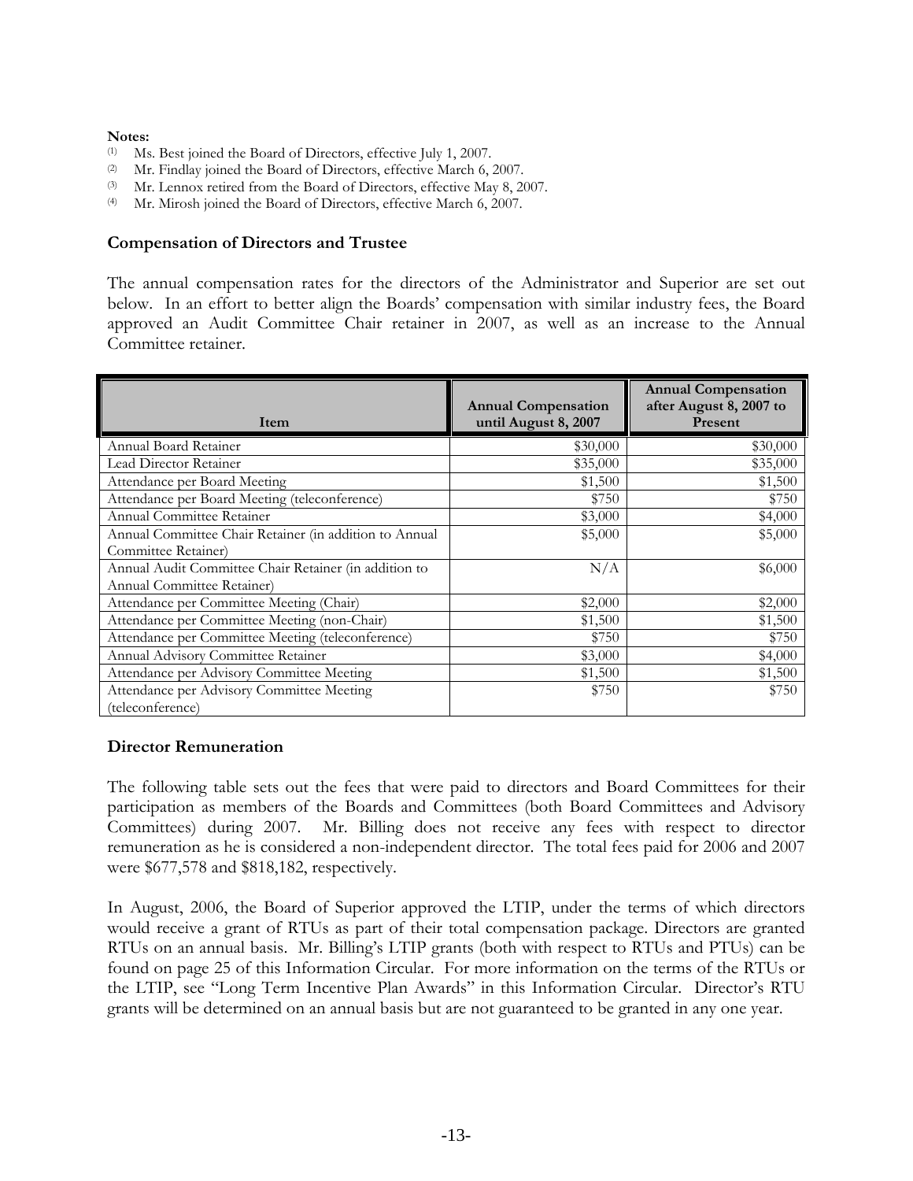**Notes:**

(1) Ms. Best joined the Board of Directors, effective July 1, 2007.
(2) Mr. Findlay joined the Board of Directors, effective March 6, 2007.
(3) Mr. Lennox retired from the Board of Directors, effective May 8, 2007.
(4) Mr. Mirosh joined the Board of Directors, effective March 6, 2007.

### Compensation of Directors and Trustee

The annual compensation rates for the directors of the Administrator and Superior are set out below. In an effort to better align the Boards' compensation with similar industry fees, the Board approved an Audit Committee Chair retainer in 2007, as well as an increase to the Annual Committee retainer.

| Item | Annual Compensation until August 8, 2007 | Annual Compensation after August 8, 2007 to Present |
|---|---|---|
| Annual Board Retainer | $30,000 | $30,000 |
| Lead Director Retainer | $35,000 | $35,000 |
| Attendance per Board Meeting | $1,500 | $1,500 |
| Attendance per Board Meeting (teleconference) | $750 | $750 |
| Annual Committee Retainer | $3,000 | $4,000 |
| Annual Committee Chair Retainer (in addition to Annual Committee Retainer) | $5,000 | $5,000 |
| Annual Audit Committee Chair Retainer (in addition to Annual Committee Retainer) | N/A | $6,000 |
| Attendance per Committee Meeting (Chair) | $2,000 | $2,000 |
| Attendance per Committee Meeting (non-Chair) | $1,500 | $1,500 |
| Attendance per Committee Meeting (teleconference) | $750 | $750 |
| Annual Advisory Committee Retainer | $3,000 | $4,000 |
| Attendance per Advisory Committee Meeting | $1,500 | $1,500 |
| Attendance per Advisory Committee Meeting (teleconference) | $750 | $750 |

### Director Remuneration

The following table sets out the fees that were paid to directors and Board Committees for their participation as members of the Boards and Committees (both Board Committees and Advisory Committees) during 2007. Mr. Billing does not receive any fees with respect to director remuneration as he is considered a non-independent director. The total fees paid for 2006 and 2007 were $677,578 and $818,182, respectively.

In August, 2006, the Board of Superior approved the LTIP, under the terms of which directors would receive a grant of RTUs as part of their total compensation package. Directors are granted RTUs on an annual basis. Mr. Billing's LTIP grants (both with respect to RTUs and PTUs) can be found on page 25 of this Information Circular. For more information on the terms of the RTUs or the LTIP, see "Long Term Incentive Plan Awards" in this Information Circular. Director's RTU grants will be determined on an annual basis but are not guaranteed to be granted in any one year.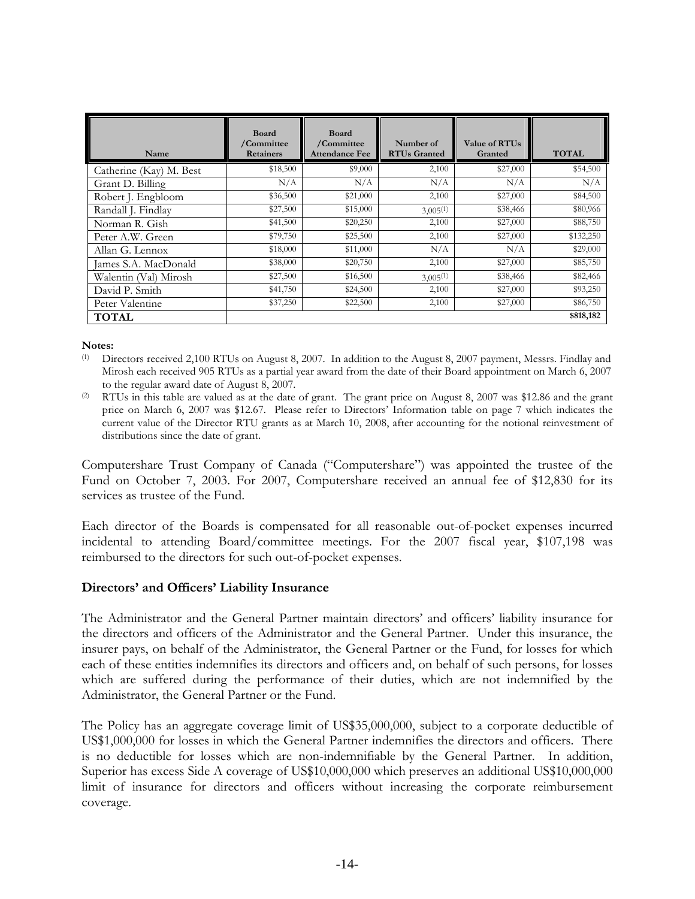| Name | Board /Committee Retainers | Board /Committee Attendance Fee | Number of RTUs Granted | Value of RTUs Granted | TOTAL |
|---|---|---|---|---|---|
| Catherine (Kay) M. Best | $18,500 | $9,000 | 2,100 | $27,000 | $54,500 |
| Grant D. Billing | N/A | N/A | N/A | N/A | N/A |
| Robert J. Engbloom | $36,500 | $21,000 | 2,100 | $27,000 | $84,500 |
| Randall J. Findlay | $27,500 | $15,000 | 3,005(1) | $38,466 | $80,966 |
| Norman R. Gish | $41,500 | $20,250 | 2,100 | $27,000 | $88,750 |
| Peter A.W. Green | $79,750 | $25,500 | 2,100 | $27,000 | $132,250 |
| Allan G. Lennox | $18,000 | $11,000 | N/A | N/A | $29,000 |
| James S.A. MacDonald | $38,000 | $20,750 | 2,100 | $27,000 | $85,750 |
| Walentin (Val) Mirosh | $27,500 | $16,500 | 3,005(1) | $38,466 | $82,466 |
| David P. Smith | $41,750 | $24,500 | 2,100 | $27,000 | $93,250 |
| Peter Valentine | $37,250 | $22,500 | 2,100 | $27,000 | $86,750 |
| **TOTAL** | | | | | **$818,182** |

**Notes:**

(1) Directors received 2,100 RTUs on August 8, 2007. In addition to the August 8, 2007 payment, Messrs. Findlay and Mirosh each received 905 RTUs as a partial year award from the date of their Board appointment on March 6, 2007 to the regular award date of August 8, 2007.

(2) RTUs in this table are valued as at the date of grant. The grant price on August 8, 2007 was $12.86 and the grant price on March 6, 2007 was $12.67. Please refer to Directors' Information table on page 7 which indicates the current value of the Director RTU grants as at March 10, 2008, after accounting for the notional reinvestment of distributions since the date of grant.

Computershare Trust Company of Canada ("Computershare") was appointed the trustee of the Fund on October 7, 2003. For 2007, Computershare received an annual fee of $12,830 for its services as trustee of the Fund.

Each director of the Boards is compensated for all reasonable out-of-pocket expenses incurred incidental to attending Board/committee meetings. For the 2007 fiscal year, $107,198 was reimbursed to the directors for such out-of-pocket expenses.

**Directors' and Officers' Liability Insurance**

The Administrator and the General Partner maintain directors' and officers' liability insurance for the directors and officers of the Administrator and the General Partner. Under this insurance, the insurer pays, on behalf of the Administrator, the General Partner or the Fund, for losses for which each of these entities indemnifies its directors and officers and, on behalf of such persons, for losses which are suffered during the performance of their duties, which are not indemnified by the Administrator, the General Partner or the Fund.

The Policy has an aggregate coverage limit of US$35,000,000, subject to a corporate deductible of US$1,000,000 for losses in which the General Partner indemnifies the directors and officers. There is no deductible for losses which are non-indemnifiable by the General Partner. In addition, Superior has excess Side A coverage of US$10,000,000 which preserves an additional US$10,000,000 limit of insurance for directors and officers without increasing the corporate reimbursement coverage.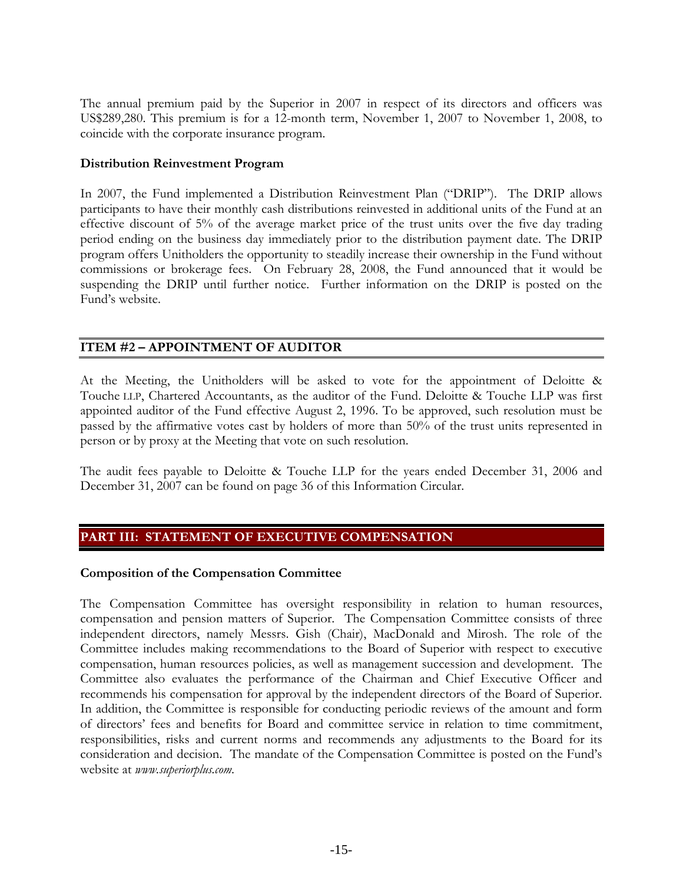The annual premium paid by the Superior in 2007 in respect of its directors and officers was US$289,280. This premium is for a 12-month term, November 1, 2007 to November 1, 2008, to coincide with the corporate insurance program.

### Distribution Reinvestment Program

In 2007, the Fund implemented a Distribution Reinvestment Plan ("DRIP"). The DRIP allows participants to have their monthly cash distributions reinvested in additional units of the Fund at an effective discount of 5% of the average market price of the trust units over the five day trading period ending on the business day immediately prior to the distribution payment date. The DRIP program offers Unitholders the opportunity to steadily increase their ownership in the Fund without commissions or brokerage fees. On February 28, 2008, the Fund announced that it would be suspending the DRIP until further notice. Further information on the DRIP is posted on the Fund's website.

## ITEM #2 – APPOINTMENT OF AUDITOR

At the Meeting, the Unitholders will be asked to vote for the appointment of Deloitte & Touche LLP, Chartered Accountants, as the auditor of the Fund. Deloitte & Touche LLP was first appointed auditor of the Fund effective August 2, 1996. To be approved, such resolution must be passed by the affirmative votes cast by holders of more than 50% of the trust units represented in person or by proxy at the Meeting that vote on such resolution.

The audit fees payable to Deloitte & Touche LLP for the years ended December 31, 2006 and December 31, 2007 can be found on page 36 of this Information Circular.

# PART III: STATEMENT OF EXECUTIVE COMPENSATION

### Composition of the Compensation Committee

The Compensation Committee has oversight responsibility in relation to human resources, compensation and pension matters of Superior. The Compensation Committee consists of three independent directors, namely Messrs. Gish (Chair), MacDonald and Mirosh. The role of the Committee includes making recommendations to the Board of Superior with respect to executive compensation, human resources policies, as well as management succession and development. The Committee also evaluates the performance of the Chairman and Chief Executive Officer and recommends his compensation for approval by the independent directors of the Board of Superior. In addition, the Committee is responsible for conducting periodic reviews of the amount and form of directors' fees and benefits for Board and committee service in relation to time commitment, responsibilities, risks and current norms and recommends any adjustments to the Board for its consideration and decision. The mandate of the Compensation Committee is posted on the Fund's website at *www.superiorplus.com*.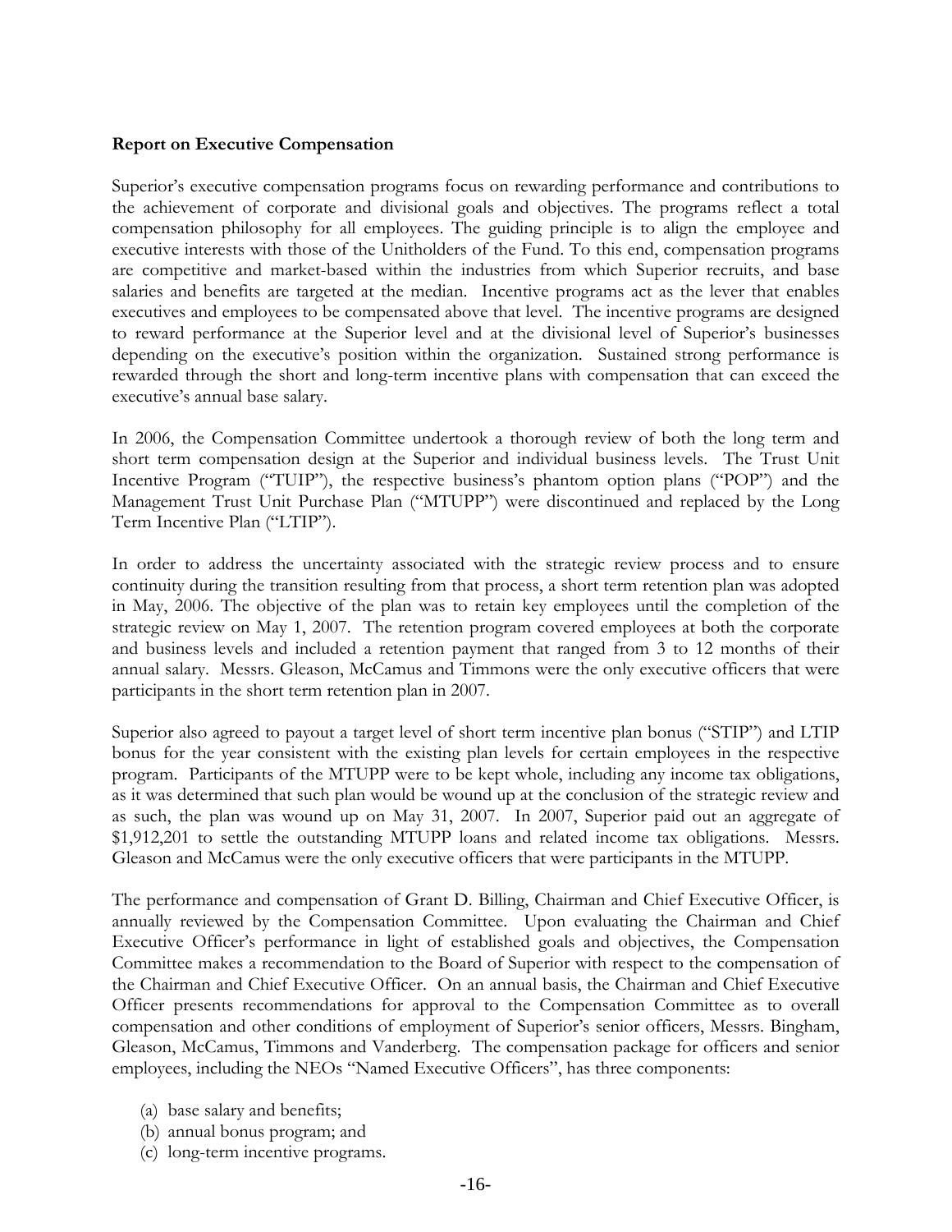**Report on Executive Compensation**

Superior's executive compensation programs focus on rewarding performance and contributions to the achievement of corporate and divisional goals and objectives. The programs reflect a total compensation philosophy for all employees. The guiding principle is to align the employee and executive interests with those of the Unitholders of the Fund. To this end, compensation programs are competitive and market-based within the industries from which Superior recruits, and base salaries and benefits are targeted at the median. Incentive programs act as the lever that enables executives and employees to be compensated above that level. The incentive programs are designed to reward performance at the Superior level and at the divisional level of Superior's businesses depending on the executive's position within the organization. Sustained strong performance is rewarded through the short and long-term incentive plans with compensation that can exceed the executive's annual base salary.

In 2006, the Compensation Committee undertook a thorough review of both the long term and short term compensation design at the Superior and individual business levels. The Trust Unit Incentive Program ("TUIP"), the respective business's phantom option plans ("POP") and the Management Trust Unit Purchase Plan ("MTUPP") were discontinued and replaced by the Long Term Incentive Plan ("LTIP").

In order to address the uncertainty associated with the strategic review process and to ensure continuity during the transition resulting from that process, a short term retention plan was adopted in May, 2006. The objective of the plan was to retain key employees until the completion of the strategic review on May 1, 2007. The retention program covered employees at both the corporate and business levels and included a retention payment that ranged from 3 to 12 months of their annual salary. Messrs. Gleason, McCamus and Timmons were the only executive officers that were participants in the short term retention plan in 2007.

Superior also agreed to payout a target level of short term incentive plan bonus ("STIP") and LTIP bonus for the year consistent with the existing plan levels for certain employees in the respective program. Participants of the MTUPP were to be kept whole, including any income tax obligations, as it was determined that such plan would be wound up at the conclusion of the strategic review and as such, the plan was wound up on May 31, 2007. In 2007, Superior paid out an aggregate of $1,912,201 to settle the outstanding MTUPP loans and related income tax obligations. Messrs. Gleason and McCamus were the only executive officers that were participants in the MTUPP.

The performance and compensation of Grant D. Billing, Chairman and Chief Executive Officer, is annually reviewed by the Compensation Committee. Upon evaluating the Chairman and Chief Executive Officer's performance in light of established goals and objectives, the Compensation Committee makes a recommendation to the Board of Superior with respect to the compensation of the Chairman and Chief Executive Officer. On an annual basis, the Chairman and Chief Executive Officer presents recommendations for approval to the Compensation Committee as to overall compensation and other conditions of employment of Superior's senior officers, Messrs. Bingham, Gleason, McCamus, Timmons and Vanderberg. The compensation package for officers and senior employees, including the NEOs "Named Executive Officers", has three components:

(a) base salary and benefits;
(b) annual bonus program; and
(c) long-term incentive programs.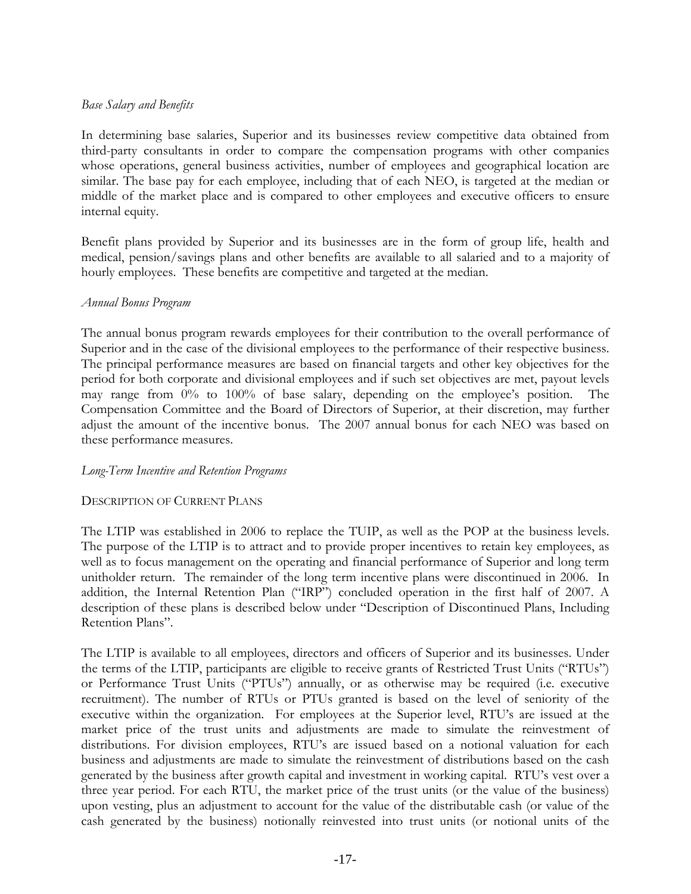*Base Salary and Benefits*

In determining base salaries, Superior and its businesses review competitive data obtained from third-party consultants in order to compare the compensation programs with other companies whose operations, general business activities, number of employees and geographical location are similar. The base pay for each employee, including that of each NEO, is targeted at the median or middle of the market place and is compared to other employees and executive officers to ensure internal equity.

Benefit plans provided by Superior and its businesses are in the form of group life, health and medical, pension/savings plans and other benefits are available to all salaried and to a majority of hourly employees. These benefits are competitive and targeted at the median.

*Annual Bonus Program*

The annual bonus program rewards employees for their contribution to the overall performance of Superior and in the case of the divisional employees to the performance of their respective business. The principal performance measures are based on financial targets and other key objectives for the period for both corporate and divisional employees and if such set objectives are met, payout levels may range from 0% to 100% of base salary, depending on the employee's position. The Compensation Committee and the Board of Directors of Superior, at their discretion, may further adjust the amount of the incentive bonus. The 2007 annual bonus for each NEO was based on these performance measures.

*Long-Term Incentive and Retention Programs*

DESCRIPTION OF CURRENT PLANS

The LTIP was established in 2006 to replace the TUIP, as well as the POP at the business levels. The purpose of the LTIP is to attract and to provide proper incentives to retain key employees, as well as to focus management on the operating and financial performance of Superior and long term unitholder return. The remainder of the long term incentive plans were discontinued in 2006. In addition, the Internal Retention Plan ("IRP") concluded operation in the first half of 2007. A description of these plans is described below under "Description of Discontinued Plans, Including Retention Plans".

The LTIP is available to all employees, directors and officers of Superior and its businesses. Under the terms of the LTIP, participants are eligible to receive grants of Restricted Trust Units ("RTUs") or Performance Trust Units ("PTUs") annually, or as otherwise may be required (i.e. executive recruitment). The number of RTUs or PTUs granted is based on the level of seniority of the executive within the organization. For employees at the Superior level, RTU's are issued at the market price of the trust units and adjustments are made to simulate the reinvestment of distributions. For division employees, RTU's are issued based on a notional valuation for each business and adjustments are made to simulate the reinvestment of distributions based on the cash generated by the business after growth capital and investment in working capital. RTU's vest over a three year period. For each RTU, the market price of the trust units (or the value of the business) upon vesting, plus an adjustment to account for the value of the distributable cash (or value of the cash generated by the business) notionally reinvested into trust units (or notional units of the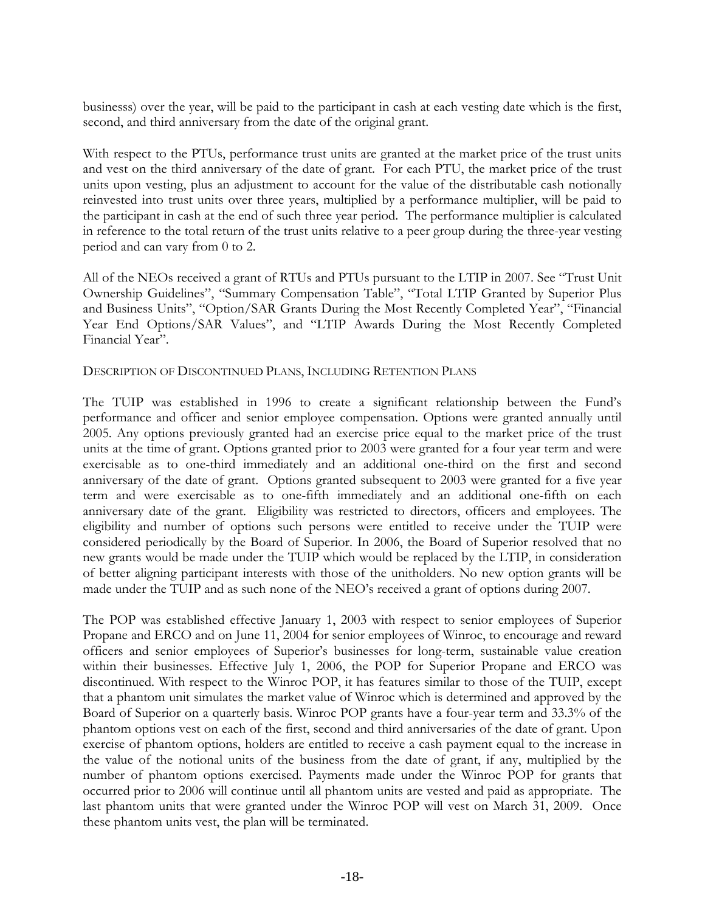businesss) over the year, will be paid to the participant in cash at each vesting date which is the first, second, and third anniversary from the date of the original grant.

With respect to the PTUs, performance trust units are granted at the market price of the trust units and vest on the third anniversary of the date of grant. For each PTU, the market price of the trust units upon vesting, plus an adjustment to account for the value of the distributable cash notionally reinvested into trust units over three years, multiplied by a performance multiplier, will be paid to the participant in cash at the end of such three year period. The performance multiplier is calculated in reference to the total return of the trust units relative to a peer group during the three-year vesting period and can vary from 0 to 2.

All of the NEOs received a grant of RTUs and PTUs pursuant to the LTIP in 2007. See "Trust Unit Ownership Guidelines", "Summary Compensation Table", "Total LTIP Granted by Superior Plus and Business Units", "Option/SAR Grants During the Most Recently Completed Year", "Financial Year End Options/SAR Values", and "LTIP Awards During the Most Recently Completed Financial Year".

DESCRIPTION OF DISCONTINUED PLANS, INCLUDING RETENTION PLANS

The TUIP was established in 1996 to create a significant relationship between the Fund's performance and officer and senior employee compensation. Options were granted annually until 2005. Any options previously granted had an exercise price equal to the market price of the trust units at the time of grant. Options granted prior to 2003 were granted for a four year term and were exercisable as to one-third immediately and an additional one-third on the first and second anniversary of the date of grant. Options granted subsequent to 2003 were granted for a five year term and were exercisable as to one-fifth immediately and an additional one-fifth on each anniversary date of the grant. Eligibility was restricted to directors, officers and employees. The eligibility and number of options such persons were entitled to receive under the TUIP were considered periodically by the Board of Superior. In 2006, the Board of Superior resolved that no new grants would be made under the TUIP which would be replaced by the LTIP, in consideration of better aligning participant interests with those of the unitholders. No new option grants will be made under the TUIP and as such none of the NEO's received a grant of options during 2007.

The POP was established effective January 1, 2003 with respect to senior employees of Superior Propane and ERCO and on June 11, 2004 for senior employees of Winroc, to encourage and reward officers and senior employees of Superior's businesses for long-term, sustainable value creation within their businesses. Effective July 1, 2006, the POP for Superior Propane and ERCO was discontinued. With respect to the Winroc POP, it has features similar to those of the TUIP, except that a phantom unit simulates the market value of Winroc which is determined and approved by the Board of Superior on a quarterly basis. Winroc POP grants have a four-year term and 33.3% of the phantom options vest on each of the first, second and third anniversaries of the date of grant. Upon exercise of phantom options, holders are entitled to receive a cash payment equal to the increase in the value of the notional units of the business from the date of grant, if any, multiplied by the number of phantom options exercised. Payments made under the Winroc POP for grants that occurred prior to 2006 will continue until all phantom units are vested and paid as appropriate. The last phantom units that were granted under the Winroc POP will vest on March 31, 2009. Once these phantom units vest, the plan will be terminated.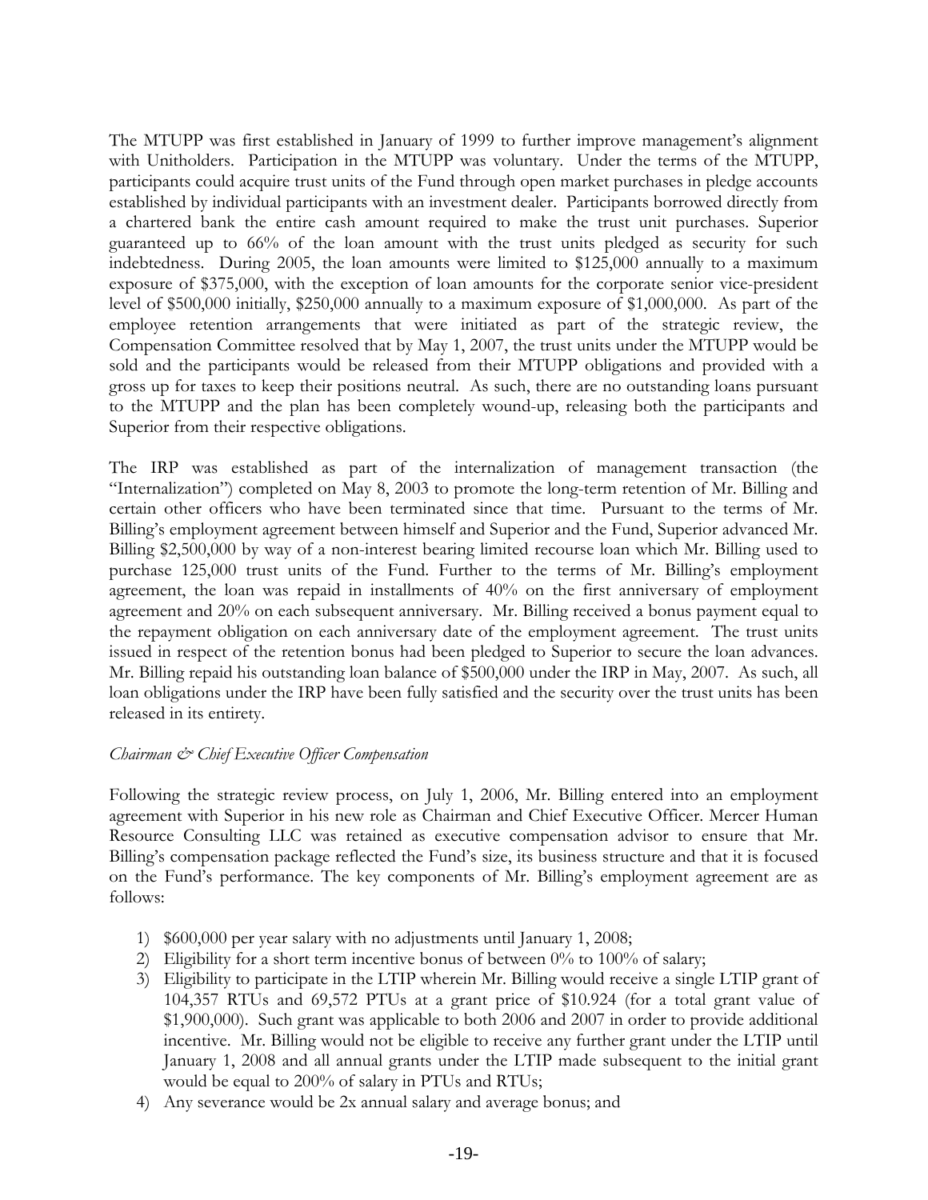The MTUPP was first established in January of 1999 to further improve management's alignment with Unitholders. Participation in the MTUPP was voluntary. Under the terms of the MTUPP, participants could acquire trust units of the Fund through open market purchases in pledge accounts established by individual participants with an investment dealer. Participants borrowed directly from a chartered bank the entire cash amount required to make the trust unit purchases. Superior guaranteed up to 66% of the loan amount with the trust units pledged as security for such indebtedness. During 2005, the loan amounts were limited to $125,000 annually to a maximum exposure of $375,000, with the exception of loan amounts for the corporate senior vice-president level of $500,000 initially, $250,000 annually to a maximum exposure of $1,000,000. As part of the employee retention arrangements that were initiated as part of the strategic review, the Compensation Committee resolved that by May 1, 2007, the trust units under the MTUPP would be sold and the participants would be released from their MTUPP obligations and provided with a gross up for taxes to keep their positions neutral. As such, there are no outstanding loans pursuant to the MTUPP and the plan has been completely wound-up, releasing both the participants and Superior from their respective obligations.

The IRP was established as part of the internalization of management transaction (the "Internalization") completed on May 8, 2003 to promote the long-term retention of Mr. Billing and certain other officers who have been terminated since that time. Pursuant to the terms of Mr. Billing's employment agreement between himself and Superior and the Fund, Superior advanced Mr. Billing $2,500,000 by way of a non-interest bearing limited recourse loan which Mr. Billing used to purchase 125,000 trust units of the Fund. Further to the terms of Mr. Billing's employment agreement, the loan was repaid in installments of 40% on the first anniversary of employment agreement and 20% on each subsequent anniversary. Mr. Billing received a bonus payment equal to the repayment obligation on each anniversary date of the employment agreement. The trust units issued in respect of the retention bonus had been pledged to Superior to secure the loan advances. Mr. Billing repaid his outstanding loan balance of $500,000 under the IRP in May, 2007. As such, all loan obligations under the IRP have been fully satisfied and the security over the trust units has been released in its entirety.

*Chairman & Chief Executive Officer Compensation*

Following the strategic review process, on July 1, 2006, Mr. Billing entered into an employment agreement with Superior in his new role as Chairman and Chief Executive Officer. Mercer Human Resource Consulting LLC was retained as executive compensation advisor to ensure that Mr. Billing's compensation package reflected the Fund's size, its business structure and that it is focused on the Fund's performance. The key components of Mr. Billing's employment agreement are as follows:

1) $600,000 per year salary with no adjustments until January 1, 2008;
2) Eligibility for a short term incentive bonus of between 0% to 100% of salary;
3) Eligibility to participate in the LTIP wherein Mr. Billing would receive a single LTIP grant of 104,357 RTUs and 69,572 PTUs at a grant price of $10.924 (for a total grant value of $1,900,000). Such grant was applicable to both 2006 and 2007 in order to provide additional incentive. Mr. Billing would not be eligible to receive any further grant under the LTIP until January 1, 2008 and all annual grants under the LTIP made subsequent to the initial grant would be equal to 200% of salary in PTUs and RTUs;
4) Any severance would be 2x annual salary and average bonus; and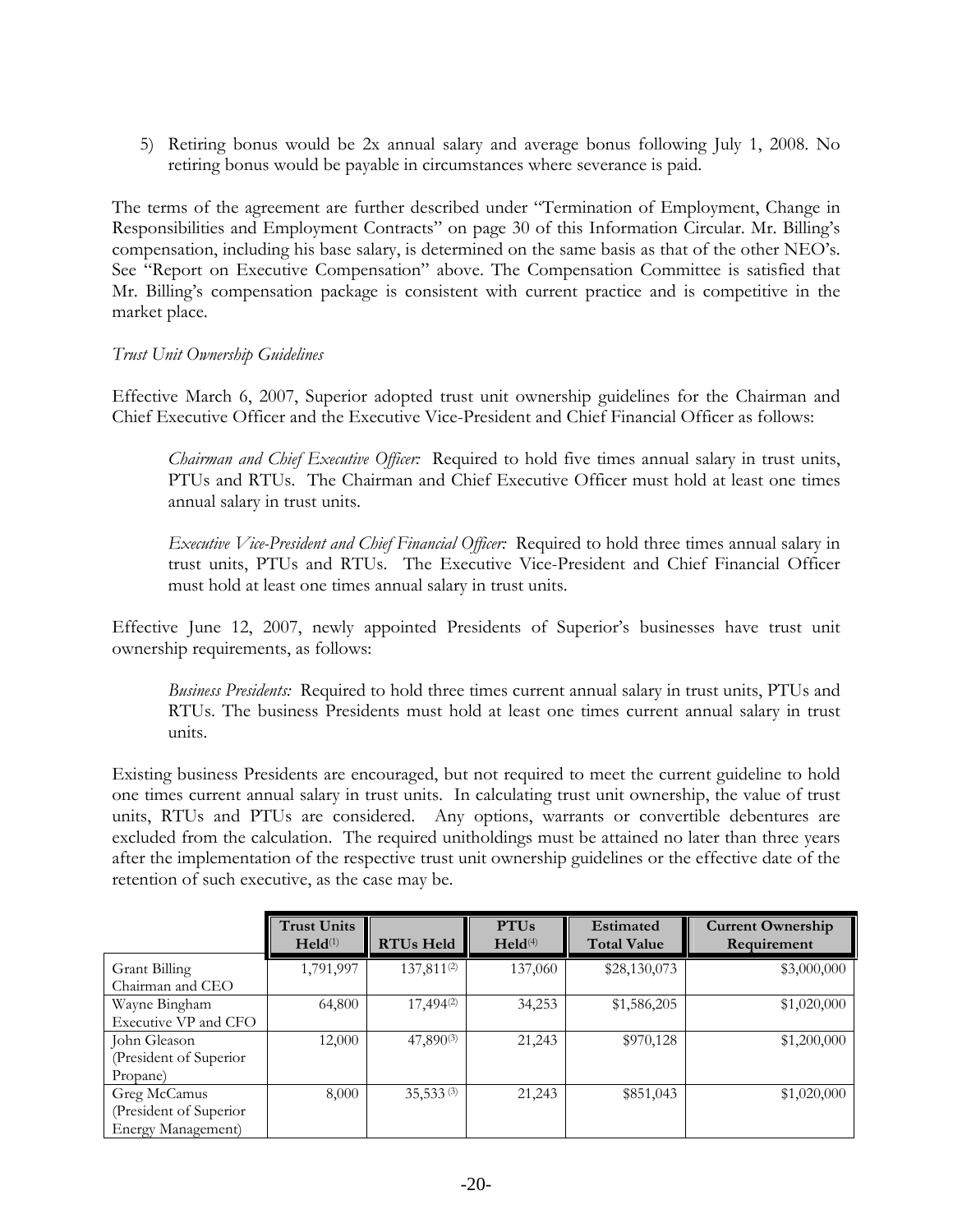5) Retiring bonus would be 2x annual salary and average bonus following July 1, 2008. No retiring bonus would be payable in circumstances where severance is paid.

The terms of the agreement are further described under "Termination of Employment, Change in Responsibilities and Employment Contracts" on page 30 of this Information Circular. Mr. Billing's compensation, including his base salary, is determined on the same basis as that of the other NEO's. See "Report on Executive Compensation" above. The Compensation Committee is satisfied that Mr. Billing's compensation package is consistent with current practice and is competitive in the market place.

*Trust Unit Ownership Guidelines*

Effective March 6, 2007, Superior adopted trust unit ownership guidelines for the Chairman and Chief Executive Officer and the Executive Vice-President and Chief Financial Officer as follows:

> *Chairman and Chief Executive Officer:* Required to hold five times annual salary in trust units, PTUs and RTUs. The Chairman and Chief Executive Officer must hold at least one times annual salary in trust units.
>
> *Executive Vice-President and Chief Financial Officer:* Required to hold three times annual salary in trust units, PTUs and RTUs. The Executive Vice-President and Chief Financial Officer must hold at least one times annual salary in trust units.

Effective June 12, 2007, newly appointed Presidents of Superior's businesses have trust unit ownership requirements, as follows:

> *Business Presidents:* Required to hold three times current annual salary in trust units, PTUs and RTUs. The business Presidents must hold at least one times current annual salary in trust units.

Existing business Presidents are encouraged, but not required to meet the current guideline to hold one times current annual salary in trust units. In calculating trust unit ownership, the value of trust units, RTUs and PTUs are considered. Any options, warrants or convertible debentures are excluded from the calculation. The required unitholdings must be attained no later than three years after the implementation of the respective trust unit ownership guidelines or the effective date of the retention of such executive, as the case may be.

| | **Trust Units Held**[(1)] | **RTUs Held** | **PTUs Held**[(4)] | **Estimated Total Value** | **Current Ownership Requirement** |
|---|---|---|---|---|---|
| Grant Billing Chairman and CEO | 1,791,997 | 137,811[(2)] | 137,060 | $28,130,073 | $3,000,000 |
| Wayne Bingham Executive VP and CFO | 64,800 | 17,494[(2)] | 34,253 | $1,586,205 | $1,020,000 |
| John Gleason (President of Superior Propane) | 12,000 | 47,890[(3)] | 21,243 | $970,128 | $1,200,000 |
| Greg McCamus (President of Superior Energy Management) | 8,000 | 35,533[(3)] | 21,243 | $851,043 | $1,020,000 |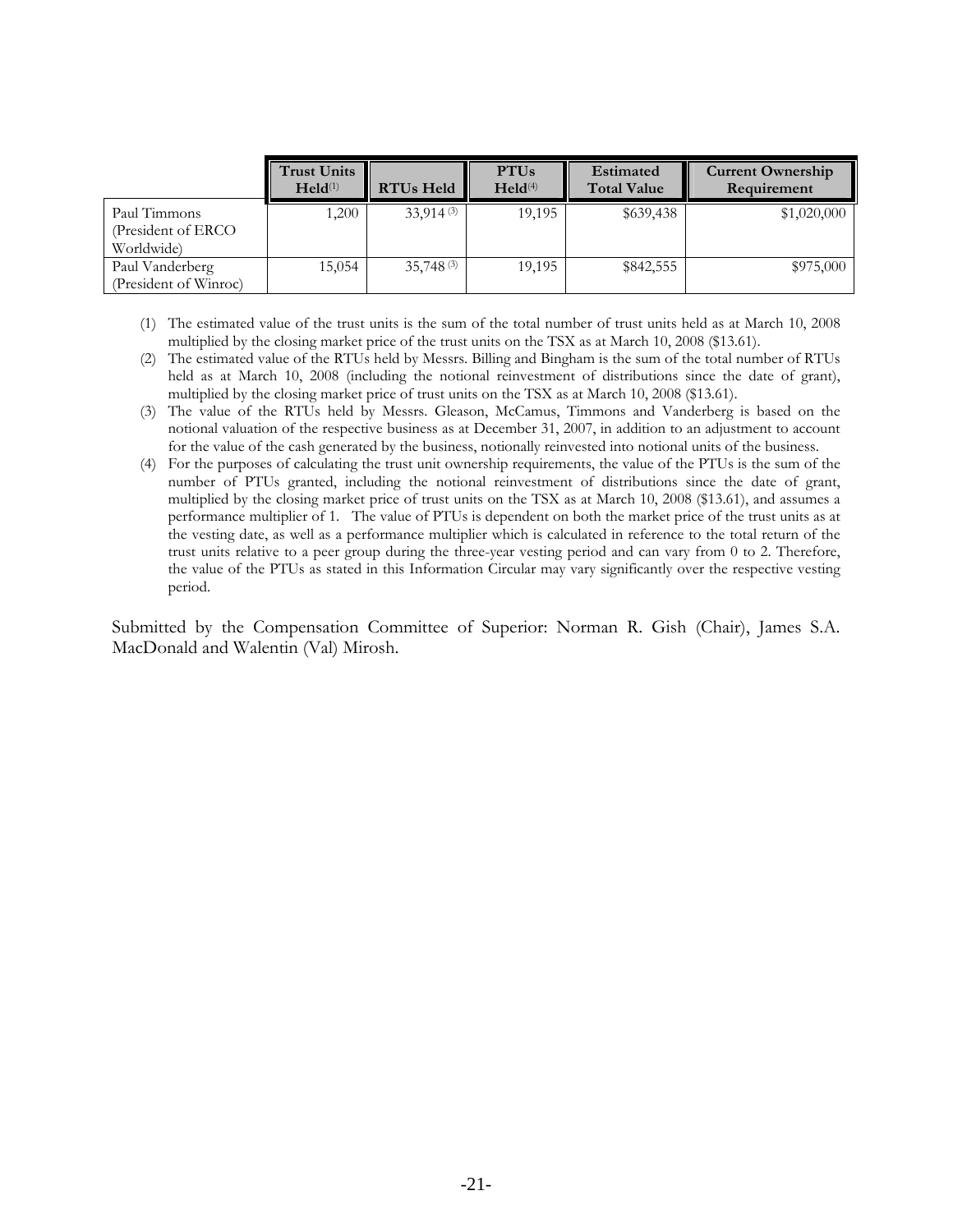| | Trust Units Held[(1)] | RTUs Held | PTUs Held[(4)] | Estimated Total Value | Current Ownership Requirement |
|---|---|---|---|---|---|
| Paul Timmons (President of ERCO Worldwide) | 1,200 | 33,914 [(3)] | 19,195 | $639,438 | $1,020,000 |
| Paul Vanderberg (President of Winroc) | 15,054 | 35,748 [(3)] | 19,195 | $842,555 | $975,000 |

(1) The estimated value of the trust units is the sum of the total number of trust units held as at March 10, 2008 multiplied by the closing market price of the trust units on the TSX as at March 10, 2008 ($13.61).

(2) The estimated value of the RTUs held by Messrs. Billing and Bingham is the sum of the total number of RTUs held as at March 10, 2008 (including the notional reinvestment of distributions since the date of grant), multiplied by the closing market price of trust units on the TSX as at March 10, 2008 ($13.61).

(3) The value of the RTUs held by Messrs. Gleason, McCamus, Timmons and Vanderberg is based on the notional valuation of the respective business as at December 31, 2007, in addition to an adjustment to account for the value of the cash generated by the business, notionally reinvested into notional units of the business.

(4) For the purposes of calculating the trust unit ownership requirements, the value of the PTUs is the sum of the number of PTUs granted, including the notional reinvestment of distributions since the date of grant, multiplied by the closing market price of trust units on the TSX as at March 10, 2008 ($13.61), and assumes a performance multiplier of 1. The value of PTUs is dependent on both the market price of the trust units as at the vesting date, as well as a performance multiplier which is calculated in reference to the total return of the trust units relative to a peer group during the three-year vesting period and can vary from 0 to 2. Therefore, the value of the PTUs as stated in this Information Circular may vary significantly over the respective vesting period.

Submitted by the Compensation Committee of Superior: Norman R. Gish (Chair), James S.A. MacDonald and Walentin (Val) Mirosh.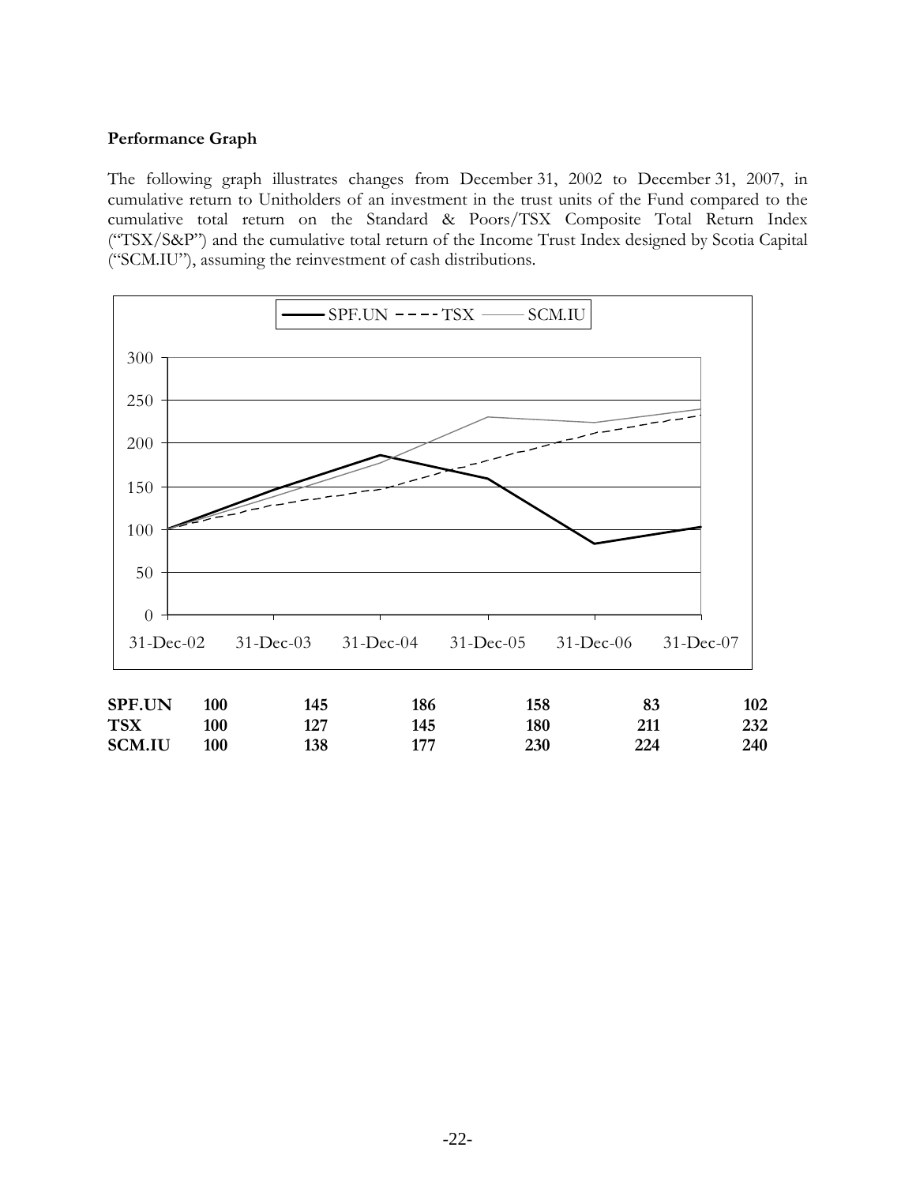**Performance Graph**

The following graph illustrates changes from December 31, 2002 to December 31, 2007, in cumulative return to Unitholders of an investment in the trust units of the Fund compared to the cumulative total return on the Standard & Poors/TSX Composite Total Return Index ("TSX/S&P") and the cumulative total return of the Income Trust Index designed by Scotia Capital ("SCM.IU"), assuming the reinvestment of cash distributions.

| | 31-Dec-02 | 31-Dec-03 | 31-Dec-04 | 31-Dec-05 | 31-Dec-06 | 31-Dec-07 |
|---|---|---|---|---|---|---|
| **SPF.UN** | **100** | **145** | **186** | **158** | **83** | **102** |
| **TSX** | **100** | **127** | **145** | **180** | **211** | **232** |
| **SCM.IU** | **100** | **138** | **177** | **230** | **224** | **240** |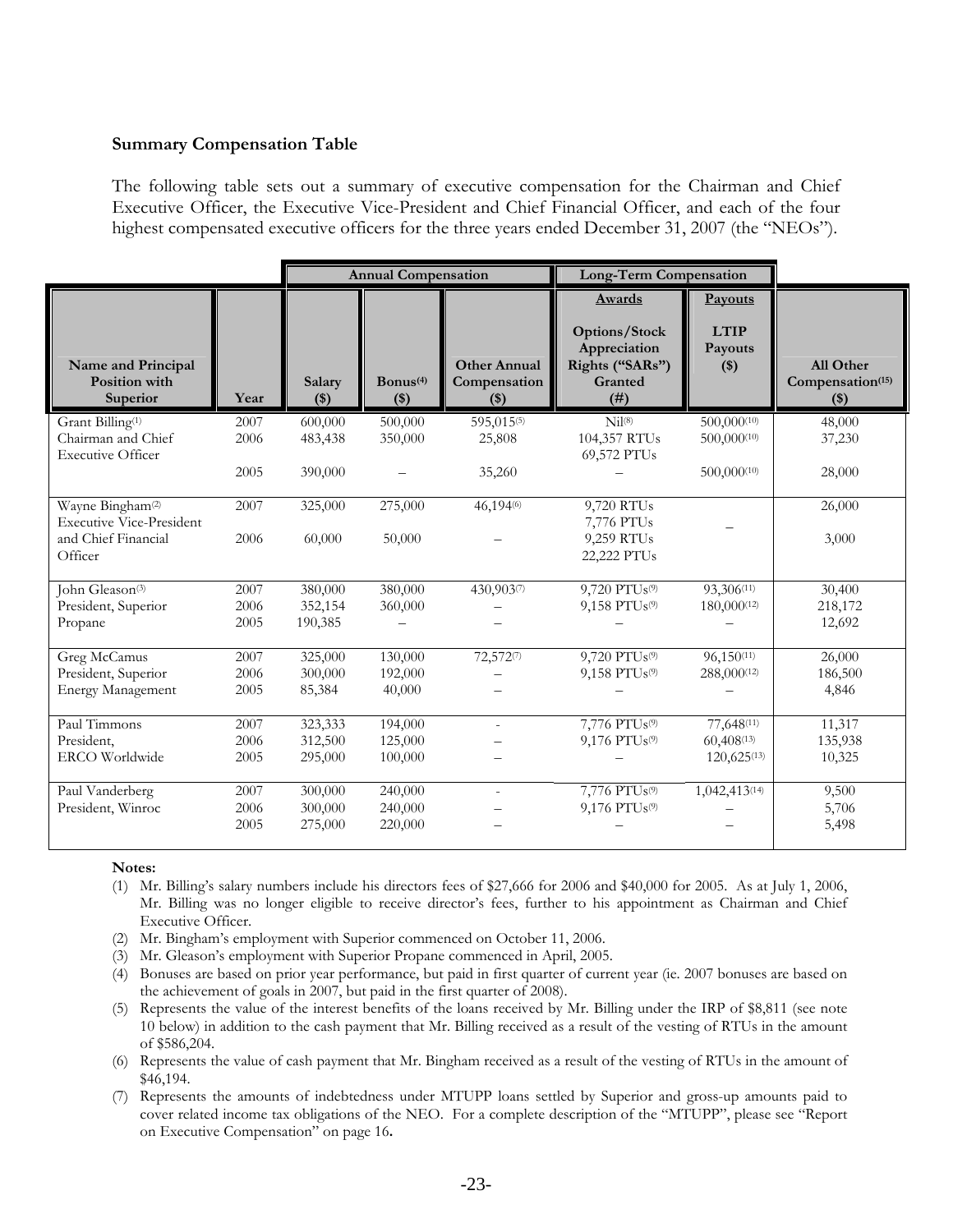**Summary Compensation Table**

The following table sets out a summary of executive compensation for the Chairman and Chief Executive Officer, the Executive Vice-President and Chief Financial Officer, and each of the four highest compensated executive officers for the three years ended December 31, 2007 (the "NEOs").

| | | Annual Compensation | | | Long-Term Compensation | | |
|---|---|---|---|---|---|---|---|
| | | | | | Awards | Payouts | |
| Name and Principal Position with Superior | Year | Salary ($) | Bonus[4] ($) | Other Annual Compensation ($) | Options/Stock Appreciation Rights ("SARs") Granted (#) | LTIP Payouts ($) | All Other Compensation[15] ($) |
| Grant Billing[1] Chairman and Chief Executive Officer | 2007 | 600,000 | 500,000 | 595,015[5] | Nil[8] | 500,000[10] | 48,000 |
| | 2006 | 483,438 | 350,000 | 25,808 | 104,357 RTUs 69,572 PTUs | 500,000[10] | 37,230 |
| | 2005 | 390,000 | – | 35,260 | – | 500,000[10] | 28,000 |
| Wayne Bingham[2] Executive Vice-President and Chief Financial Officer | 2007 | 325,000 | 275,000 | 46,194[6] | 9,720 RTUs 7,776 PTUs | – | 26,000 |
| | 2006 | 60,000 | 50,000 | – | 9,259 RTUs 22,222 PTUs | | 3,000 |
| John Gleason[3] President, Superior Propane | 2007 | 380,000 | 380,000 | 430,903[7] | 9,720 PTUs[9] | 93,306[11] | 30,400 |
| | 2006 | 352,154 | 360,000 | – | 9,158 PTUs[9] | 180,000[12] | 218,172 |
| | 2005 | 190,385 | – | – | – | – | 12,692 |
| Greg McCamus President, Superior Energy Management | 2007 | 325,000 | 130,000 | 72,572[7] | 9,720 PTUs[9] | 96,150[11] | 26,000 |
| | 2006 | 300,000 | 192,000 | – | 9,158 PTUs[9] | 288,000[12] | 186,500 |
| | 2005 | 85,384 | 40,000 | – | – | – | 4,846 |
| Paul Timmons President, ERCO Worldwide | 2007 | 323,333 | 194,000 | - | 7,776 PTUs[9] | 77,648[11] | 11,317 |
| | 2006 | 312,500 | 125,000 | – | 9,176 PTUs[9] | 60,408[13] | 135,938 |
| | 2005 | 295,000 | 100,000 | – | – | 120,625[13] | 10,325 |
| Paul Vanderberg President, Winroc | 2007 | 300,000 | 240,000 | - | 7,776 PTUs[9] | 1,042,413[14] | 9,500 |
| | 2006 | 300,000 | 240,000 | – | 9,176 PTUs[9] | – | 5,706 |
| | 2005 | 275,000 | 220,000 | – | – | – | 5,498 |

**Notes:**

(1) Mr. Billing's salary numbers include his directors fees of $27,666 for 2006 and $40,000 for 2005. As at July 1, 2006, Mr. Billing was no longer eligible to receive director's fees, further to his appointment as Chairman and Chief Executive Officer.

(2) Mr. Bingham's employment with Superior commenced on October 11, 2006.

(3) Mr. Gleason's employment with Superior Propane commenced in April, 2005.

(4) Bonuses are based on prior year performance, but paid in first quarter of current year (ie. 2007 bonuses are based on the achievement of goals in 2007, but paid in the first quarter of 2008).

(5) Represents the value of the interest benefits of the loans received by Mr. Billing under the IRP of $8,811 (see note 10 below) in addition to the cash payment that Mr. Billing received as a result of the vesting of RTUs in the amount of $586,204.

(6) Represents the value of cash payment that Mr. Bingham received as a result of the vesting of RTUs in the amount of $46,194.

(7) Represents the amounts of indebtedness under MTUPP loans settled by Superior and gross-up amounts paid to cover related income tax obligations of the NEO. For a complete description of the "MTUPP", please see "Report on Executive Compensation" on page 16**.**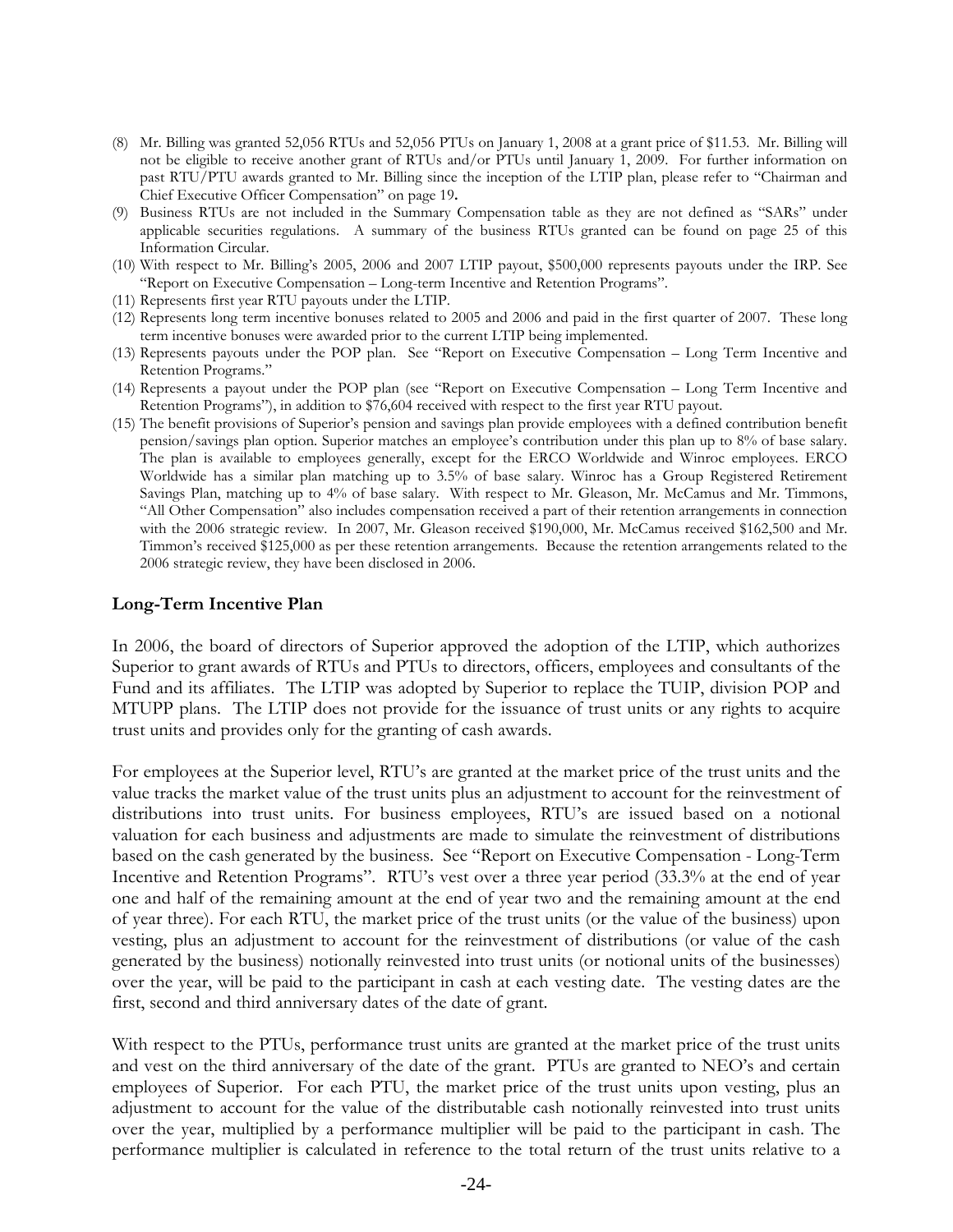(8) Mr. Billing was granted 52,056 RTUs and 52,056 PTUs on January 1, 2008 at a grant price of $11.53. Mr. Billing will not be eligible to receive another grant of RTUs and/or PTUs until January 1, 2009. For further information on past RTU/PTU awards granted to Mr. Billing since the inception of the LTIP plan, please refer to "Chairman and Chief Executive Officer Compensation" on page 19**.**

(9) Business RTUs are not included in the Summary Compensation table as they are not defined as "SARs" under applicable securities regulations. A summary of the business RTUs granted can be found on page 25 of this Information Circular.

(10) With respect to Mr. Billing's 2005, 2006 and 2007 LTIP payout, $500,000 represents payouts under the IRP. See "Report on Executive Compensation – Long-term Incentive and Retention Programs".

(11) Represents first year RTU payouts under the LTIP.

(12) Represents long term incentive bonuses related to 2005 and 2006 and paid in the first quarter of 2007. These long term incentive bonuses were awarded prior to the current LTIP being implemented.

(13) Represents payouts under the POP plan. See "Report on Executive Compensation – Long Term Incentive and Retention Programs."

(14) Represents a payout under the POP plan (see "Report on Executive Compensation – Long Term Incentive and Retention Programs"), in addition to $76,604 received with respect to the first year RTU payout.

(15) The benefit provisions of Superior's pension and savings plan provide employees with a defined contribution benefit pension/savings plan option. Superior matches an employee's contribution under this plan up to 8% of base salary. The plan is available to employees generally, except for the ERCO Worldwide and Winroc employees. ERCO Worldwide has a similar plan matching up to 3.5% of base salary. Winroc has a Group Registered Retirement Savings Plan, matching up to 4% of base salary. With respect to Mr. Gleason, Mr. McCamus and Mr. Timmons, "All Other Compensation" also includes compensation received a part of their retention arrangements in connection with the 2006 strategic review. In 2007, Mr. Gleason received $190,000, Mr. McCamus received $162,500 and Mr. Timmon's received $125,000 as per these retention arrangements. Because the retention arrangements related to the 2006 strategic review, they have been disclosed in 2006.

### Long-Term Incentive Plan

In 2006, the board of directors of Superior approved the adoption of the LTIP, which authorizes Superior to grant awards of RTUs and PTUs to directors, officers, employees and consultants of the Fund and its affiliates. The LTIP was adopted by Superior to replace the TUIP, division POP and MTUPP plans. The LTIP does not provide for the issuance of trust units or any rights to acquire trust units and provides only for the granting of cash awards.

For employees at the Superior level, RTU's are granted at the market price of the trust units and the value tracks the market value of the trust units plus an adjustment to account for the reinvestment of distributions into trust units. For business employees, RTU's are issued based on a notional valuation for each business and adjustments are made to simulate the reinvestment of distributions based on the cash generated by the business. See "Report on Executive Compensation - Long-Term Incentive and Retention Programs". RTU's vest over a three year period (33.3% at the end of year one and half of the remaining amount at the end of year two and the remaining amount at the end of year three). For each RTU, the market price of the trust units (or the value of the business) upon vesting, plus an adjustment to account for the reinvestment of distributions (or value of the cash generated by the business) notionally reinvested into trust units (or notional units of the businesses) over the year, will be paid to the participant in cash at each vesting date. The vesting dates are the first, second and third anniversary dates of the date of grant.

With respect to the PTUs, performance trust units are granted at the market price of the trust units and vest on the third anniversary of the date of the grant. PTUs are granted to NEO's and certain employees of Superior. For each PTU, the market price of the trust units upon vesting, plus an adjustment to account for the value of the distributable cash notionally reinvested into trust units over the year, multiplied by a performance multiplier will be paid to the participant in cash. The performance multiplier is calculated in reference to the total return of the trust units relative to a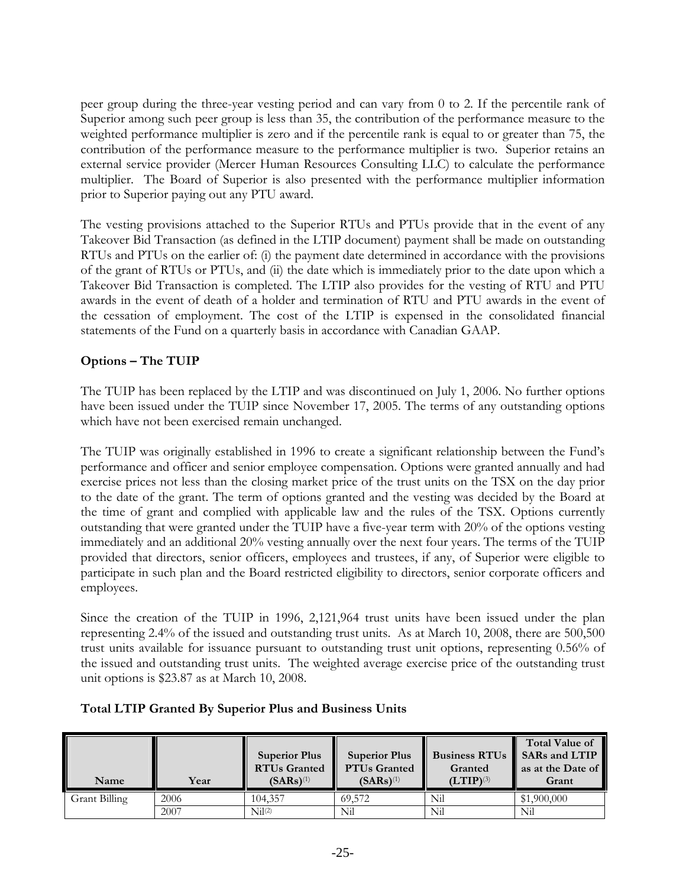peer group during the three-year vesting period and can vary from 0 to 2. If the percentile rank of Superior among such peer group is less than 35, the contribution of the performance measure to the weighted performance multiplier is zero and if the percentile rank is equal to or greater than 75, the contribution of the performance measure to the performance multiplier is two. Superior retains an external service provider (Mercer Human Resources Consulting LLC) to calculate the performance multiplier. The Board of Superior is also presented with the performance multiplier information prior to Superior paying out any PTU award.

The vesting provisions attached to the Superior RTUs and PTUs provide that in the event of any Takeover Bid Transaction (as defined in the LTIP document) payment shall be made on outstanding RTUs and PTUs on the earlier of: (i) the payment date determined in accordance with the provisions of the grant of RTUs or PTUs, and (ii) the date which is immediately prior to the date upon which a Takeover Bid Transaction is completed. The LTIP also provides for the vesting of RTU and PTU awards in the event of death of a holder and termination of RTU and PTU awards in the event of the cessation of employment. The cost of the LTIP is expensed in the consolidated financial statements of the Fund on a quarterly basis in accordance with Canadian GAAP.

**Options – The TUIP**

The TUIP has been replaced by the LTIP and was discontinued on July 1, 2006. No further options have been issued under the TUIP since November 17, 2005. The terms of any outstanding options which have not been exercised remain unchanged.

The TUIP was originally established in 1996 to create a significant relationship between the Fund's performance and officer and senior employee compensation. Options were granted annually and had exercise prices not less than the closing market price of the trust units on the TSX on the day prior to the date of the grant. The term of options granted and the vesting was decided by the Board at the time of grant and complied with applicable law and the rules of the TSX. Options currently outstanding that were granted under the TUIP have a five-year term with 20% of the options vesting immediately and an additional 20% vesting annually over the next four years. The terms of the TUIP provided that directors, senior officers, employees and trustees, if any, of Superior were eligible to participate in such plan and the Board restricted eligibility to directors, senior corporate officers and employees.

Since the creation of the TUIP in 1996, 2,121,964 trust units have been issued under the plan representing 2.4% of the issued and outstanding trust units. As at March 10, 2008, there are 500,500 trust units available for issuance pursuant to outstanding trust unit options, representing 0.56% of the issued and outstanding trust units. The weighted average exercise price of the outstanding trust unit options is $23.87 as at March 10, 2008.

**Total LTIP Granted By Superior Plus and Business Units**

| Name | Year | Superior Plus RTUs Granted (SARs)(1) | Superior Plus PTUs Granted (SARs)(1) | Business RTUs Granted (LTIP)(3) | Total Value of SARs and LTIP as at the Date of Grant |
|---|---|---|---|---|---|
| Grant Billing | 2006 | 104,357 | 69,572 | Nil | $1,900,000 |
| | 2007 | Nil(2) | Nil | Nil | Nil |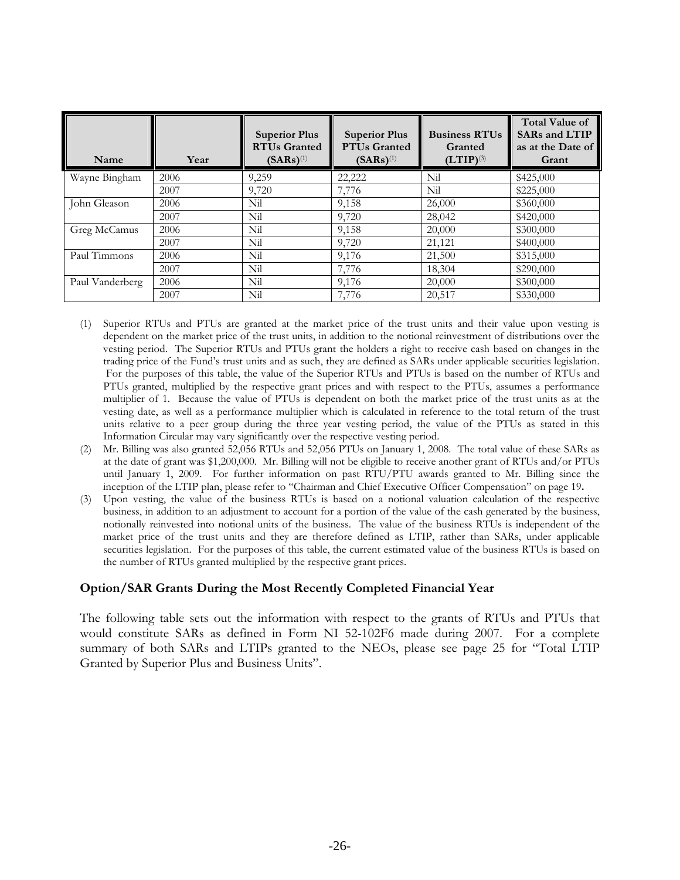| Name | Year | Superior Plus RTUs Granted (SARs)(1) | Superior Plus PTUs Granted (SARs)(1) | Business RTUs Granted (LTIP)(3) | Total Value of SARs and LTIP as at the Date of Grant |
|---|---|---|---|---|---|
| Wayne Bingham | 2006 | 9,259 | 22,222 | Nil | \$425,000 |
| | 2007 | 9,720 | 7,776 | Nil | \$225,000 |
| John Gleason | 2006 | Nil | 9,158 | 26,000 | \$360,000 |
| | 2007 | Nil | 9,720 | 28,042 | \$420,000 |
| Greg McCamus | 2006 | Nil | 9,158 | 20,000 | \$300,000 |
| | 2007 | Nil | 9,720 | 21,121 | \$400,000 |
| Paul Timmons | 2006 | Nil | 9,176 | 21,500 | \$315,000 |
| | 2007 | Nil | 7,776 | 18,304 | \$290,000 |
| Paul Vanderberg | 2006 | Nil | 9,176 | 20,000 | \$300,000 |
| | 2007 | Nil | 7,776 | 20,517 | \$330,000 |

(1) Superior RTUs and PTUs are granted at the market price of the trust units and their value upon vesting is dependent on the market price of the trust units, in addition to the notional reinvestment of distributions over the vesting period. The Superior RTUs and PTUs grant the holders a right to receive cash based on changes in the trading price of the Fund's trust units and as such, they are defined as SARs under applicable securities legislation. For the purposes of this table, the value of the Superior RTUs and PTUs is based on the number of RTUs and PTUs granted, multiplied by the respective grant prices and with respect to the PTUs, assumes a performance multiplier of 1. Because the value of PTUs is dependent on both the market price of the trust units as at the vesting date, as well as a performance multiplier which is calculated in reference to the total return of the trust units relative to a peer group during the three year vesting period, the value of the PTUs as stated in this Information Circular may vary significantly over the respective vesting period.

(2) Mr. Billing was also granted 52,056 RTUs and 52,056 PTUs on January 1, 2008. The total value of these SARs as at the date of grant was \$1,200,000. Mr. Billing will not be eligible to receive another grant of RTUs and/or PTUs until January 1, 2009. For further information on past RTU/PTU awards granted to Mr. Billing since the inception of the LTIP plan, please refer to "Chairman and Chief Executive Officer Compensation" on page 19**.**

(3) Upon vesting, the value of the business RTUs is based on a notional valuation calculation of the respective business, in addition to an adjustment to account for a portion of the value of the cash generated by the business, notionally reinvested into notional units of the business. The value of the business RTUs is independent of the market price of the trust units and they are therefore defined as LTIP, rather than SARs, under applicable securities legislation. For the purposes of this table, the current estimated value of the business RTUs is based on the number of RTUs granted multiplied by the respective grant prices.

### Option/SAR Grants During the Most Recently Completed Financial Year

The following table sets out the information with respect to the grants of RTUs and PTUs that would constitute SARs as defined in Form NI 52-102F6 made during 2007. For a complete summary of both SARs and LTIPs granted to the NEOs, please see page 25 for "Total LTIP Granted by Superior Plus and Business Units".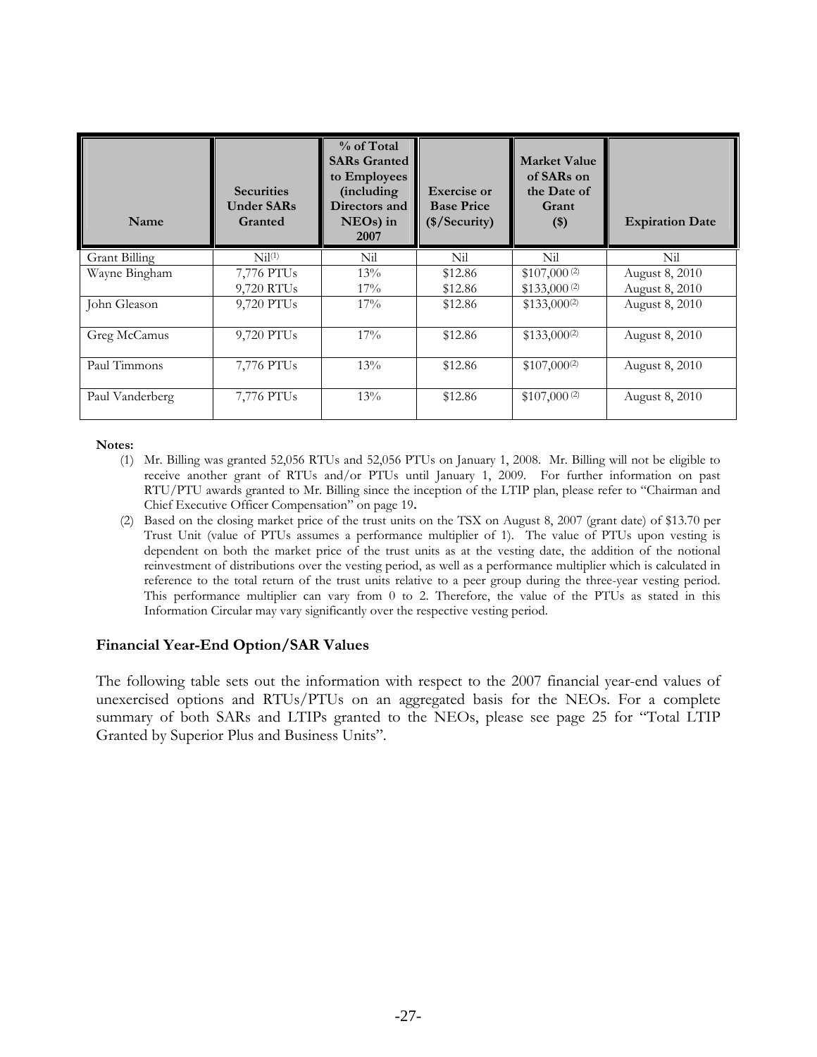| Name | Securities Under SARs Granted | % of Total SARs Granted to Employees (including Directors and NEOs) in 2007 | Exercise or Base Price ($/Security) | Market Value of SARs on the Date of Grant ($) | Expiration Date |
|---|---|---|---|---|---|
| Grant Billing | Nil[(1)] | Nil | Nil | Nil | Nil |
| Wayne Bingham | 7,776 PTUs<br>9,720 RTUs | 13%<br>17% | $12.86<br>$12.86 | $107,000 [(2)]<br>$133,000 [(2)] | August 8, 2010<br>August 8, 2010 |
| John Gleason | 9,720 PTUs | 17% | $12.86 | $133,000[(2)] | August 8, 2010 |
| Greg McCamus | 9,720 PTUs | 17% | $12.86 | $133,000[(2)] | August 8, 2010 |
| Paul Timmons | 7,776 PTUs | 13% | $12.86 | $107,000[(2)] | August 8, 2010 |
| Paul Vanderberg | 7,776 PTUs | 13% | $12.86 | $107,000 [(2)] | August 8, 2010 |

**Notes:**

(1) Mr. Billing was granted 52,056 RTUs and 52,056 PTUs on January 1, 2008. Mr. Billing will not be eligible to receive another grant of RTUs and/or PTUs until January 1, 2009. For further information on past RTU/PTU awards granted to Mr. Billing since the inception of the LTIP plan, please refer to "Chairman and Chief Executive Officer Compensation" on page 19**.**

(2) Based on the closing market price of the trust units on the TSX on August 8, 2007 (grant date) of $13.70 per Trust Unit (value of PTUs assumes a performance multiplier of 1). The value of PTUs upon vesting is dependent on both the market price of the trust units as at the vesting date, the addition of the notional reinvestment of distributions over the vesting period, as well as a performance multiplier which is calculated in reference to the total return of the trust units relative to a peer group during the three-year vesting period. This performance multiplier can vary from 0 to 2. Therefore, the value of the PTUs as stated in this Information Circular may vary significantly over the respective vesting period.

### Financial Year-End Option/SAR Values

The following table sets out the information with respect to the 2007 financial year-end values of unexercised options and RTUs/PTUs on an aggregated basis for the NEOs. For a complete summary of both SARs and LTIPs granted to the NEOs, please see page 25 for "Total LTIP Granted by Superior Plus and Business Units".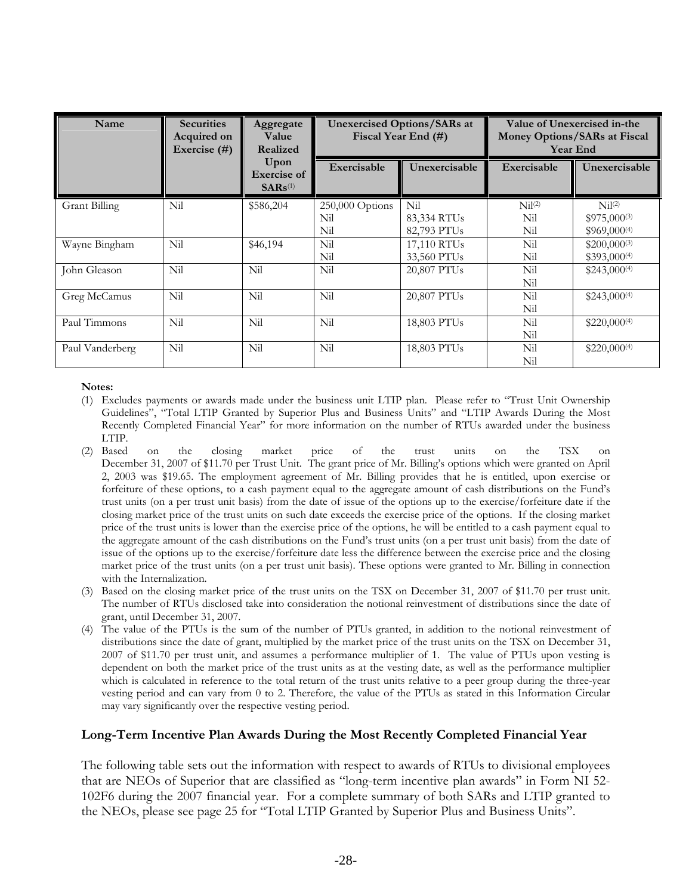| Name | Securities Acquired on Exercise (#) | Aggregate Value Realized Upon Exercise of SARs[(1)] | Unexercised Options/SARs at Fiscal Year End (#) | | Value of Unexercised in-the Money Options/SARs at Fiscal Year End | |
|---|---|---|---|---|---|---|
| | | | Exercisable | Unexercisable | Exercisable | Unexercisable |
| Grant Billing | Nil | \$586,204 | 250,000 Options<br>Nil<br>Nil | Nil<br>83,334 RTUs<br>82,793 PTUs | Nil[(2)]<br>Nil<br>Nil | Nil[(2)]<br>\$975,000[(3)]<br>\$969,000[(4)] |
| Wayne Bingham | Nil | \$46,194 | Nil<br>Nil | 17,110 RTUs<br>33,560 PTUs | Nil<br>Nil | \$200,000[(3)]<br>\$393,000[(4)] |
| John Gleason | Nil | Nil | Nil | 20,807 PTUs | Nil<br>Nil | \$243,000[(4)] |
| Greg McCamus | Nil | Nil | Nil | 20,807 PTUs | Nil<br>Nil | \$243,000[(4)] |
| Paul Timmons | Nil | Nil | Nil | 18,803 PTUs | Nil<br>Nil | \$220,000[(4)] |
| Paul Vanderberg | Nil | Nil | Nil | 18,803 PTUs | Nil<br>Nil | \$220,000[(4)] |

**Notes:**

(1) Excludes payments or awards made under the business unit LTIP plan. Please refer to "Trust Unit Ownership Guidelines", "Total LTIP Granted by Superior Plus and Business Units" and "LTIP Awards During the Most Recently Completed Financial Year" for more information on the number of RTUs awarded under the business LTIP.

(2) Based on the closing market price of the trust units on the TSX on December 31, 2007 of \$11.70 per Trust Unit. The grant price of Mr. Billing's options which were granted on April 2, 2003 was \$19.65. The employment agreement of Mr. Billing provides that he is entitled, upon exercise or forfeiture of these options, to a cash payment equal to the aggregate amount of cash distributions on the Fund's trust units (on a per trust unit basis) from the date of issue of the options up to the exercise/forfeiture date if the closing market price of the trust units on such date exceeds the exercise price of the options. If the closing market price of the trust units is lower than the exercise price of the options, he will be entitled to a cash payment equal to the aggregate amount of the cash distributions on the Fund's trust units (on a per trust unit basis) from the date of issue of the options up to the exercise/forfeiture date less the difference between the exercise price and the closing market price of the trust units (on a per trust unit basis). These options were granted to Mr. Billing in connection with the Internalization.

(3) Based on the closing market price of the trust units on the TSX on December 31, 2007 of \$11.70 per trust unit. The number of RTUs disclosed take into consideration the notional reinvestment of distributions since the date of grant, until December 31, 2007.

(4) The value of the PTUs is the sum of the number of PTUs granted, in addition to the notional reinvestment of distributions since the date of grant, multiplied by the market price of the trust units on the TSX on December 31, 2007 of \$11.70 per trust unit, and assumes a performance multiplier of 1. The value of PTUs upon vesting is dependent on both the market price of the trust units as at the vesting date, as well as the performance multiplier which is calculated in reference to the total return of the trust units relative to a peer group during the three-year vesting period and can vary from 0 to 2. Therefore, the value of the PTUs as stated in this Information Circular may vary significantly over the respective vesting period.

### Long-Term Incentive Plan Awards During the Most Recently Completed Financial Year

The following table sets out the information with respect to awards of RTUs to divisional employees that are NEOs of Superior that are classified as "long-term incentive plan awards" in Form NI 52-102F6 during the 2007 financial year. For a complete summary of both SARs and LTIP granted to the NEOs, please see page 25 for "Total LTIP Granted by Superior Plus and Business Units".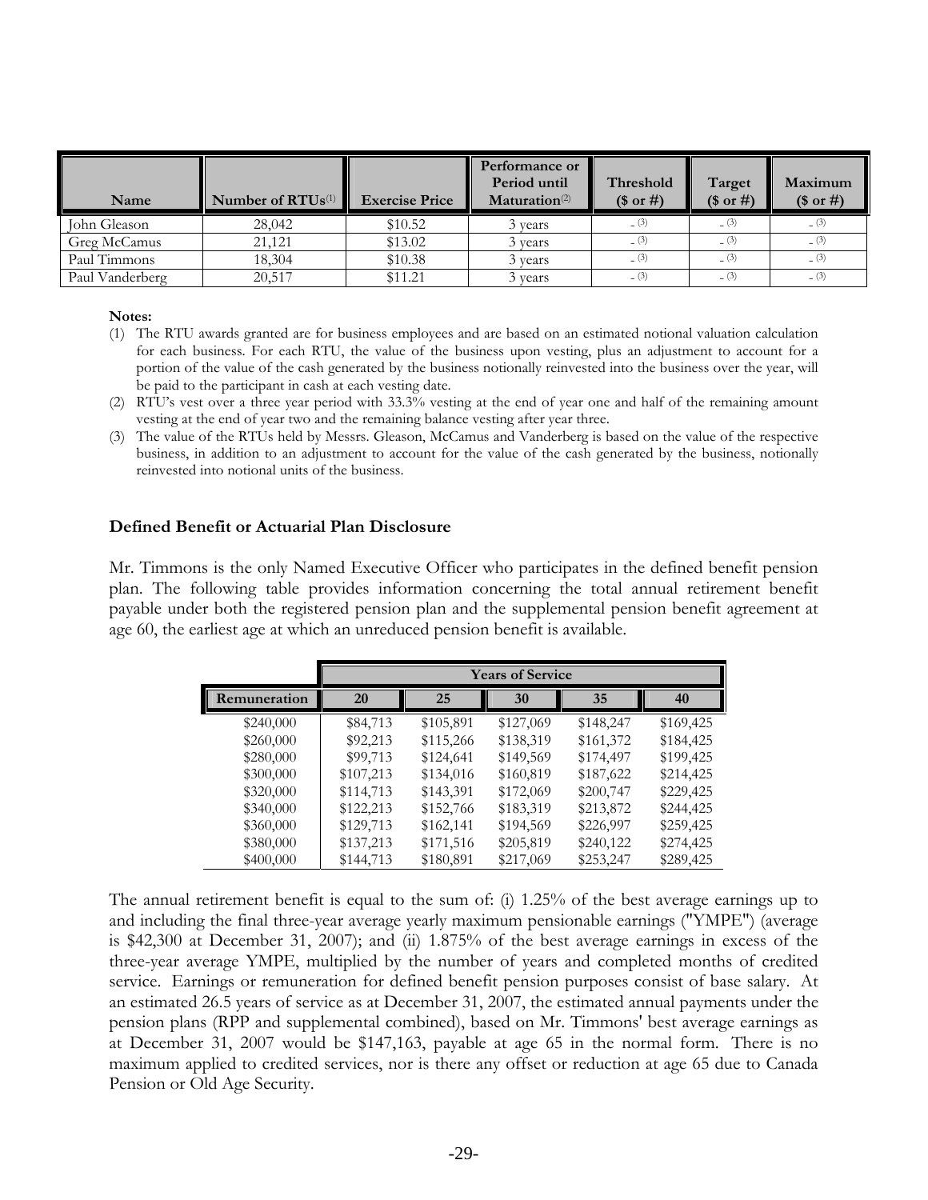| Name | Number of RTUs[(1)] | Exercise Price | Performance or Period until Maturation[(2)] | Threshold ($ or #) | Target ($ or #) | Maximum ($ or #) |
|---|---|---|---|---|---|---|
| John Gleason | 28,042 | $10.52 | 3 years | - [(3)] | - [(3)] | - [(3)] |
| Greg McCamus | 21,121 | $13.02 | 3 years | - [(3)] | - [(3)] | - [(3)] |
| Paul Timmons | 18,304 | $10.38 | 3 years | - [(3)] | - [(3)] | - [(3)] |
| Paul Vanderberg | 20,517 | $11.21 | 3 years | - [(3)] | - [(3)] | - [(3)] |

**Notes:**

(1) The RTU awards granted are for business employees and are based on an estimated notional valuation calculation for each business. For each RTU, the value of the business upon vesting, plus an adjustment to account for a portion of the value of the cash generated by the business notionally reinvested into the business over the year, will be paid to the participant in cash at each vesting date.

(2) RTU's vest over a three year period with 33.3% vesting at the end of year one and half of the remaining amount vesting at the end of year two and the remaining balance vesting after year three.

(3) The value of the RTUs held by Messrs. Gleason, McCamus and Vanderberg is based on the value of the respective business, in addition to an adjustment to account for the value of the cash generated by the business, notionally reinvested into notional units of the business.

### Defined Benefit or Actuarial Plan Disclosure

Mr. Timmons is the only Named Executive Officer who participates in the defined benefit pension plan. The following table provides information concerning the total annual retirement benefit payable under both the registered pension plan and the supplemental pension benefit agreement at age 60, the earliest age at which an unreduced pension benefit is available.

| | Years of Service | | | | |
|---|---|---|---|---|---|
| Remuneration | 20 | 25 | 30 | 35 | 40 |
| $240,000 | $84,713 | $105,891 | $127,069 | $148,247 | $169,425 |
| $260,000 | $92,213 | $115,266 | $138,319 | $161,372 | $184,425 |
| $280,000 | $99,713 | $124,641 | $149,569 | $174,497 | $199,425 |
| $300,000 | $107,213 | $134,016 | $160,819 | $187,622 | $214,425 |
| $320,000 | $114,713 | $143,391 | $172,069 | $200,747 | $229,425 |
| $340,000 | $122,213 | $152,766 | $183,319 | $213,872 | $244,425 |
| $360,000 | $129,713 | $162,141 | $194,569 | $226,997 | $259,425 |
| $380,000 | $137,213 | $171,516 | $205,819 | $240,122 | $274,425 |
| $400,000 | $144,713 | $180,891 | $217,069 | $253,247 | $289,425 |

The annual retirement benefit is equal to the sum of: (i) 1.25% of the best average earnings up to and including the final three-year average yearly maximum pensionable earnings ("YMPE") (average is $42,300 at December 31, 2007); and (ii) 1.875% of the best average earnings in excess of the three-year average YMPE, multiplied by the number of years and completed months of credited service. Earnings or remuneration for defined benefit pension purposes consist of base salary. At an estimated 26.5 years of service as at December 31, 2007, the estimated annual payments under the pension plans (RPP and supplemental combined), based on Mr. Timmons' best average earnings as at December 31, 2007 would be $147,163, payable at age 65 in the normal form. There is no maximum applied to credited services, nor is there any offset or reduction at age 65 due to Canada Pension or Old Age Security.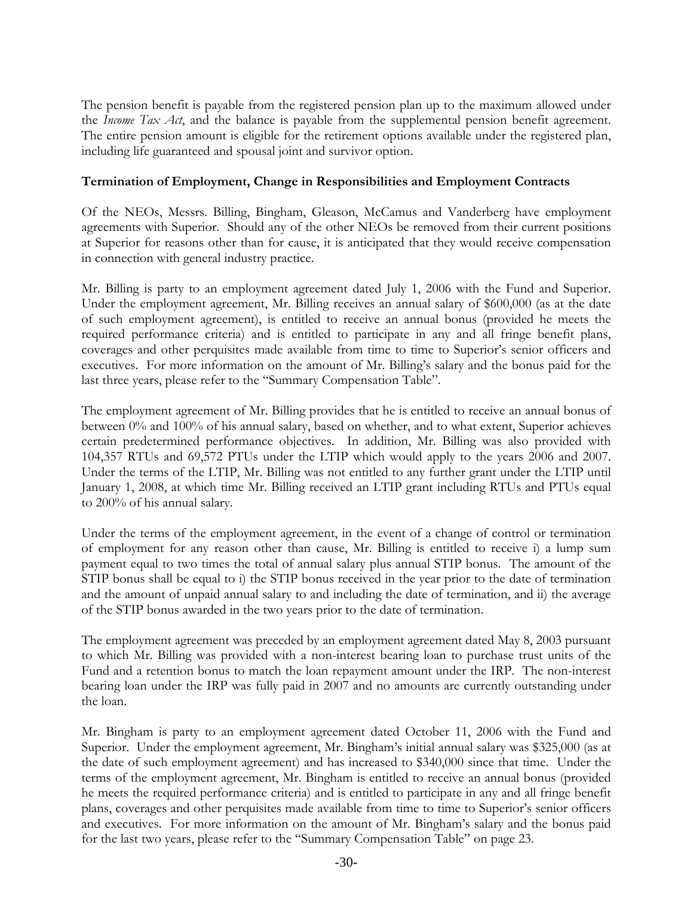The pension benefit is payable from the registered pension plan up to the maximum allowed under the *Income Tax Act*, and the balance is payable from the supplemental pension benefit agreement. The entire pension amount is eligible for the retirement options available under the registered plan, including life guaranteed and spousal joint and survivor option.

**Termination of Employment, Change in Responsibilities and Employment Contracts**

Of the NEOs, Messrs. Billing, Bingham, Gleason, McCamus and Vanderberg have employment agreements with Superior. Should any of the other NEOs be removed from their current positions at Superior for reasons other than for cause, it is anticipated that they would receive compensation in connection with general industry practice.

Mr. Billing is party to an employment agreement dated July 1, 2006 with the Fund and Superior. Under the employment agreement, Mr. Billing receives an annual salary of $600,000 (as at the date of such employment agreement), is entitled to receive an annual bonus (provided he meets the required performance criteria) and is entitled to participate in any and all fringe benefit plans, coverages and other perquisites made available from time to time to Superior's senior officers and executives. For more information on the amount of Mr. Billing's salary and the bonus paid for the last three years, please refer to the "Summary Compensation Table".

The employment agreement of Mr. Billing provides that he is entitled to receive an annual bonus of between 0% and 100% of his annual salary, based on whether, and to what extent, Superior achieves certain predetermined performance objectives. In addition, Mr. Billing was also provided with 104,357 RTUs and 69,572 PTUs under the LTIP which would apply to the years 2006 and 2007. Under the terms of the LTIP, Mr. Billing was not entitled to any further grant under the LTIP until January 1, 2008, at which time Mr. Billing received an LTIP grant including RTUs and PTUs equal to 200% of his annual salary.

Under the terms of the employment agreement, in the event of a change of control or termination of employment for any reason other than cause, Mr. Billing is entitled to receive i) a lump sum payment equal to two times the total of annual salary plus annual STIP bonus. The amount of the STIP bonus shall be equal to i) the STIP bonus received in the year prior to the date of termination and the amount of unpaid annual salary to and including the date of termination, and ii) the average of the STIP bonus awarded in the two years prior to the date of termination.

The employment agreement was preceded by an employment agreement dated May 8, 2003 pursuant to which Mr. Billing was provided with a non-interest bearing loan to purchase trust units of the Fund and a retention bonus to match the loan repayment amount under the IRP. The non-interest bearing loan under the IRP was fully paid in 2007 and no amounts are currently outstanding under the loan.

Mr. Bingham is party to an employment agreement dated October 11, 2006 with the Fund and Superior. Under the employment agreement, Mr. Bingham's initial annual salary was $325,000 (as at the date of such employment agreement) and has increased to $340,000 since that time. Under the terms of the employment agreement, Mr. Bingham is entitled to receive an annual bonus (provided he meets the required performance criteria) and is entitled to participate in any and all fringe benefit plans, coverages and other perquisites made available from time to time to Superior's senior officers and executives. For more information on the amount of Mr. Bingham's salary and the bonus paid for the last two years, please refer to the "Summary Compensation Table" on page 23.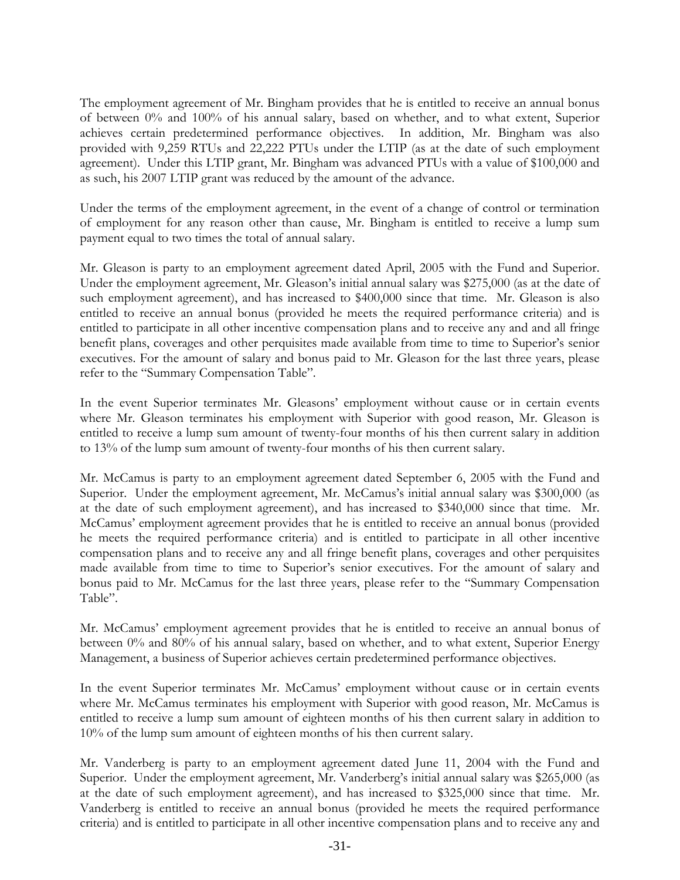The employment agreement of Mr. Bingham provides that he is entitled to receive an annual bonus of between 0% and 100% of his annual salary, based on whether, and to what extent, Superior achieves certain predetermined performance objectives. In addition, Mr. Bingham was also provided with 9,259 RTUs and 22,222 PTUs under the LTIP (as at the date of such employment agreement). Under this LTIP grant, Mr. Bingham was advanced PTUs with a value of $100,000 and as such, his 2007 LTIP grant was reduced by the amount of the advance.

Under the terms of the employment agreement, in the event of a change of control or termination of employment for any reason other than cause, Mr. Bingham is entitled to receive a lump sum payment equal to two times the total of annual salary.

Mr. Gleason is party to an employment agreement dated April, 2005 with the Fund and Superior. Under the employment agreement, Mr. Gleason's initial annual salary was $275,000 (as at the date of such employment agreement), and has increased to $400,000 since that time. Mr. Gleason is also entitled to receive an annual bonus (provided he meets the required performance criteria) and is entitled to participate in all other incentive compensation plans and to receive any and and all fringe benefit plans, coverages and other perquisites made available from time to time to Superior's senior executives. For the amount of salary and bonus paid to Mr. Gleason for the last three years, please refer to the "Summary Compensation Table".

In the event Superior terminates Mr. Gleasons' employment without cause or in certain events where Mr. Gleason terminates his employment with Superior with good reason, Mr. Gleason is entitled to receive a lump sum amount of twenty-four months of his then current salary in addition to 13% of the lump sum amount of twenty-four months of his then current salary.

Mr. McCamus is party to an employment agreement dated September 6, 2005 with the Fund and Superior. Under the employment agreement, Mr. McCamus's initial annual salary was $300,000 (as at the date of such employment agreement), and has increased to $340,000 since that time. Mr. McCamus' employment agreement provides that he is entitled to receive an annual bonus (provided he meets the required performance criteria) and is entitled to participate in all other incentive compensation plans and to receive any and all fringe benefit plans, coverages and other perquisites made available from time to time to Superior's senior executives. For the amount of salary and bonus paid to Mr. McCamus for the last three years, please refer to the "Summary Compensation Table".

Mr. McCamus' employment agreement provides that he is entitled to receive an annual bonus of between 0% and 80% of his annual salary, based on whether, and to what extent, Superior Energy Management, a business of Superior achieves certain predetermined performance objectives.

In the event Superior terminates Mr. McCamus' employment without cause or in certain events where Mr. McCamus terminates his employment with Superior with good reason, Mr. McCamus is entitled to receive a lump sum amount of eighteen months of his then current salary in addition to 10% of the lump sum amount of eighteen months of his then current salary.

Mr. Vanderberg is party to an employment agreement dated June 11, 2004 with the Fund and Superior. Under the employment agreement, Mr. Vanderberg's initial annual salary was $265,000 (as at the date of such employment agreement), and has increased to $325,000 since that time. Mr. Vanderberg is entitled to receive an annual bonus (provided he meets the required performance criteria) and is entitled to participate in all other incentive compensation plans and to receive any and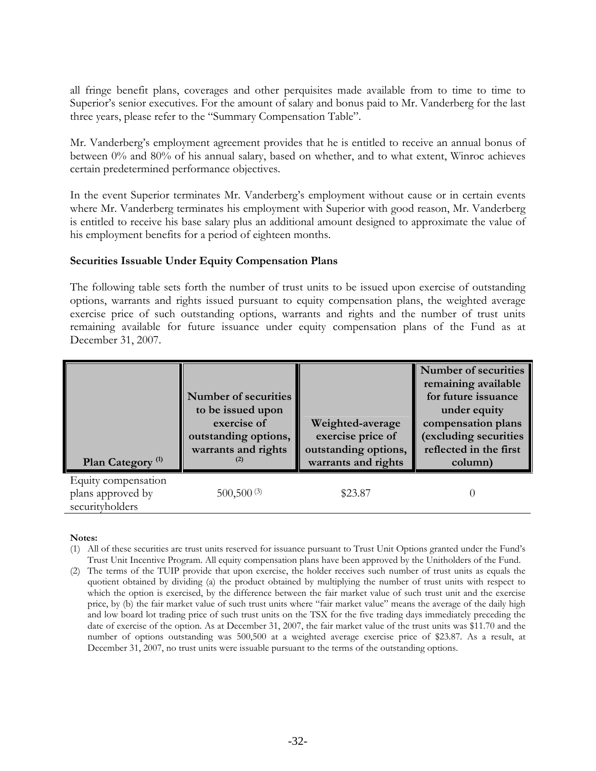all fringe benefit plans, coverages and other perquisites made available from to time to time to Superior's senior executives. For the amount of salary and bonus paid to Mr. Vanderberg for the last three years, please refer to the "Summary Compensation Table".

Mr. Vanderberg's employment agreement provides that he is entitled to receive an annual bonus of between 0% and 80% of his annual salary, based on whether, and to what extent, Winroc achieves certain predetermined performance objectives.

In the event Superior terminates Mr. Vanderberg's employment without cause or in certain events where Mr. Vanderberg terminates his employment with Superior with good reason, Mr. Vanderberg is entitled to receive his base salary plus an additional amount designed to approximate the value of his employment benefits for a period of eighteen months.

**Securities Issuable Under Equity Compensation Plans**

The following table sets forth the number of trust units to be issued upon exercise of outstanding options, warrants and rights issued pursuant to equity compensation plans, the weighted average exercise price of such outstanding options, warrants and rights and the number of trust units remaining available for future issuance under equity compensation plans of the Fund as at December 31, 2007.

| Plan Category (1) | Number of securities to be issued upon exercise of outstanding options, warrants and rights (2) | Weighted-average exercise price of outstanding options, warrants and rights | Number of securities remaining available for future issuance under equity compensation plans (excluding securities reflected in the first column) |
|---|---|---|---|
| Equity compensation plans approved by securityholders | 500,500 (3) | $23.87 | 0 |

**Notes:**

(1) All of these securities are trust units reserved for issuance pursuant to Trust Unit Options granted under the Fund's Trust Unit Incentive Program. All equity compensation plans have been approved by the Unitholders of the Fund.

(2) The terms of the TUIP provide that upon exercise, the holder receives such number of trust units as equals the quotient obtained by dividing (a) the product obtained by multiplying the number of trust units with respect to which the option is exercised, by the difference between the fair market value of such trust unit and the exercise price, by (b) the fair market value of such trust units where "fair market value" means the average of the daily high and low board lot trading price of such trust units on the TSX for the five trading days immediately preceding the date of exercise of the option. As at December 31, 2007, the fair market value of the trust units was $11.70 and the number of options outstanding was 500,500 at a weighted average exercise price of $23.87. As a result, at December 31, 2007, no trust units were issuable pursuant to the terms of the outstanding options.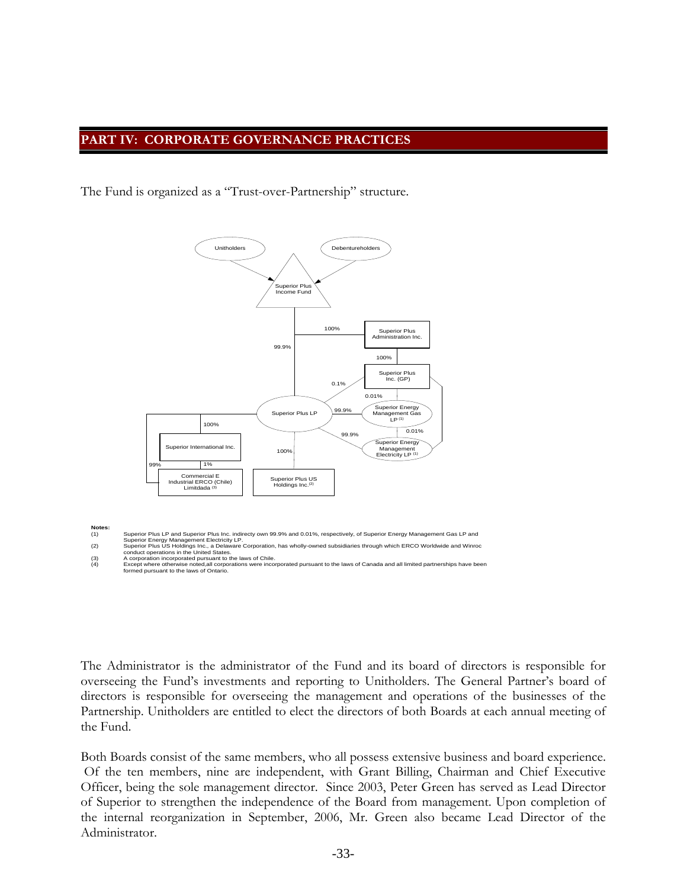## PART IV: CORPORATE GOVERNANCE PRACTICES

The Fund is organized as a "Trust-over-Partnership" structure.

Unitholders

Debentureholders

Superior Plus Income Fund

100%

Superior Plus Administration Inc.

99.9%

100%

Superior Plus Inc. (GP)

0.1%

0.01%

Superior Plus LP

99.9%

Superior Energy Management Gas LP (1)

0.01%

100%

99.9%

Superior Energy Management Electricity LP (1)

Superior International Inc.

100%

99%

1%

Commercial E Industrial ERCO (Chile) Limitdada (3)

Superior Plus US Holdings Inc.(2)

**Notes:**

(1) Superior Plus LP and Superior Plus Inc. indirecty own 99.9% and 0.01%, respectively, of Superior Energy Management Gas LP and Superior Energy Management Electricity LP.

(2) Superior Plus US Holdings Inc., a Delaware Corporation, has wholly-owned subsidiaries through which ERCO Worldwide and Winroc conduct operations in the United States.

(3) A corporation incorporated pursuant to the laws of Chile.

(4) Except where otherwise noted,all corporations were incorporated pursuant to the laws of Canada and all limited partnerships have been formed pursuant to the laws of Ontario.

The Administrator is the administrator of the Fund and its board of directors is responsible for overseeing the Fund's investments and reporting to Unitholders. The General Partner's board of directors is responsible for overseeing the management and operations of the businesses of the Partnership. Unitholders are entitled to elect the directors of both Boards at each annual meeting of the Fund.

Both Boards consist of the same members, who all possess extensive business and board experience. Of the ten members, nine are independent, with Grant Billing, Chairman and Chief Executive Officer, being the sole management director. Since 2003, Peter Green has served as Lead Director of Superior to strengthen the independence of the Board from management. Upon completion of the internal reorganization in September, 2006, Mr. Green also became Lead Director of the Administrator.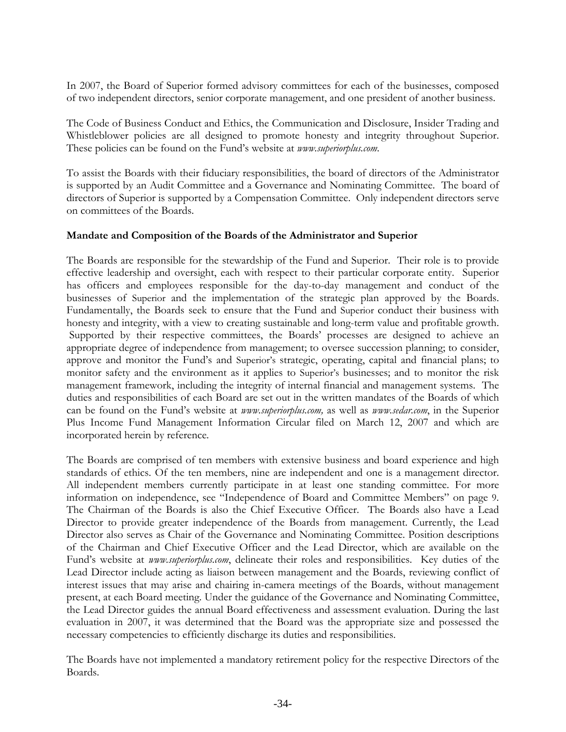In 2007, the Board of Superior formed advisory committees for each of the businesses, composed of two independent directors, senior corporate management, and one president of another business.

The Code of Business Conduct and Ethics, the Communication and Disclosure, Insider Trading and Whistleblower policies are all designed to promote honesty and integrity throughout Superior. These policies can be found on the Fund's website at *www.superiorplus.com*.

To assist the Boards with their fiduciary responsibilities, the board of directors of the Administrator is supported by an Audit Committee and a Governance and Nominating Committee. The board of directors of Superior is supported by a Compensation Committee. Only independent directors serve on committees of the Boards.

**Mandate and Composition of the Boards of the Administrator and Superior**

The Boards are responsible for the stewardship of the Fund and Superior. Their role is to provide effective leadership and oversight, each with respect to their particular corporate entity. Superior has officers and employees responsible for the day-to-day management and conduct of the businesses of Superior and the implementation of the strategic plan approved by the Boards. Fundamentally, the Boards seek to ensure that the Fund and Superior conduct their business with honesty and integrity, with a view to creating sustainable and long-term value and profitable growth. Supported by their respective committees, the Boards' processes are designed to achieve an appropriate degree of independence from management; to oversee succession planning; to consider, approve and monitor the Fund's and Superior's strategic, operating, capital and financial plans; to monitor safety and the environment as it applies to Superior's businesses; and to monitor the risk management framework, including the integrity of internal financial and management systems. The duties and responsibilities of each Board are set out in the written mandates of the Boards of which can be found on the Fund's website at *www.superiorplus.com,* as well as *www.sedar.com*, in the Superior Plus Income Fund Management Information Circular filed on March 12, 2007 and which are incorporated herein by reference.

The Boards are comprised of ten members with extensive business and board experience and high standards of ethics. Of the ten members, nine are independent and one is a management director. All independent members currently participate in at least one standing committee. For more information on independence, see "Independence of Board and Committee Members" on page 9. The Chairman of the Boards is also the Chief Executive Officer. The Boards also have a Lead Director to provide greater independence of the Boards from management. Currently, the Lead Director also serves as Chair of the Governance and Nominating Committee. Position descriptions of the Chairman and Chief Executive Officer and the Lead Director, which are available on the Fund's website at *www.superiorplus.com*, delineate their roles and responsibilities. Key duties of the Lead Director include acting as liaison between management and the Boards, reviewing conflict of interest issues that may arise and chairing in-camera meetings of the Boards, without management present, at each Board meeting. Under the guidance of the Governance and Nominating Committee, the Lead Director guides the annual Board effectiveness and assessment evaluation. During the last evaluation in 2007, it was determined that the Board was the appropriate size and possessed the necessary competencies to efficiently discharge its duties and responsibilities.

The Boards have not implemented a mandatory retirement policy for the respective Directors of the Boards.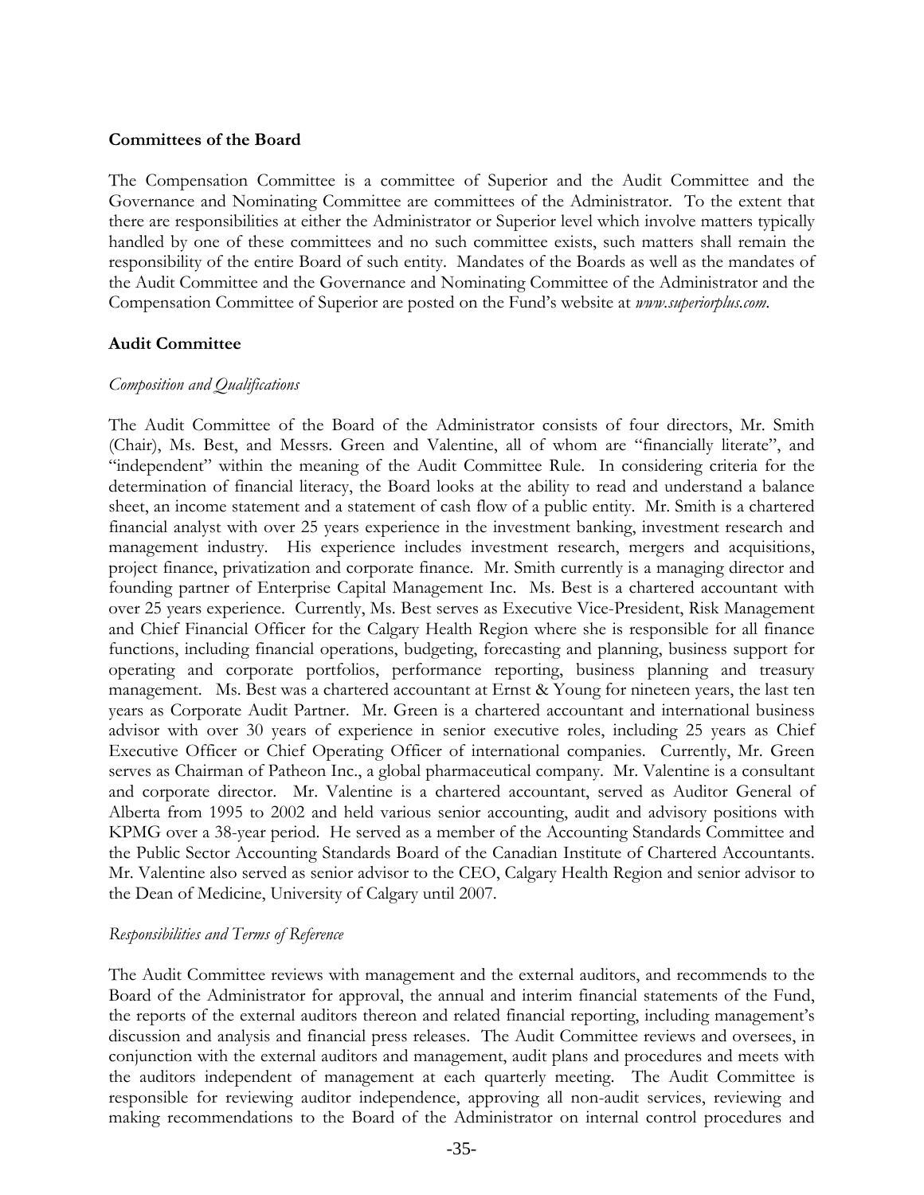**Committees of the Board**

The Compensation Committee is a committee of Superior and the Audit Committee and the Governance and Nominating Committee are committees of the Administrator. To the extent that there are responsibilities at either the Administrator or Superior level which involve matters typically handled by one of these committees and no such committee exists, such matters shall remain the responsibility of the entire Board of such entity. Mandates of the Boards as well as the mandates of the Audit Committee and the Governance and Nominating Committee of the Administrator and the Compensation Committee of Superior are posted on the Fund's website at *www.superiorplus.com*.

**Audit Committee**

*Composition and Qualifications*

The Audit Committee of the Board of the Administrator consists of four directors, Mr. Smith (Chair), Ms. Best, and Messrs. Green and Valentine, all of whom are "financially literate", and "independent" within the meaning of the Audit Committee Rule. In considering criteria for the determination of financial literacy, the Board looks at the ability to read and understand a balance sheet, an income statement and a statement of cash flow of a public entity. Mr. Smith is a chartered financial analyst with over 25 years experience in the investment banking, investment research and management industry. His experience includes investment research, mergers and acquisitions, project finance, privatization and corporate finance. Mr. Smith currently is a managing director and founding partner of Enterprise Capital Management Inc. Ms. Best is a chartered accountant with over 25 years experience. Currently, Ms. Best serves as Executive Vice-President, Risk Management and Chief Financial Officer for the Calgary Health Region where she is responsible for all finance functions, including financial operations, budgeting, forecasting and planning, business support for operating and corporate portfolios, performance reporting, business planning and treasury management. Ms. Best was a chartered accountant at Ernst & Young for nineteen years, the last ten years as Corporate Audit Partner. Mr. Green is a chartered accountant and international business advisor with over 30 years of experience in senior executive roles, including 25 years as Chief Executive Officer or Chief Operating Officer of international companies. Currently, Mr. Green serves as Chairman of Patheon Inc., a global pharmaceutical company. Mr. Valentine is a consultant and corporate director. Mr. Valentine is a chartered accountant, served as Auditor General of Alberta from 1995 to 2002 and held various senior accounting, audit and advisory positions with KPMG over a 38-year period. He served as a member of the Accounting Standards Committee and the Public Sector Accounting Standards Board of the Canadian Institute of Chartered Accountants. Mr. Valentine also served as senior advisor to the CEO, Calgary Health Region and senior advisor to the Dean of Medicine, University of Calgary until 2007.

*Responsibilities and Terms of Reference*

The Audit Committee reviews with management and the external auditors, and recommends to the Board of the Administrator for approval, the annual and interim financial statements of the Fund, the reports of the external auditors thereon and related financial reporting, including management's discussion and analysis and financial press releases. The Audit Committee reviews and oversees, in conjunction with the external auditors and management, audit plans and procedures and meets with the auditors independent of management at each quarterly meeting. The Audit Committee is responsible for reviewing auditor independence, approving all non-audit services, reviewing and making recommendations to the Board of the Administrator on internal control procedures and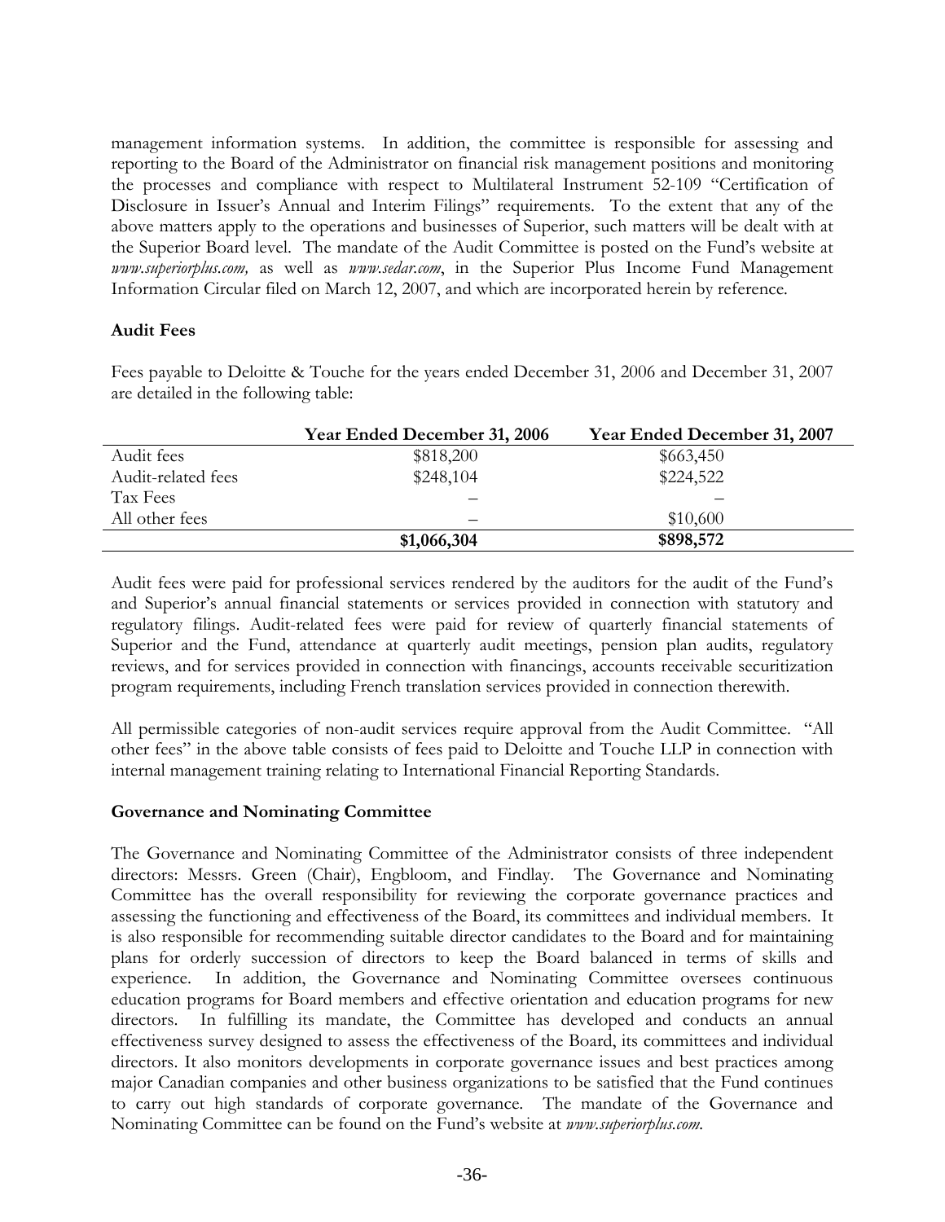management information systems. In addition, the committee is responsible for assessing and reporting to the Board of the Administrator on financial risk management positions and monitoring the processes and compliance with respect to Multilateral Instrument 52-109 "Certification of Disclosure in Issuer's Annual and Interim Filings" requirements. To the extent that any of the above matters apply to the operations and businesses of Superior, such matters will be dealt with at the Superior Board level. The mandate of the Audit Committee is posted on the Fund's website at *www.superiorplus.com,* as well as *www.sedar.com*, in the Superior Plus Income Fund Management Information Circular filed on March 12, 2007, and which are incorporated herein by reference.

**Audit Fees**

Fees payable to Deloitte & Touche for the years ended December 31, 2006 and December 31, 2007 are detailed in the following table:

| | **Year Ended December 31, 2006** | **Year Ended December 31, 2007** |
|---|---|---|
| Audit fees | \$818,200 | \$663,450 |
| Audit-related fees | \$248,104 | \$224,522 |
| Tax Fees | – | – |
| All other fees | – | \$10,600 |
| | **\$1,066,304** | **\$898,572** |

Audit fees were paid for professional services rendered by the auditors for the audit of the Fund's and Superior's annual financial statements or services provided in connection with statutory and regulatory filings. Audit-related fees were paid for review of quarterly financial statements of Superior and the Fund, attendance at quarterly audit meetings, pension plan audits, regulatory reviews, and for services provided in connection with financings, accounts receivable securitization program requirements, including French translation services provided in connection therewith.

All permissible categories of non-audit services require approval from the Audit Committee. "All other fees" in the above table consists of fees paid to Deloitte and Touche LLP in connection with internal management training relating to International Financial Reporting Standards.

**Governance and Nominating Committee**

The Governance and Nominating Committee of the Administrator consists of three independent directors: Messrs. Green (Chair), Engbloom, and Findlay. The Governance and Nominating Committee has the overall responsibility for reviewing the corporate governance practices and assessing the functioning and effectiveness of the Board, its committees and individual members. It is also responsible for recommending suitable director candidates to the Board and for maintaining plans for orderly succession of directors to keep the Board balanced in terms of skills and experience. In addition, the Governance and Nominating Committee oversees continuous education programs for Board members and effective orientation and education programs for new directors. In fulfilling its mandate, the Committee has developed and conducts an annual effectiveness survey designed to assess the effectiveness of the Board, its committees and individual directors. It also monitors developments in corporate governance issues and best practices among major Canadian companies and other business organizations to be satisfied that the Fund continues to carry out high standards of corporate governance. The mandate of the Governance and Nominating Committee can be found on the Fund's website at *www.superiorplus.com.*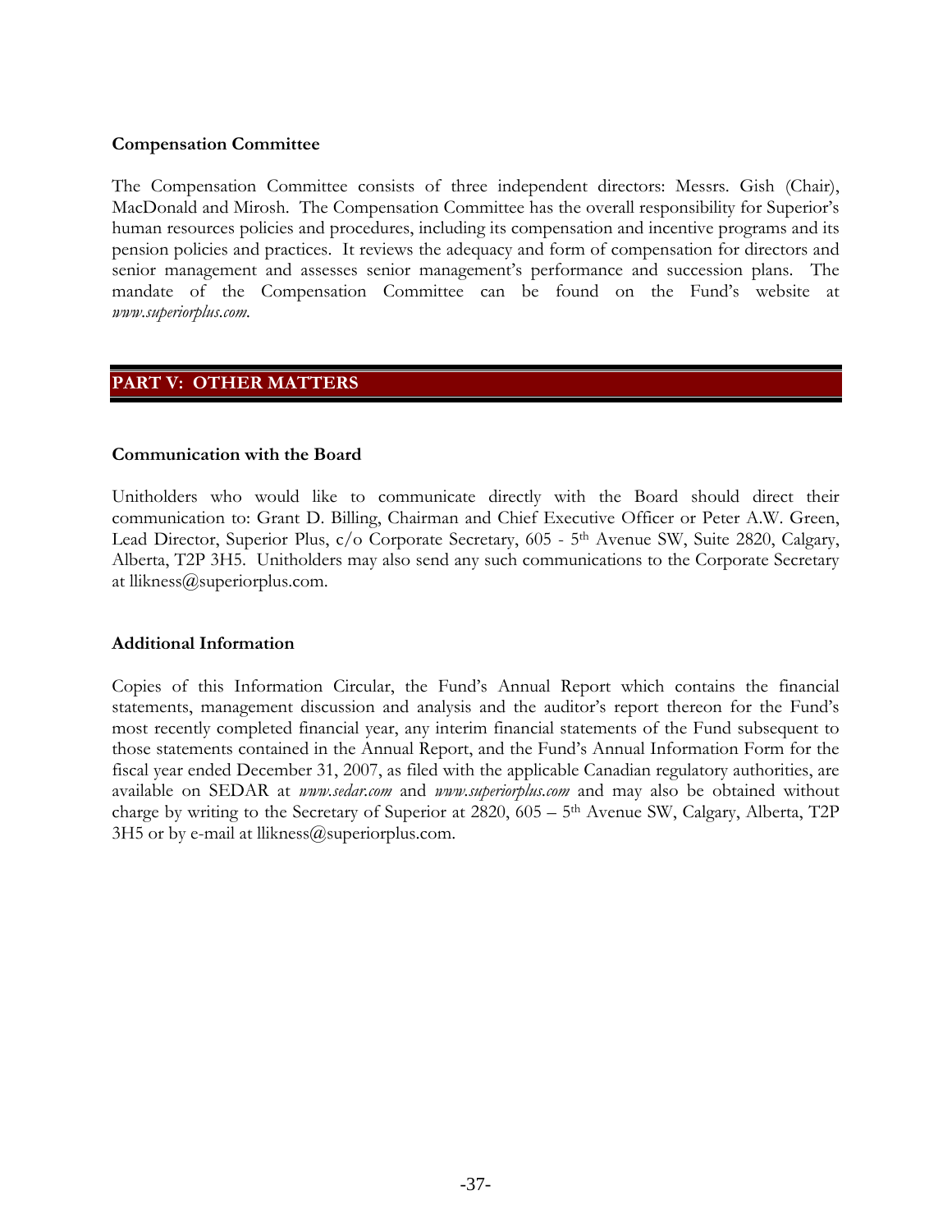### Compensation Committee

The Compensation Committee consists of three independent directors: Messrs. Gish (Chair), MacDonald and Mirosh. The Compensation Committee has the overall responsibility for Superior's human resources policies and procedures, including its compensation and incentive programs and its pension policies and practices. It reviews the adequacy and form of compensation for directors and senior management and assesses senior management's performance and succession plans. The mandate of the Compensation Committee can be found on the Fund's website at *www.superiorplus.com*.

## PART V: OTHER MATTERS

### Communication with the Board

Unitholders who would like to communicate directly with the Board should direct their communication to: Grant D. Billing, Chairman and Chief Executive Officer or Peter A.W. Green, Lead Director, Superior Plus, c/o Corporate Secretary, 605 - 5th Avenue SW, Suite 2820, Calgary, Alberta, T2P 3H5. Unitholders may also send any such communications to the Corporate Secretary at llikness@superiorplus.com.

### Additional Information

Copies of this Information Circular, the Fund's Annual Report which contains the financial statements, management discussion and analysis and the auditor's report thereon for the Fund's most recently completed financial year, any interim financial statements of the Fund subsequent to those statements contained in the Annual Report, and the Fund's Annual Information Form for the fiscal year ended December 31, 2007, as filed with the applicable Canadian regulatory authorities, are available on SEDAR at *www.sedar.com* and *www.superiorplus.com* and may also be obtained without charge by writing to the Secretary of Superior at 2820, 605 – 5th Avenue SW, Calgary, Alberta, T2P 3H5 or by e-mail at llikness@superiorplus.com.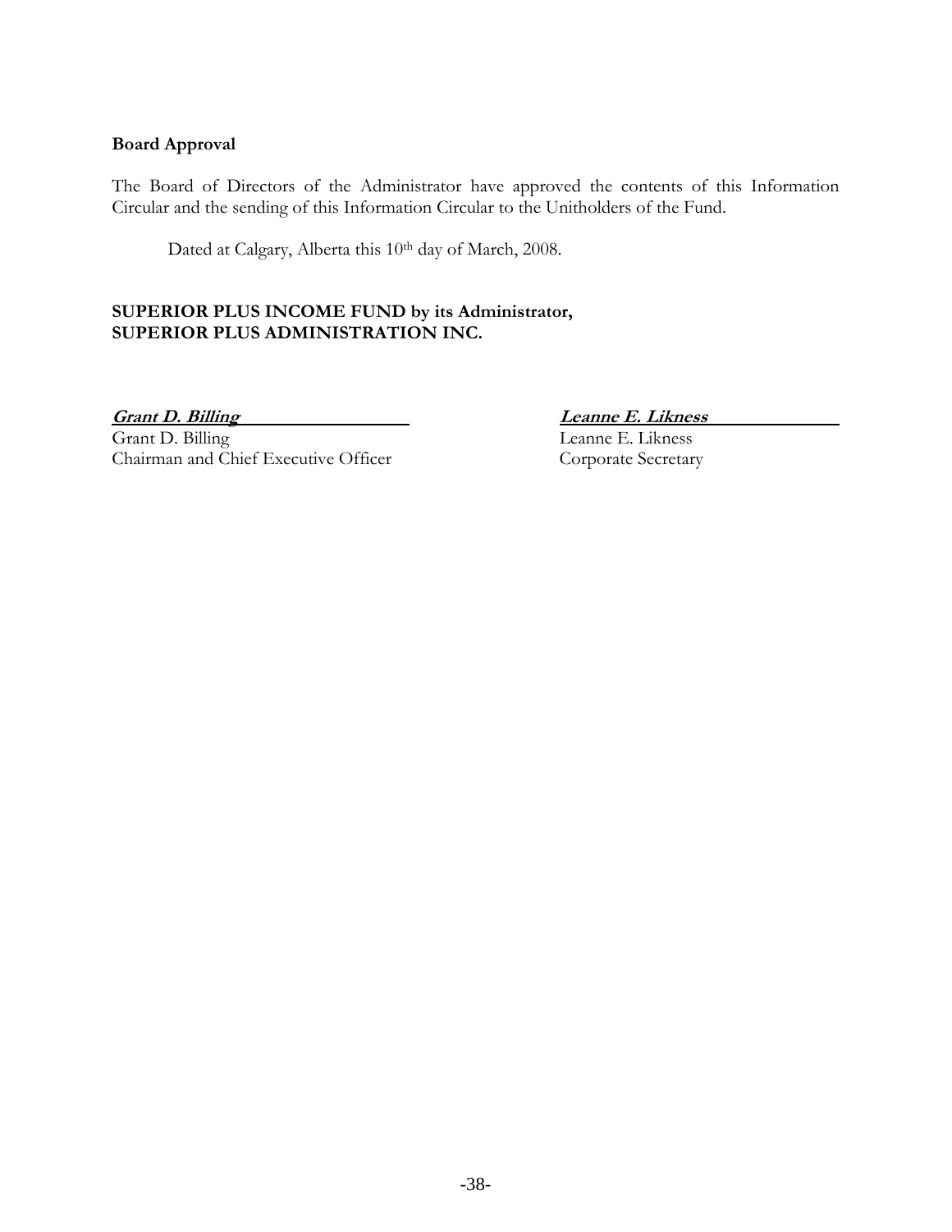**Board Approval**

The Board of Directors of the Administrator have approved the contents of this Information Circular and the sending of this Information Circular to the Unitholders of the Fund.

Dated at Calgary, Alberta this 10th day of March, 2008.

**SUPERIOR PLUS INCOME FUND by its Administrator,**
**SUPERIOR PLUS ADMINISTRATION INC.**

***Grant D. Billing***
Grant D. Billing
Chairman and Chief Executive Officer

***Leanne E. Likness***
Leanne E. Likness
Corporate Secretary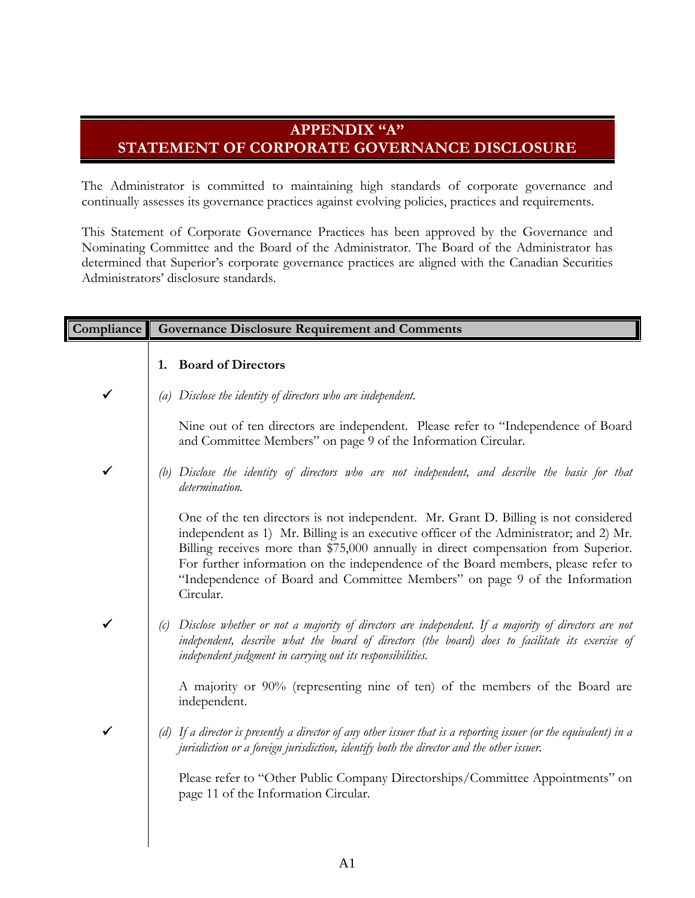# APPENDIX "A"
# STATEMENT OF CORPORATE GOVERNANCE DISCLOSURE

The Administrator is committed to maintaining high standards of corporate governance and continually assesses its governance practices against evolving policies, practices and requirements.

This Statement of Corporate Governance Practices has been approved by the Governance and Nominating Committee and the Board of the Administrator. The Board of the Administrator has determined that Superior's corporate governance practices are aligned with the Canadian Securities Administrators' disclosure standards.

| Compliance | Governance Disclosure Requirement and Comments |
|---|---|
| | **1. Board of Directors** |
| ✓ | *(a) Disclose the identity of directors who are independent.*<br><br>Nine out of ten directors are independent. Please refer to "Independence of Board and Committee Members" on page 9 of the Information Circular. |
| ✓ | *(b) Disclose the identity of directors who are not independent, and describe the basis for that determination.*<br><br>One of the ten directors is not independent. Mr. Grant D. Billing is not considered independent as 1) Mr. Billing is an executive officer of the Administrator; and 2) Mr. Billing receives more than $75,000 annually in direct compensation from Superior. For further information on the independence of the Board members, please refer to "Independence of Board and Committee Members" on page 9 of the Information Circular. |
| ✓ | *(c) Disclose whether or not a majority of directors are independent. If a majority of directors are not independent, describe what the board of directors (the board) does to facilitate its exercise of independent judgment in carrying out its responsibilities.*<br><br>A majority or 90% (representing nine of ten) of the members of the Board are independent. |
| ✓ | *(d) If a director is presently a director of any other issuer that is a reporting issuer (or the equivalent) in a jurisdiction or a foreign jurisdiction, identify both the director and the other issuer.*<br><br>Please refer to "Other Public Company Directorships/Committee Appointments" on page 11 of the Information Circular. |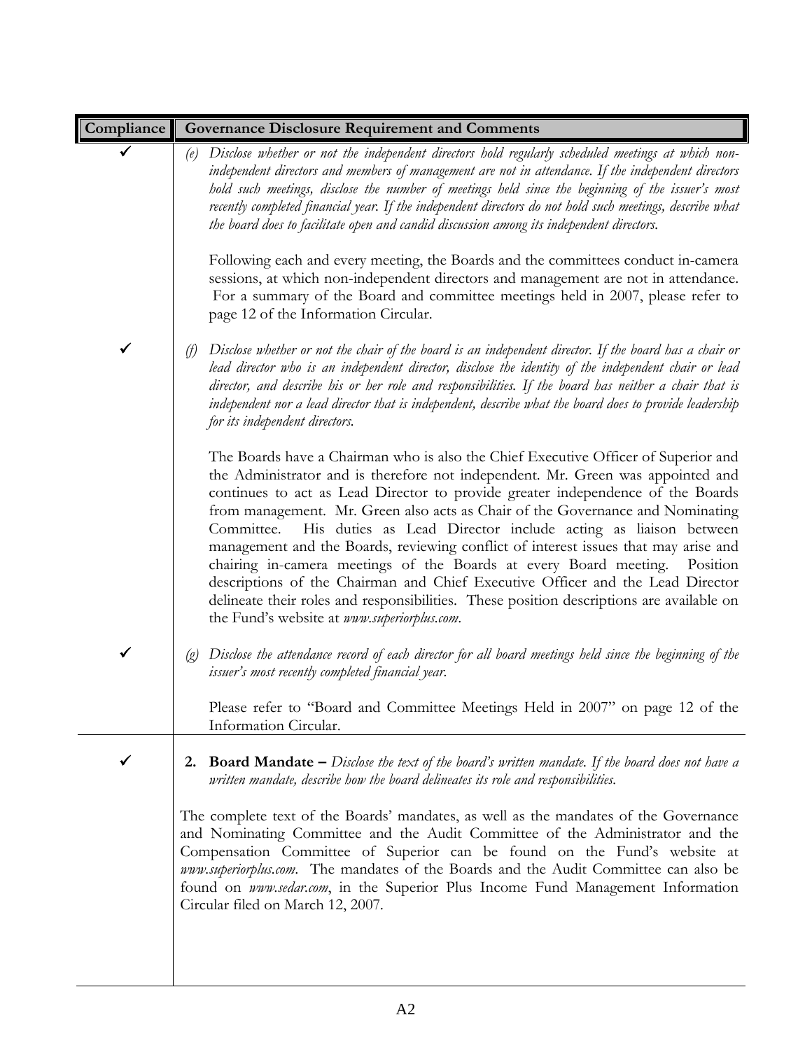| Compliance | Governance Disclosure Requirement and Comments |
|---|---|
| ✓ | (e) *Disclose whether or not the independent directors hold regularly scheduled meetings at which non-independent directors and members of management are not in attendance. If the independent directors hold such meetings, disclose the number of meetings held since the beginning of the issuer's most recently completed financial year. If the independent directors do not hold such meetings, describe what the board does to facilitate open and candid discussion among its independent directors.*<br><br>Following each and every meeting, the Boards and the committees conduct in-camera sessions, at which non-independent directors and management are not in attendance. For a summary of the Board and committee meetings held in 2007, please refer to page 12 of the Information Circular. |
| ✓ | (f) *Disclose whether or not the chair of the board is an independent director. If the board has a chair or lead director who is an independent director, disclose the identity of the independent chair or lead director, and describe his or her role and responsibilities. If the board has neither a chair that is independent nor a lead director that is independent, describe what the board does to provide leadership for its independent directors.*<br><br>The Boards have a Chairman who is also the Chief Executive Officer of Superior and the Administrator and is therefore not independent. Mr. Green was appointed and continues to act as Lead Director to provide greater independence of the Boards from management. Mr. Green also acts as Chair of the Governance and Nominating Committee. His duties as Lead Director include acting as liaison between management and the Boards, reviewing conflict of interest issues that may arise and chairing in-camera meetings of the Boards at every Board meeting. Position descriptions of the Chairman and Chief Executive Officer and the Lead Director delineate their roles and responsibilities. These position descriptions are available on the Fund's website at *www.superiorplus.com*. |
| ✓ | (g) *Disclose the attendance record of each director for all board meetings held since the beginning of the issuer's most recently completed financial year.*<br><br>Please refer to "Board and Committee Meetings Held in 2007" on page 12 of the Information Circular. |
| ✓ | **2. Board Mandate –** *Disclose the text of the board's written mandate. If the board does not have a written mandate, describe how the board delineates its role and responsibilities.*<br><br>The complete text of the Boards' mandates, as well as the mandates of the Governance and Nominating Committee and the Audit Committee of the Administrator and the Compensation Committee of Superior can be found on the Fund's website at *www.superiorplus.com*. The mandates of the Boards and the Audit Committee can also be found on *www.sedar.com*, in the Superior Plus Income Fund Management Information Circular filed on March 12, 2007. |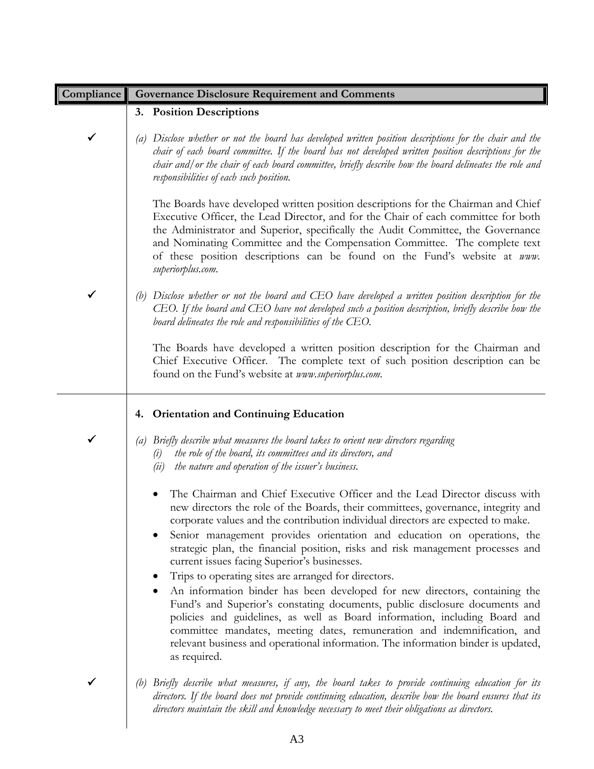| Compliance | Governance Disclosure Requirement and Comments |
|---|---|
| | **3. Position Descriptions** |
| ✓ | *(a) Disclose whether or not the board has developed written position descriptions for the chair and the chair of each board committee. If the board has not developed written position descriptions for the chair and/or the chair of each board committee, briefly describe how the board delineates the role and responsibilities of each such position.*<br><br>The Boards have developed written position descriptions for the Chairman and Chief Executive Officer, the Lead Director, and for the Chair of each committee for both the Administrator and Superior, specifically the Audit Committee, the Governance and Nominating Committee and the Compensation Committee. The complete text of these position descriptions can be found on the Fund's website at *www. superiorplus.com*. |
| ✓ | *(b) Disclose whether or not the board and CEO have developed a written position description for the CEO. If the board and CEO have not developed such a position description, briefly describe how the board delineates the role and responsibilities of the CEO.*<br><br>The Boards have developed a written position description for the Chairman and Chief Executive Officer. The complete text of such position description can be found on the Fund's website at *www.superiorplus.com*. |
| | **4. Orientation and Continuing Education** |
| ✓ | *(a) Briefly describe what measures the board takes to orient new directors regarding*<br>*(i) the role of the board, its committees and its directors, and*<br>*(ii) the nature and operation of the issuer's business.*<br><br>• The Chairman and Chief Executive Officer and the Lead Director discuss with new directors the role of the Boards, their committees, governance, integrity and corporate values and the contribution individual directors are expected to make.<br>• Senior management provides orientation and education on operations, the strategic plan, the financial position, risks and risk management processes and current issues facing Superior's businesses.<br>• Trips to operating sites are arranged for directors.<br>• An information binder has been developed for new directors, containing the Fund's and Superior's constating documents, public disclosure documents and policies and guidelines, as well as Board information, including Board and committee mandates, meeting dates, remuneration and indemnification, and relevant business and operational information. The information binder is updated, as required. |
| ✓ | *(b) Briefly describe what measures, if any, the board takes to provide continuing education for its directors. If the board does not provide continuing education, describe how the board ensures that its directors maintain the skill and knowledge necessary to meet their obligations as directors.* |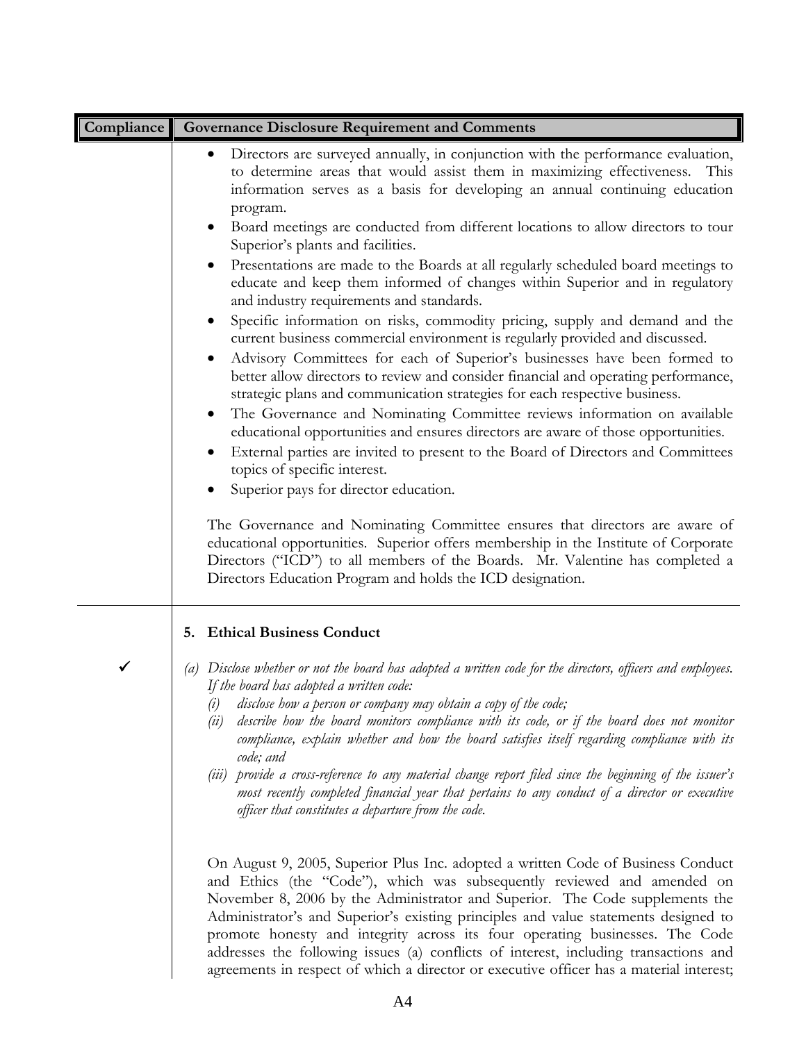| Compliance | Governance Disclosure Requirement and Comments |
|---|---|
| | • Directors are surveyed annually, in conjunction with the performance evaluation, to determine areas that would assist them in maximizing effectiveness. This information serves as a basis for developing an annual continuing education program.<br>• Board meetings are conducted from different locations to allow directors to tour Superior's plants and facilities.<br>• Presentations are made to the Boards at all regularly scheduled board meetings to educate and keep them informed of changes within Superior and in regulatory and industry requirements and standards.<br>• Specific information on risks, commodity pricing, supply and demand and the current business commercial environment is regularly provided and discussed.<br>• Advisory Committees for each of Superior's businesses have been formed to better allow directors to review and consider financial and operating performance, strategic plans and communication strategies for each respective business.<br>• The Governance and Nominating Committee reviews information on available educational opportunities and ensures directors are aware of those opportunities.<br>• External parties are invited to present to the Board of Directors and Committees topics of specific interest.<br>• Superior pays for director education.<br><br>The Governance and Nominating Committee ensures that directors are aware of educational opportunities. Superior offers membership in the Institute of Corporate Directors ("ICD") to all members of the Boards. Mr. Valentine has completed a Directors Education Program and holds the ICD designation. |
| ✓ | **5. Ethical Business Conduct**<br><br>*(a) Disclose whether or not the board has adopted a written code for the directors, officers and employees. If the board has adopted a written code:*<br>*(i) disclose how a person or company may obtain a copy of the code;*<br>*(ii) describe how the board monitors compliance with its code, or if the board does not monitor compliance, explain whether and how the board satisfies itself regarding compliance with its code; and*<br>*(iii) provide a cross-reference to any material change report filed since the beginning of the issuer's most recently completed financial year that pertains to any conduct of a director or executive officer that constitutes a departure from the code.*<br><br>On August 9, 2005, Superior Plus Inc. adopted a written Code of Business Conduct and Ethics (the "Code"), which was subsequently reviewed and amended on November 8, 2006 by the Administrator and Superior. The Code supplements the Administrator's and Superior's existing principles and value statements designed to promote honesty and integrity across its four operating businesses. The Code addresses the following issues (a) conflicts of interest, including transactions and agreements in respect of which a director or executive officer has a material interest; |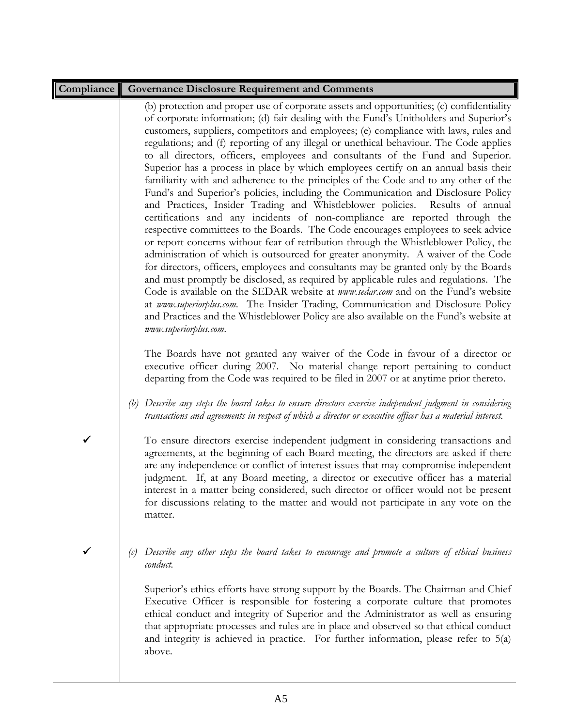| Compliance | Governance Disclosure Requirement and Comments |
|---|---|
| | (b) protection and proper use of corporate assets and opportunities; (c) confidentiality of corporate information; (d) fair dealing with the Fund's Unitholders and Superior's customers, suppliers, competitors and employees; (e) compliance with laws, rules and regulations; and (f) reporting of any illegal or unethical behaviour. The Code applies to all directors, officers, employees and consultants of the Fund and Superior. Superior has a process in place by which employees certify on an annual basis their familiarity with and adherence to the principles of the Code and to any other of the Fund's and Superior's policies, including the Communication and Disclosure Policy and Practices, Insider Trading and Whistleblower policies. Results of annual certifications and any incidents of non-compliance are reported through the respective committees to the Boards. The Code encourages employees to seek advice or report concerns without fear of retribution through the Whistleblower Policy, the administration of which is outsourced for greater anonymity. A waiver of the Code for directors, officers, employees and consultants may be granted only by the Boards and must promptly be disclosed, as required by applicable rules and regulations. The Code is available on the SEDAR website at *www.sedar.com* and on the Fund's website at *www.superiorplus.com*. The Insider Trading, Communication and Disclosure Policy and Practices and the Whistleblower Policy are also available on the Fund's website at *www.superiorplus.com*.<br><br>The Boards have not granted any waiver of the Code in favour of a director or executive officer during 2007. No material change report pertaining to conduct departing from the Code was required to be filed in 2007 or at anytime prior thereto.<br><br>*(b) Describe any steps the board takes to ensure directors exercise independent judgment in considering transactions and agreements in respect of which a director or executive officer has a material interest.* |
| ✓ | To ensure directors exercise independent judgment in considering transactions and agreements, at the beginning of each Board meeting, the directors are asked if there are any independence or conflict of interest issues that may compromise independent judgment. If, at any Board meeting, a director or executive officer has a material interest in a matter being considered, such director or officer would not be present for discussions relating to the matter and would not participate in any vote on the matter. |
| ✓ | *(c) Describe any other steps the board takes to encourage and promote a culture of ethical business conduct.*<br><br>Superior's ethics efforts have strong support by the Boards. The Chairman and Chief Executive Officer is responsible for fostering a corporate culture that promotes ethical conduct and integrity of Superior and the Administrator as well as ensuring that appropriate processes and rules are in place and observed so that ethical conduct and integrity is achieved in practice. For further information, please refer to 5(a) above. |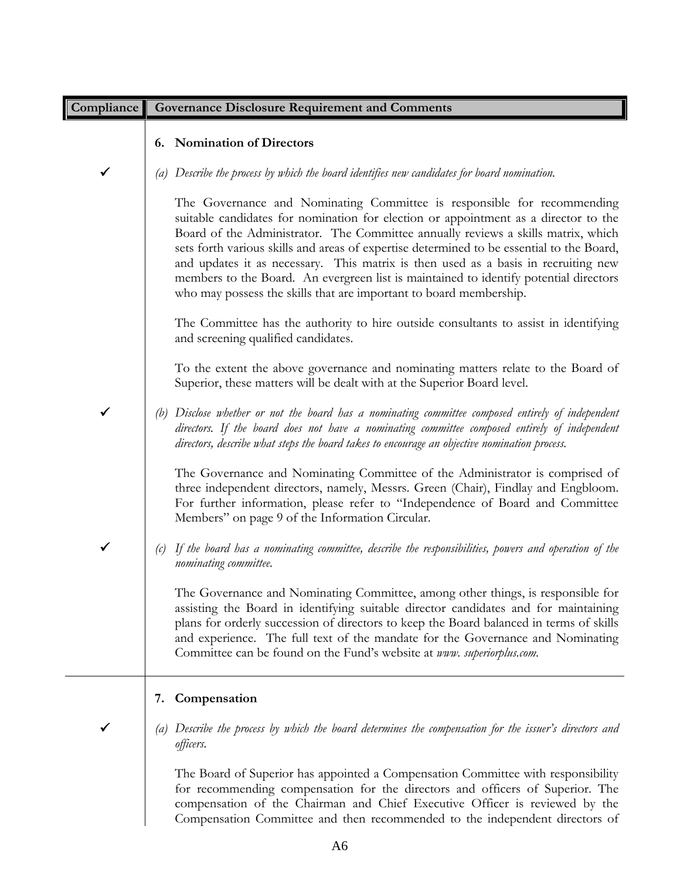| Compliance | Governance Disclosure Requirement and Comments |
|---|---|
| | **6. Nomination of Directors** |
| ✓ | *(a) Describe the process by which the board identifies new candidates for board nomination.*<br><br>The Governance and Nominating Committee is responsible for recommending suitable candidates for nomination for election or appointment as a director to the Board of the Administrator. The Committee annually reviews a skills matrix, which sets forth various skills and areas of expertise determined to be essential to the Board, and updates it as necessary. This matrix is then used as a basis in recruiting new members to the Board. An evergreen list is maintained to identify potential directors who may possess the skills that are important to board membership.<br><br>The Committee has the authority to hire outside consultants to assist in identifying and screening qualified candidates.<br><br>To the extent the above governance and nominating matters relate to the Board of Superior, these matters will be dealt with at the Superior Board level. |
| ✓ | *(b) Disclose whether or not the board has a nominating committee composed entirely of independent directors. If the board does not have a nominating committee composed entirely of independent directors, describe what steps the board takes to encourage an objective nomination process.*<br><br>The Governance and Nominating Committee of the Administrator is comprised of three independent directors, namely, Messrs. Green (Chair), Findlay and Engbloom. For further information, please refer to "Independence of Board and Committee Members" on page 9 of the Information Circular. |
| ✓ | *(c) If the board has a nominating committee, describe the responsibilities, powers and operation of the nominating committee.*<br><br>The Governance and Nominating Committee, among other things, is responsible for assisting the Board in identifying suitable director candidates and for maintaining plans for orderly succession of directors to keep the Board balanced in terms of skills and experience. The full text of the mandate for the Governance and Nominating Committee can be found on the Fund's website at *www. superiorplus.com.* |
| | **7. Compensation** |
| ✓ | *(a) Describe the process by which the board determines the compensation for the issuer's directors and officers.*<br><br>The Board of Superior has appointed a Compensation Committee with responsibility for recommending compensation for the directors and officers of Superior. The compensation of the Chairman and Chief Executive Officer is reviewed by the Compensation Committee and then recommended to the independent directors of |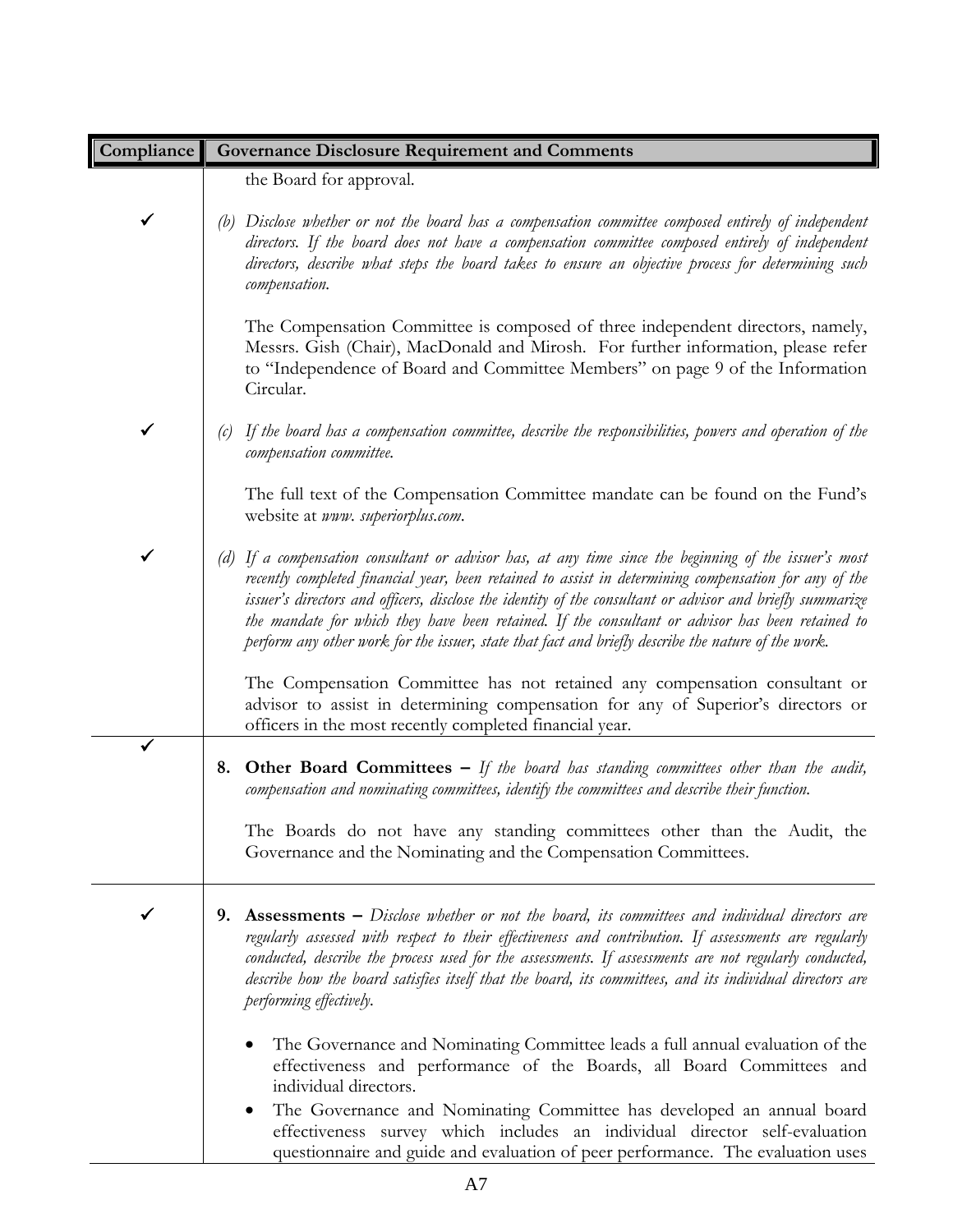| Compliance | Governance Disclosure Requirement and Comments |
|---|---|
| | the Board for approval. |
| ✓ | (b) *Disclose whether or not the board has a compensation committee composed entirely of independent directors. If the board does not have a compensation committee composed entirely of independent directors, describe what steps the board takes to ensure an objective process for determining such compensation.*<br><br>The Compensation Committee is composed of three independent directors, namely, Messrs. Gish (Chair), MacDonald and Mirosh. For further information, please refer to "Independence of Board and Committee Members" on page 9 of the Information Circular. |
| ✓ | (c) *If the board has a compensation committee, describe the responsibilities, powers and operation of the compensation committee.*<br><br>The full text of the Compensation Committee mandate can be found on the Fund's website at *www. superiorplus.com*. |
| ✓ | (d) *If a compensation consultant or advisor has, at any time since the beginning of the issuer's most recently completed financial year, been retained to assist in determining compensation for any of the issuer's directors and officers, disclose the identity of the consultant or advisor and briefly summarize the mandate for which they have been retained. If the consultant or advisor has been retained to perform any other work for the issuer, state that fact and briefly describe the nature of the work.*<br><br>The Compensation Committee has not retained any compensation consultant or advisor to assist in determining compensation for any of Superior's directors or officers in the most recently completed financial year. |
| ✓ | 8. **Other Board Committees –** *If the board has standing committees other than the audit, compensation and nominating committees, identify the committees and describe their function.*<br><br>The Boards do not have any standing committees other than the Audit, the Governance and the Nominating and the Compensation Committees. |
| ✓ | 9. **Assessments –** *Disclose whether or not the board, its committees and individual directors are regularly assessed with respect to their effectiveness and contribution. If assessments are regularly conducted, describe the process used for the assessments. If assessments are not regularly conducted, describe how the board satisfies itself that the board, its committees, and its individual directors are performing effectively.*<br><br>• The Governance and Nominating Committee leads a full annual evaluation of the effectiveness and performance of the Boards, all Board Committees and individual directors.<br>• The Governance and Nominating Committee has developed an annual board effectiveness survey which includes an individual director self-evaluation questionnaire and guide and evaluation of peer performance. The evaluation uses |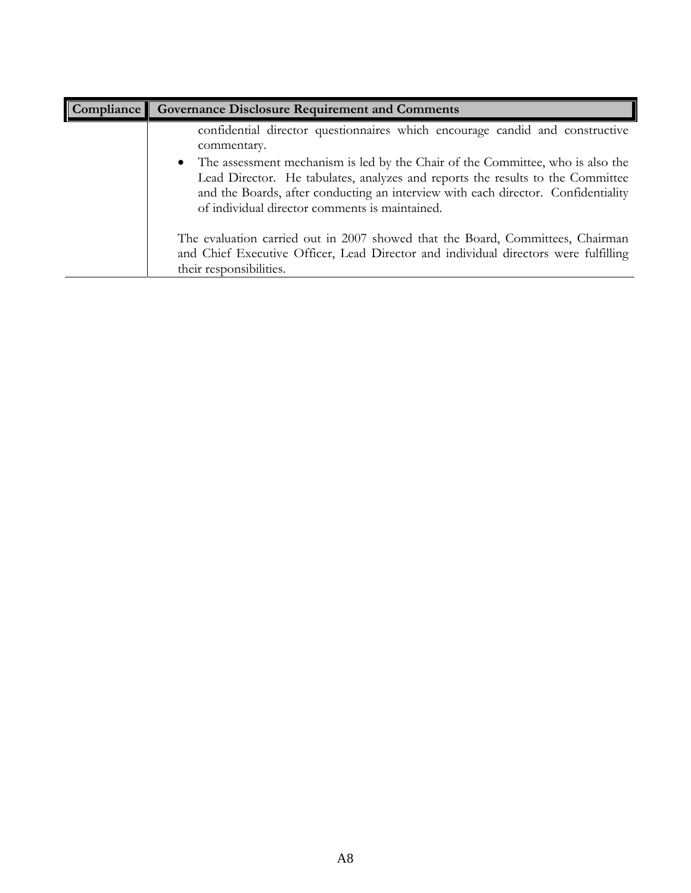| Compliance | Governance Disclosure Requirement and Comments |
|---|---|
| | confidential director questionnaires which encourage candid and constructive commentary.<br>• The assessment mechanism is led by the Chair of the Committee, who is also the Lead Director. He tabulates, analyzes and reports the results to the Committee and the Boards, after conducting an interview with each director. Confidentiality of individual director comments is maintained.<br><br>The evaluation carried out in 2007 showed that the Board, Committees, Chairman and Chief Executive Officer, Lead Director and individual directors were fulfilling their responsibilities. |